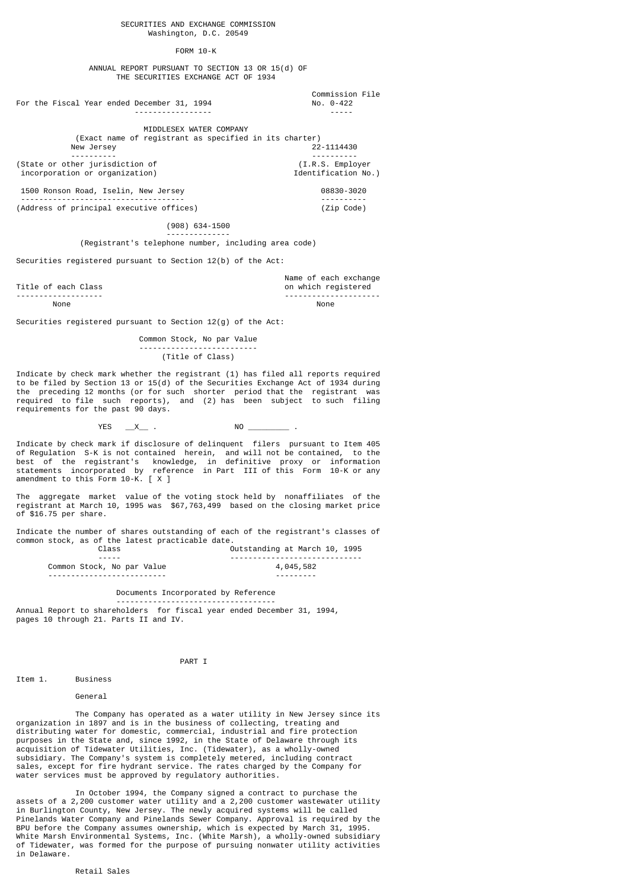SECURITIES AND EXCHANGE COMMISSION
Washington, D.C. 20549

FORM 10-K

ANNUAL REPORT PURSUANT TO SECTION 13 OR 15(d) OF
THE SECURITIES EXCHANGE ACT OF 1934

For the Fiscal Year ended December 31, 1994 — Commission File No. 0-422

MIDDLESEX WATER COMPANY
(Exact name of registrant as specified in its charter)

| | |
|---|---|
| New Jersey | 22-1114430 |
| (State or other jurisdiction of incorporation or organization) | (I.R.S. Employer Identification No.) |
| 1500 Ronson Road, Iselin, New Jersey | 08830-3020 |
| (Address of principal executive offices) | (Zip Code) |

(908) 634-1500
(Registrant's telephone number, including area code)

Securities registered pursuant to Section 12(b) of the Act:

| Title of each Class | Name of each exchange on which registered |
|---|---|
| None | None |

Securities registered pursuant to Section 12(g) of the Act:

Common Stock, No par Value
(Title of Class)

Indicate by check mark whether the registrant (1) has filed all reports required to be filed by Section 13 or 15(d) of the Securities Exchange Act of 1934 during the preceding 12 months (or for such shorter period that the registrant was required to file such reports), and (2) has been subject to such filing requirements for the past 90 days.

YES __X__ . NO _________ .

Indicate by check mark if disclosure of delinquent filers pursuant to Item 405 of Regulation S-K is not contained herein, and will not be contained, to the best of the registrant's knowledge, in definitive proxy or information statements incorporated by reference in Part III of this Form 10-K or any amendment to this Form 10-K. [ X ]

The aggregate market value of the voting stock held by nonaffiliates of the registrant at March 10, 1995 was $67,763,499 based on the closing market price of $16.75 per share.

Indicate the number of shares outstanding of each of the registrant's classes of common stock, as of the latest practicable date.

| Class | Outstanding at March 10, 1995 |
|---|---|
| Common Stock, No par Value | 4,045,582 |

Documents Incorporated by Reference

Annual Report to shareholders for fiscal year ended December 31, 1994, pages 10 through 21. Parts II and IV.

# PART I

## Item 1. Business

### General

The Company has operated as a water utility in New Jersey since its organization in 1897 and is in the business of collecting, treating and distributing water for domestic, commercial, industrial and fire protection purposes in the State and, since 1992, in the State of Delaware through its acquisition of Tidewater Utilities, Inc. (Tidewater), as a wholly-owned subsidiary. The Company's system is completely metered, including contract sales, except for fire hydrant service. The rates charged by the Company for water services must be approved by regulatory authorities.

In October 1994, the Company signed a contract to purchase the assets of a 2,200 customer water utility and a 2,200 customer wastewater utility in Burlington County, New Jersey. The newly acquired systems will be called Pinelands Water Company and Pinelands Sewer Company. Approval is required by the BPU before the Company assumes ownership, which is expected by March 31, 1995. White Marsh Environmental Systems, Inc. (White Marsh), a wholly-owned subsidiary of Tidewater, was formed for the purpose of pursuing nonwater utility activities in Delaware.

### Retail Sales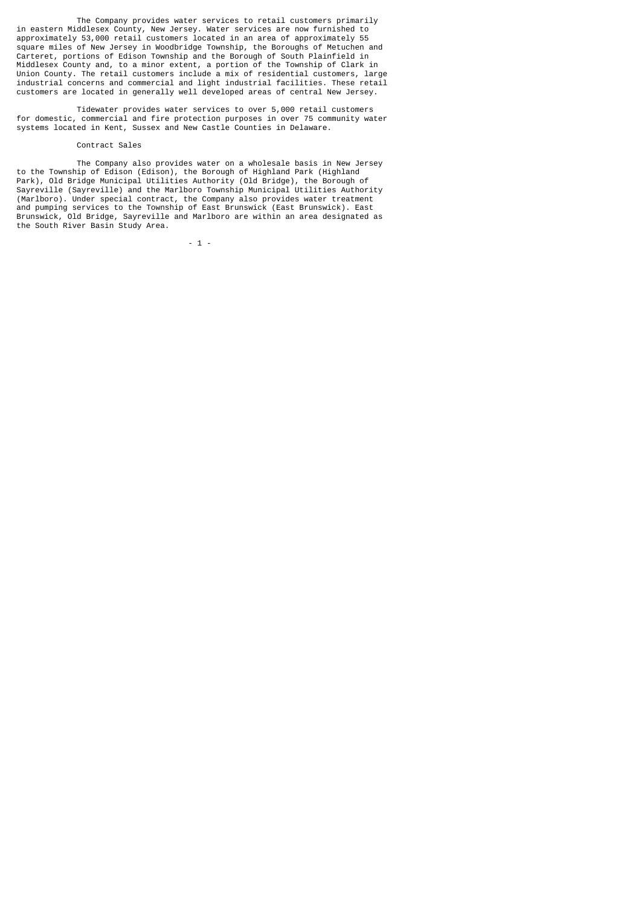The Company provides water services to retail customers primarily in eastern Middlesex County, New Jersey. Water services are now furnished to approximately 53,000 retail customers located in an area of approximately 55 square miles of New Jersey in Woodbridge Township, the Boroughs of Metuchen and Carteret, portions of Edison Township and the Borough of South Plainfield in Middlesex County and, to a minor extent, a portion of the Township of Clark in Union County. The retail customers include a mix of residential customers, large industrial concerns and commercial and light industrial facilities. These retail customers are located in generally well developed areas of central New Jersey.

Tidewater provides water services to over 5,000 retail customers for domestic, commercial and fire protection purposes in over 75 community water systems located in Kent, Sussex and New Castle Counties in Delaware.

### Contract Sales

The Company also provides water on a wholesale basis in New Jersey to the Township of Edison (Edison), the Borough of Highland Park (Highland Park), Old Bridge Municipal Utilities Authority (Old Bridge), the Borough of Sayreville (Sayreville) and the Marlboro Township Municipal Utilities Authority (Marlboro). Under special contract, the Company also provides water treatment and pumping services to the Township of East Brunswick (East Brunswick). East Brunswick, Old Bridge, Sayreville and Marlboro are within an area designated as the South River Basin Study Area.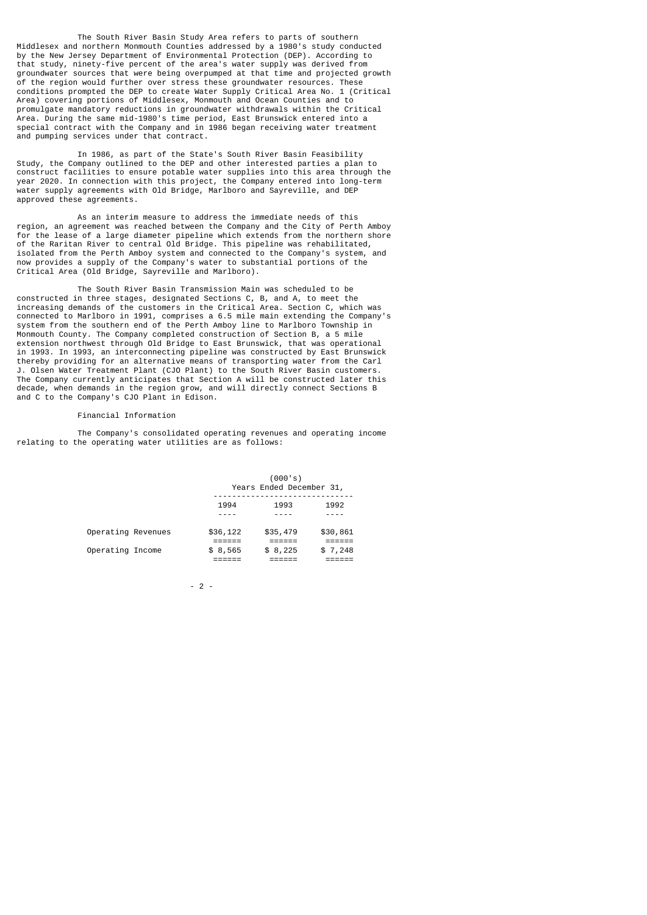The South River Basin Study Area refers to parts of southern Middlesex and northern Monmouth Counties addressed by a 1980's study conducted by the New Jersey Department of Environmental Protection (DEP). According to that study, ninety-five percent of the area's water supply was derived from groundwater sources that were being overpumped at that time and projected growth of the region would further over stress these groundwater resources. These conditions prompted the DEP to create Water Supply Critical Area No. 1 (Critical Area) covering portions of Middlesex, Monmouth and Ocean Counties and to promulgate mandatory reductions in groundwater withdrawals within the Critical Area. During the same mid-1980's time period, East Brunswick entered into a special contract with the Company and in 1986 began receiving water treatment and pumping services under that contract.

In 1986, as part of the State's South River Basin Feasibility Study, the Company outlined to the DEP and other interested parties a plan to construct facilities to ensure potable water supplies into this area through the year 2020. In connection with this project, the Company entered into long-term water supply agreements with Old Bridge, Marlboro and Sayreville, and DEP approved these agreements.

As an interim measure to address the immediate needs of this region, an agreement was reached between the Company and the City of Perth Amboy for the lease of a large diameter pipeline which extends from the northern shore of the Raritan River to central Old Bridge. This pipeline was rehabilitated, isolated from the Perth Amboy system and connected to the Company's system, and now provides a supply of the Company's water to substantial portions of the Critical Area (Old Bridge, Sayreville and Marlboro).

The South River Basin Transmission Main was scheduled to be constructed in three stages, designated Sections C, B, and A, to meet the increasing demands of the customers in the Critical Area. Section C, which was connected to Marlboro in 1991, comprises a 6.5 mile main extending the Company's system from the southern end of the Perth Amboy line to Marlboro Township in Monmouth County. The Company completed construction of Section B, a 5 mile extension northwest through Old Bridge to East Brunswick, that was operational in 1993. In 1993, an interconnecting pipeline was constructed by East Brunswick thereby providing for an alternative means of transporting water from the Carl J. Olsen Water Treatment Plant (CJO Plant) to the South River Basin customers. The Company currently anticipates that Section A will be constructed later this decade, when demands in the region grow, and will directly connect Sections B and C to the Company's CJO Plant in Edison.

Financial Information

The Company's consolidated operating revenues and operating income relating to the operating water utilities are as follows:

| | (000's) Years Ended December 31, | | |
|---|---|---|---|
| | 1994 | 1993 | 1992 |
| Operating Revenues | $36,122 | $35,479 | $30,861 |
| Operating Income | $ 8,565 | $ 8,225 | $ 7,248 |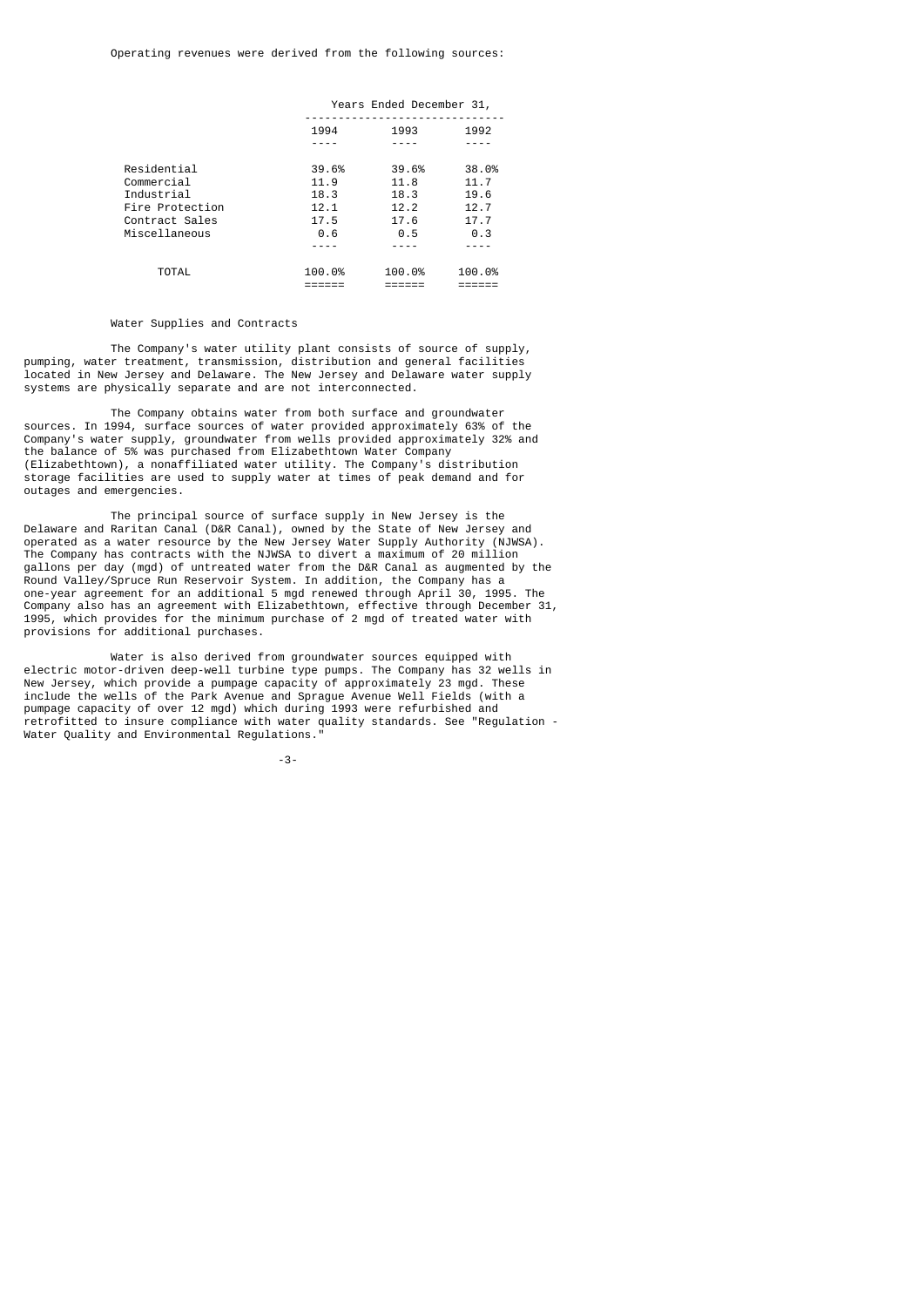Operating revenues were derived from the following sources:

| | Years Ended December 31, | | |
|---|---|---|---|
| | 1994 | 1993 | 1992 |
| Residential | 39.6% | 39.6% | 38.0% |
| Commercial | 11.9 | 11.8 | 11.7 |
| Industrial | 18.3 | 18.3 | 19.6 |
| Fire Protection | 12.1 | 12.2 | 12.7 |
| Contract Sales | 17.5 | 17.6 | 17.7 |
| Miscellaneous | 0.6 | 0.5 | 0.3 |
| TOTAL | 100.0% | 100.0% | 100.0% |

Water Supplies and Contracts

The Company's water utility plant consists of source of supply, pumping, water treatment, transmission, distribution and general facilities located in New Jersey and Delaware. The New Jersey and Delaware water supply systems are physically separate and are not interconnected.

The Company obtains water from both surface and groundwater sources. In 1994, surface sources of water provided approximately 63% of the Company's water supply, groundwater from wells provided approximately 32% and the balance of 5% was purchased from Elizabethtown Water Company (Elizabethtown), a nonaffiliated water utility. The Company's distribution storage facilities are used to supply water at times of peak demand and for outages and emergencies.

The principal source of surface supply in New Jersey is the Delaware and Raritan Canal (D&R Canal), owned by the State of New Jersey and operated as a water resource by the New Jersey Water Supply Authority (NJWSA). The Company has contracts with the NJWSA to divert a maximum of 20 million gallons per day (mgd) of untreated water from the D&R Canal as augmented by the Round Valley/Spruce Run Reservoir System. In addition, the Company has a one-year agreement for an additional 5 mgd renewed through April 30, 1995. The Company also has an agreement with Elizabethtown, effective through December 31, 1995, which provides for the minimum purchase of 2 mgd of treated water with provisions for additional purchases.

Water is also derived from groundwater sources equipped with electric motor-driven deep-well turbine type pumps. The Company has 32 wells in New Jersey, which provide a pumpage capacity of approximately 23 mgd. These include the wells of the Park Avenue and Sprague Avenue Well Fields (with a pumpage capacity of over 12 mgd) which during 1993 were refurbished and retrofitted to insure compliance with water quality standards. See "Regulation - Water Quality and Environmental Regulations."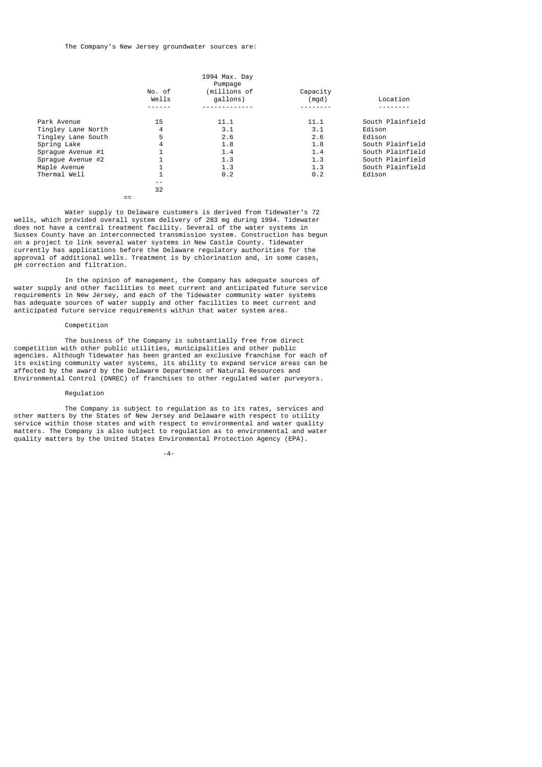The Company's New Jersey groundwater sources are:

| | No. of Wells | 1994 Max. Day Pumpage (millions of gallons) | Capacity (mgd) | Location |
|---|---|---|---|---|
| Park Avenue | 15 | 11.1 | 11.1 | South Plainfield |
| Tingley Lane North | 4 | 3.1 | 3.1 | Edison |
| Tingley Lane South | 5 | 2.6 | 2.6 | Edison |
| Spring Lake | 4 | 1.8 | 1.8 | South Plainfield |
| Sprague Avenue #1 | 1 | 1.4 | 1.4 | South Plainfield |
| Sprague Avenue #2 | 1 | 1.3 | 1.3 | South Plainfield |
| Maple Avenue | 1 | 1.3 | 1.3 | South Plainfield |
| Thermal Well | 1 | 0.2 | 0.2 | Edison |
| | 32 | | | |

Water supply to Delaware customers is derived from Tidewater's 72 wells, which provided overall system delivery of 283 mg during 1994. Tidewater does not have a central treatment facility. Several of the water systems in Sussex County have an interconnected transmission system. Construction has begun on a project to link several water systems in New Castle County. Tidewater currently has applications before the Delaware regulatory authorities for the approval of additional wells. Treatment is by chlorination and, in some cases, pH correction and filtration.

In the opinion of management, the Company has adequate sources of water supply and other facilities to meet current and anticipated future service requirements in New Jersey, and each of the Tidewater community water systems has adequate sources of water supply and other facilities to meet current and anticipated future service requirements within that water system area.

## Competition

The business of the Company is substantially free from direct competition with other public utilities, municipalities and other public agencies. Although Tidewater has been granted an exclusive franchise for each of its existing community water systems, its ability to expand service areas can be affected by the award by the Delaware Department of Natural Resources and Environmental Control (DNREC) of franchises to other regulated water purveyors.

## Regulation

The Company is subject to regulation as to its rates, services and other matters by the States of New Jersey and Delaware with respect to utility service within those states and with respect to environmental and water quality matters. The Company is also subject to regulation as to environmental and water quality matters by the United States Environmental Protection Agency (EPA).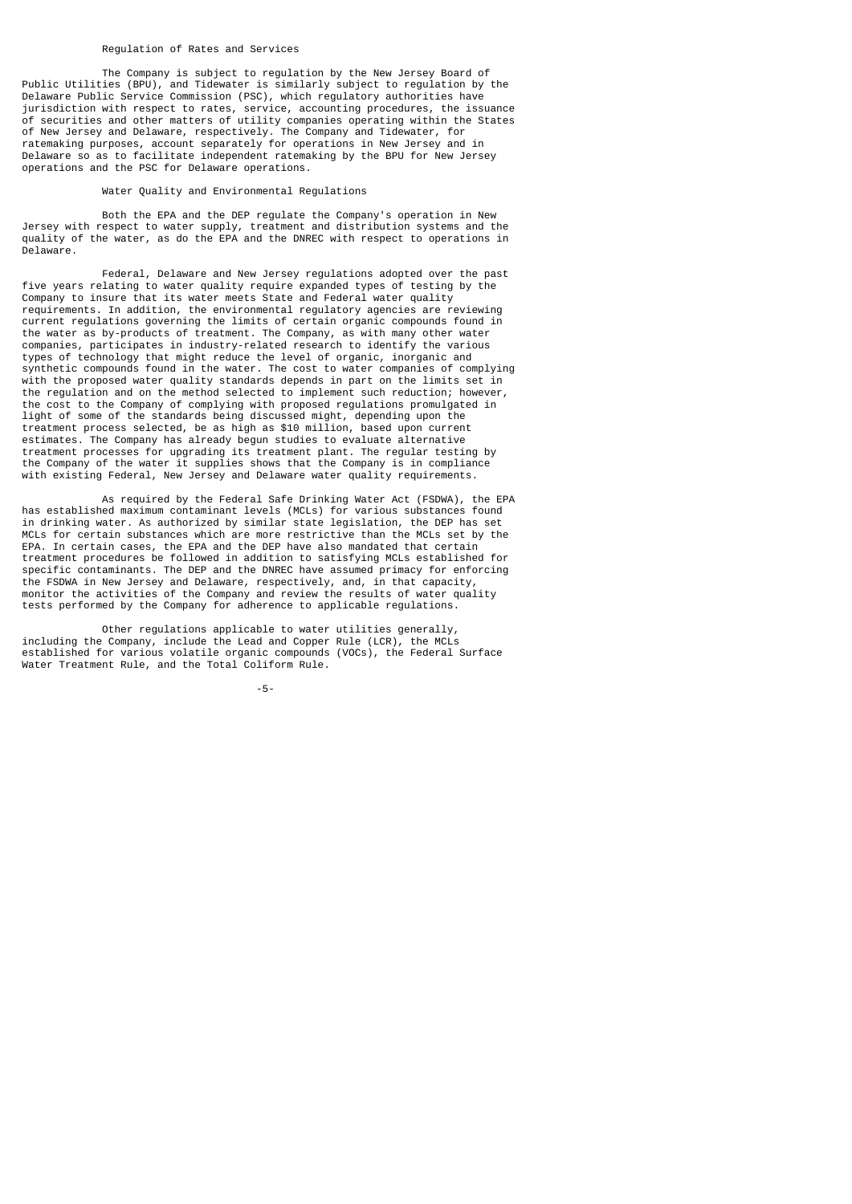### Regulation of Rates and Services

The Company is subject to regulation by the New Jersey Board of Public Utilities (BPU), and Tidewater is similarly subject to regulation by the Delaware Public Service Commission (PSC), which regulatory authorities have jurisdiction with respect to rates, service, accounting procedures, the issuance of securities and other matters of utility companies operating within the States of New Jersey and Delaware, respectively. The Company and Tidewater, for ratemaking purposes, account separately for operations in New Jersey and in Delaware so as to facilitate independent ratemaking by the BPU for New Jersey operations and the PSC for Delaware operations.

### Water Quality and Environmental Regulations

Both the EPA and the DEP regulate the Company's operation in New Jersey with respect to water supply, treatment and distribution systems and the quality of the water, as do the EPA and the DNREC with respect to operations in Delaware.

Federal, Delaware and New Jersey regulations adopted over the past five years relating to water quality require expanded types of testing by the Company to insure that its water meets State and Federal water quality requirements. In addition, the environmental regulatory agencies are reviewing current regulations governing the limits of certain organic compounds found in the water as by-products of treatment. The Company, as with many other water companies, participates in industry-related research to identify the various types of technology that might reduce the level of organic, inorganic and synthetic compounds found in the water. The cost to water companies of complying with the proposed water quality standards depends in part on the limits set in the regulation and on the method selected to implement such reduction; however, the cost to the Company of complying with proposed regulations promulgated in light of some of the standards being discussed might, depending upon the treatment process selected, be as high as $10 million, based upon current estimates. The Company has already begun studies to evaluate alternative treatment processes for upgrading its treatment plant. The regular testing by the Company of the water it supplies shows that the Company is in compliance with existing Federal, New Jersey and Delaware water quality requirements.

As required by the Federal Safe Drinking Water Act (FSDWA), the EPA has established maximum contaminant levels (MCLs) for various substances found in drinking water. As authorized by similar state legislation, the DEP has set MCLs for certain substances which are more restrictive than the MCLs set by the EPA. In certain cases, the EPA and the DEP have also mandated that certain treatment procedures be followed in addition to satisfying MCLs established for specific contaminants. The DEP and the DNREC have assumed primacy for enforcing the FSDWA in New Jersey and Delaware, respectively, and, in that capacity, monitor the activities of the Company and review the results of water quality tests performed by the Company for adherence to applicable regulations.

Other regulations applicable to water utilities generally, including the Company, include the Lead and Copper Rule (LCR), the MCLs established for various volatile organic compounds (VOCs), the Federal Surface Water Treatment Rule, and the Total Coliform Rule.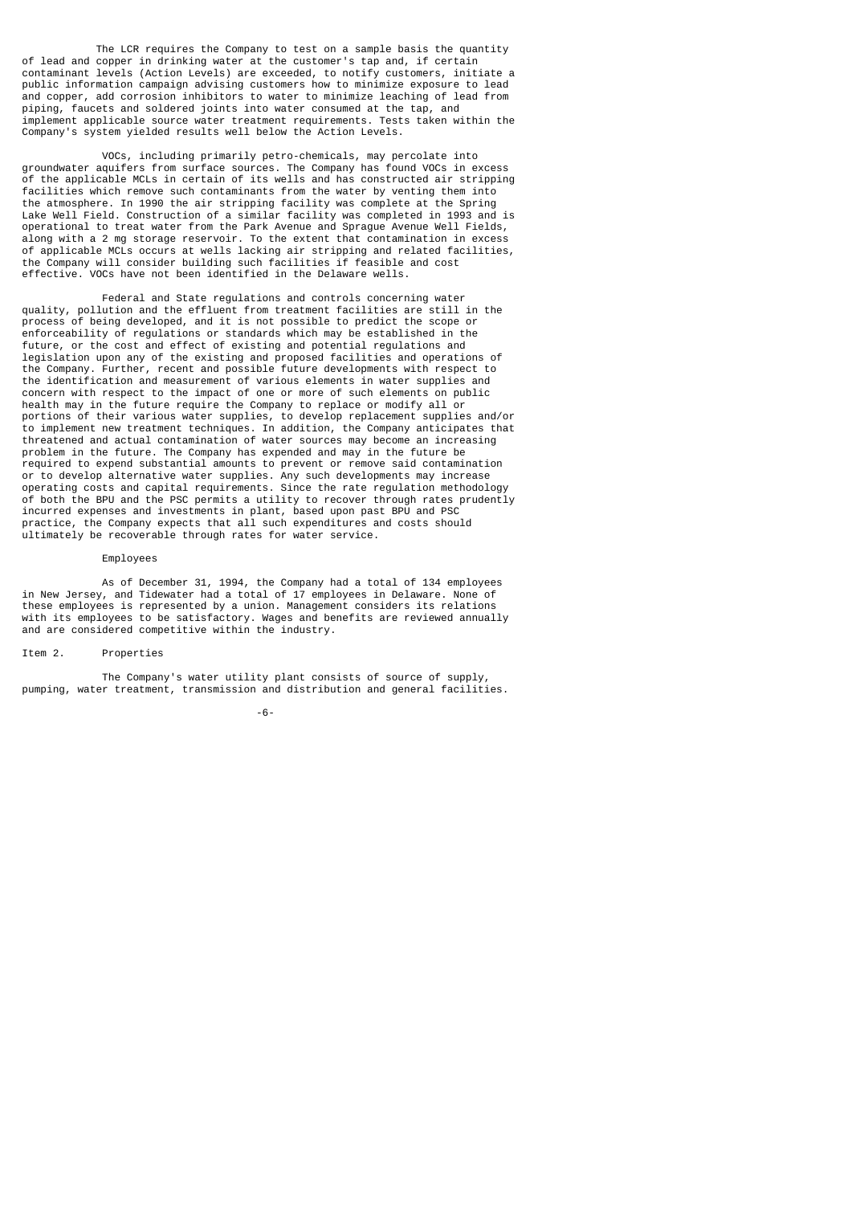The LCR requires the Company to test on a sample basis the quantity of lead and copper in drinking water at the customer's tap and, if certain contaminant levels (Action Levels) are exceeded, to notify customers, initiate a public information campaign advising customers how to minimize exposure to lead and copper, add corrosion inhibitors to water to minimize leaching of lead from piping, faucets and soldered joints into water consumed at the tap, and implement applicable source water treatment requirements. Tests taken within the Company's system yielded results well below the Action Levels.

VOCs, including primarily petro-chemicals, may percolate into groundwater aquifers from surface sources. The Company has found VOCs in excess of the applicable MCLs in certain of its wells and has constructed air stripping facilities which remove such contaminants from the water by venting them into the atmosphere. In 1990 the air stripping facility was complete at the Spring Lake Well Field. Construction of a similar facility was completed in 1993 and is operational to treat water from the Park Avenue and Sprague Avenue Well Fields, along with a 2 mg storage reservoir. To the extent that contamination in excess of applicable MCLs occurs at wells lacking air stripping and related facilities, the Company will consider building such facilities if feasible and cost effective. VOCs have not been identified in the Delaware wells.

Federal and State regulations and controls concerning water quality, pollution and the effluent from treatment facilities are still in the process of being developed, and it is not possible to predict the scope or enforceability of regulations or standards which may be established in the future, or the cost and effect of existing and potential regulations and legislation upon any of the existing and proposed facilities and operations of the Company. Further, recent and possible future developments with respect to the identification and measurement of various elements in water supplies and concern with respect to the impact of one or more of such elements on public health may in the future require the Company to replace or modify all or portions of their various water supplies, to develop replacement supplies and/or to implement new treatment techniques. In addition, the Company anticipates that threatened and actual contamination of water sources may become an increasing problem in the future. The Company has expended and may in the future be required to expend substantial amounts to prevent or remove said contamination or to develop alternative water supplies. Any such developments may increase operating costs and capital requirements. Since the rate regulation methodology of both the BPU and the PSC permits a utility to recover through rates prudently incurred expenses and investments in plant, based upon past BPU and PSC practice, the Company expects that all such expenditures and costs should ultimately be recoverable through rates for water service.

### Employees

As of December 31, 1994, the Company had a total of 134 employees in New Jersey, and Tidewater had a total of 17 employees in Delaware. None of these employees is represented by a union. Management considers its relations with its employees to be satisfactory. Wages and benefits are reviewed annually and are considered competitive within the industry.

## Item 2. Properties

The Company's water utility plant consists of source of supply, pumping, water treatment, transmission and distribution and general facilities.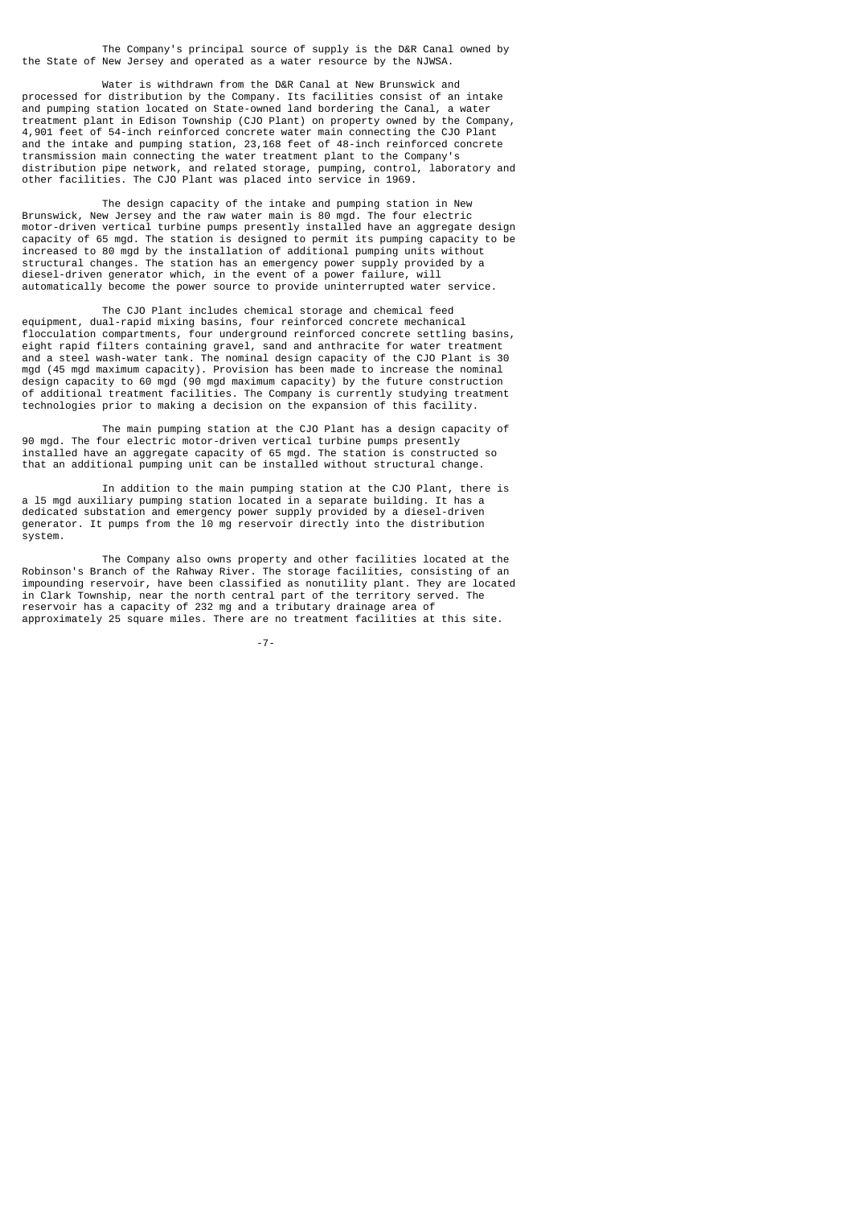The Company's principal source of supply is the D&R Canal owned by the State of New Jersey and operated as a water resource by the NJWSA.

Water is withdrawn from the D&R Canal at New Brunswick and processed for distribution by the Company. Its facilities consist of an intake and pumping station located on State-owned land bordering the Canal, a water treatment plant in Edison Township (CJO Plant) on property owned by the Company, 4,901 feet of 54-inch reinforced concrete water main connecting the CJO Plant and the intake and pumping station, 23,168 feet of 48-inch reinforced concrete transmission main connecting the water treatment plant to the Company's distribution pipe network, and related storage, pumping, control, laboratory and other facilities. The CJO Plant was placed into service in 1969.

The design capacity of the intake and pumping station in New Brunswick, New Jersey and the raw water main is 80 mgd. The four electric motor-driven vertical turbine pumps presently installed have an aggregate design capacity of 65 mgd. The station is designed to permit its pumping capacity to be increased to 80 mgd by the installation of additional pumping units without structural changes. The station has an emergency power supply provided by a diesel-driven generator which, in the event of a power failure, will automatically become the power source to provide uninterrupted water service.

The CJO Plant includes chemical storage and chemical feed equipment, dual-rapid mixing basins, four reinforced concrete mechanical flocculation compartments, four underground reinforced concrete settling basins, eight rapid filters containing gravel, sand and anthracite for water treatment and a steel wash-water tank. The nominal design capacity of the CJO Plant is 30 mgd (45 mgd maximum capacity). Provision has been made to increase the nominal design capacity to 60 mgd (90 mgd maximum capacity) by the future construction of additional treatment facilities. The Company is currently studying treatment technologies prior to making a decision on the expansion of this facility.

The main pumping station at the CJO Plant has a design capacity of 90 mgd. The four electric motor-driven vertical turbine pumps presently installed have an aggregate capacity of 65 mgd. The station is constructed so that an additional pumping unit can be installed without structural change.

In addition to the main pumping station at the CJO Plant, there is a 15 mgd auxiliary pumping station located in a separate building. It has a dedicated substation and emergency power supply provided by a diesel-driven generator. It pumps from the 10 mg reservoir directly into the distribution system.

The Company also owns property and other facilities located at the Robinson's Branch of the Rahway River. The storage facilities, consisting of an impounding reservoir, have been classified as nonutility plant. They are located in Clark Township, near the north central part of the territory served. The reservoir has a capacity of 232 mg and a tributary drainage area of approximately 25 square miles. There are no treatment facilities at this site.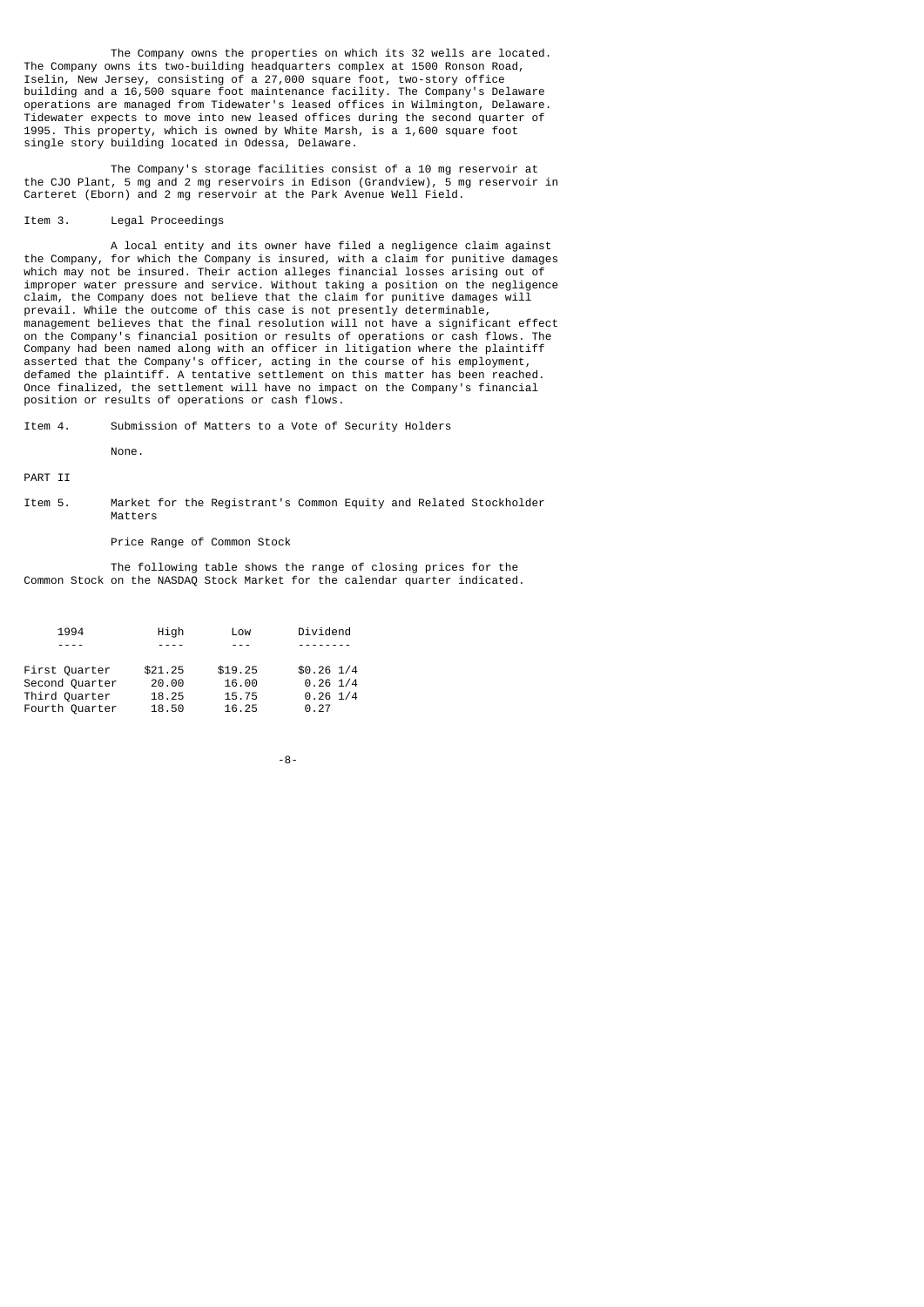The Company owns the properties on which its 32 wells are located. The Company owns its two-building headquarters complex at 1500 Ronson Road, Iselin, New Jersey, consisting of a 27,000 square foot, two-story office building and a 16,500 square foot maintenance facility. The Company's Delaware operations are managed from Tidewater's leased offices in Wilmington, Delaware. Tidewater expects to move into new leased offices during the second quarter of 1995. This property, which is owned by White Marsh, is a 1,600 square foot single story building located in Odessa, Delaware.

The Company's storage facilities consist of a 10 mg reservoir at the CJO Plant, 5 mg and 2 mg reservoirs in Edison (Grandview), 5 mg reservoir in Carteret (Eborn) and 2 mg reservoir at the Park Avenue Well Field.

## Item 3. Legal Proceedings

A local entity and its owner have filed a negligence claim against the Company, for which the Company is insured, with a claim for punitive damages which may not be insured. Their action alleges financial losses arising out of improper water pressure and service. Without taking a position on the negligence claim, the Company does not believe that the claim for punitive damages will prevail. While the outcome of this case is not presently determinable, management believes that the final resolution will not have a significant effect on the Company's financial position or results of operations or cash flows. The Company had been named along with an officer in litigation where the plaintiff asserted that the Company's officer, acting in the course of his employment, defamed the plaintiff. A tentative settlement on this matter has been reached. Once finalized, the settlement will have no impact on the Company's financial position or results of operations or cash flows.

## Item 4. Submission of Matters to a Vote of Security Holders

None.

# PART II

## Item 5. Market for the Registrant's Common Equity and Related Stockholder Matters

Price Range of Common Stock

The following table shows the range of closing prices for the Common Stock on the NASDAQ Stock Market for the calendar quarter indicated.

| 1994 | High | Low | Dividend |
|---|---|---|---|
| First Quarter | $21.25 | $19.25 | $0.26 1/4 |
| Second Quarter | 20.00 | 16.00 | 0.26 1/4 |
| Third Quarter | 18.25 | 15.75 | 0.26 1/4 |
| Fourth Quarter | 18.50 | 16.25 | 0.27 |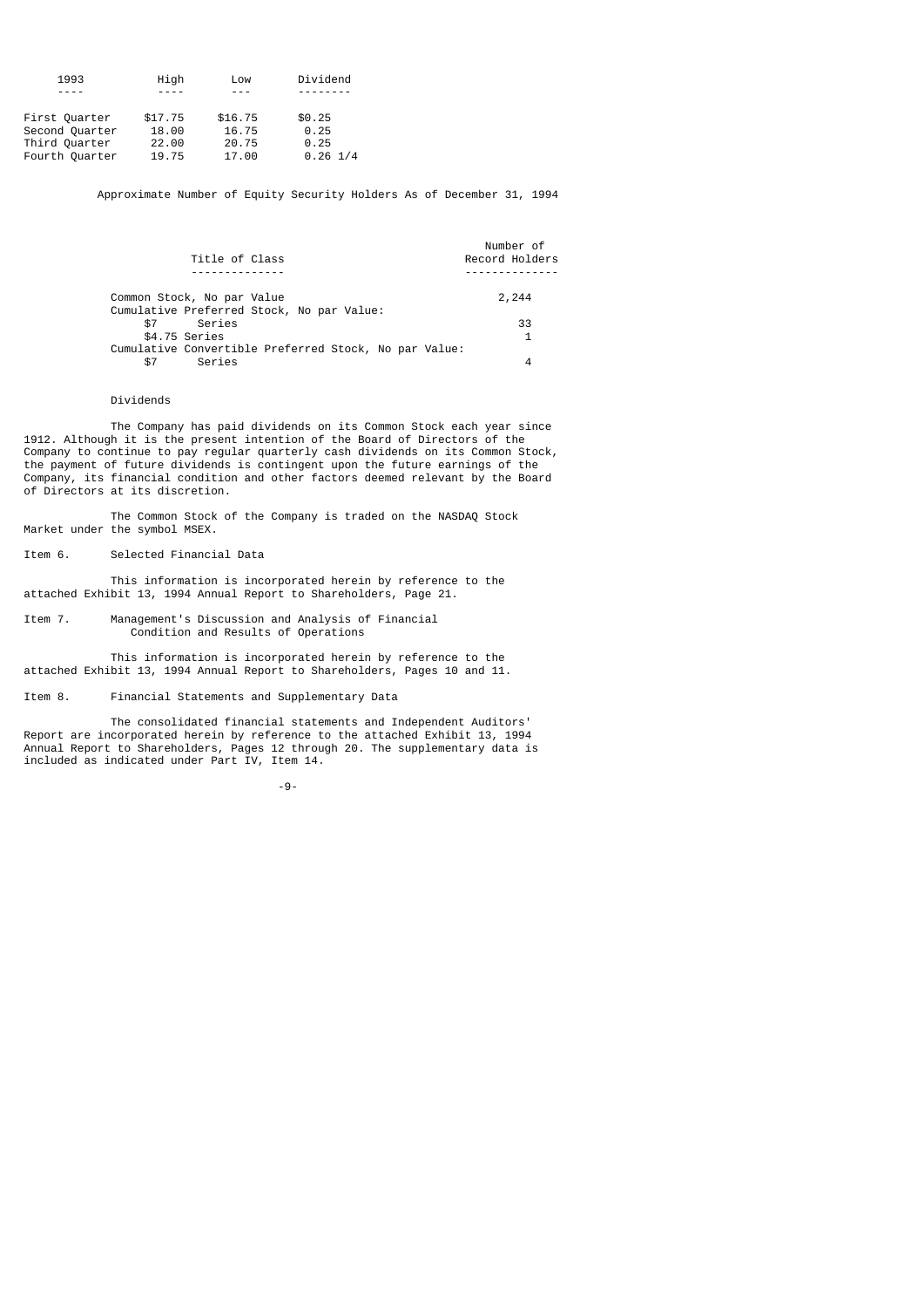| 1993 | High | Low | Dividend |
|---|---|---|---|
| First Quarter | $17.75 | $16.75 | $0.25 |
| Second Quarter | 18.00 | 16.75 | 0.25 |
| Third Quarter | 22.00 | 20.75 | 0.25 |
| Fourth Quarter | 19.75 | 17.00 | 0.26 1/4 |

Approximate Number of Equity Security Holders As of December 31, 1994

| Title of Class | Number of Record Holders |
|---|---|
| Common Stock, No par Value | 2,244 |
| Cumulative Preferred Stock, No par Value: | |
| $7 Series | 33 |
| $4.75 Series | 1 |
| Cumulative Convertible Preferred Stock, No par Value: | |
| $7 Series | 4 |

Dividends

The Company has paid dividends on its Common Stock each year since 1912. Although it is the present intention of the Board of Directors of the Company to continue to pay regular quarterly cash dividends on its Common Stock, the payment of future dividends is contingent upon the future earnings of the Company, its financial condition and other factors deemed relevant by the Board of Directors at its discretion.

The Common Stock of the Company is traded on the NASDAQ Stock Market under the symbol MSEX.

Item 6. Selected Financial Data

This information is incorporated herein by reference to the attached Exhibit 13, 1994 Annual Report to Shareholders, Page 21.

Item 7. Management's Discussion and Analysis of Financial Condition and Results of Operations

This information is incorporated herein by reference to the attached Exhibit 13, 1994 Annual Report to Shareholders, Pages 10 and 11.

Item 8. Financial Statements and Supplementary Data

The consolidated financial statements and Independent Auditors' Report are incorporated herein by reference to the attached Exhibit 13, 1994 Annual Report to Shareholders, Pages 12 through 20. The supplementary data is included as indicated under Part IV, Item 14.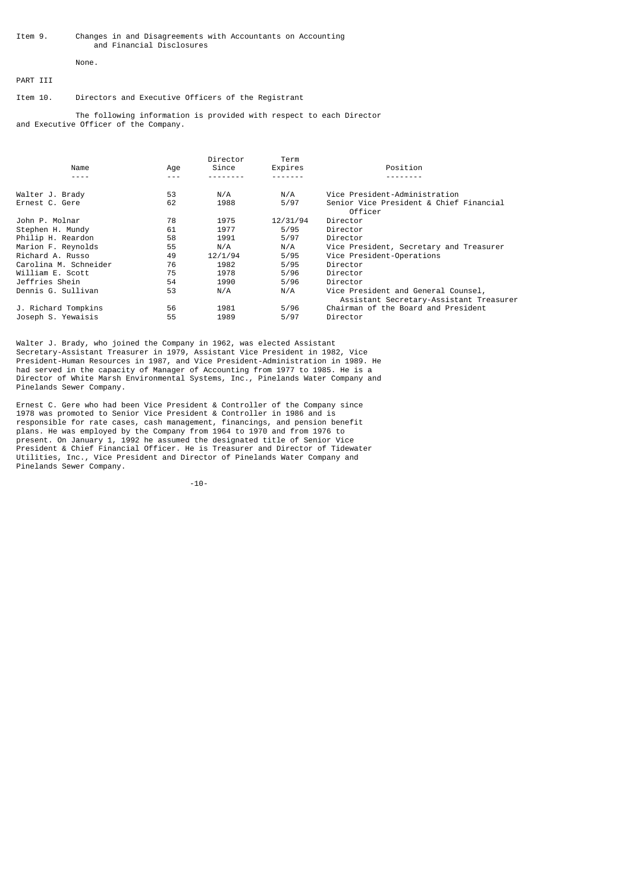Item 9. Changes in and Disagreements with Accountants on Accounting and Financial Disclosures

None.

PART III

Item 10. Directors and Executive Officers of the Registrant

The following information is provided with respect to each Director and Executive Officer of the Company.

| Name | Age | Director Since | Term Expires | Position |
|---|---|---|---|---|
| Walter J. Brady | 53 | N/A | N/A | Vice President-Administration |
| Ernest C. Gere | 62 | 1988 | 5/97 | Senior Vice President & Chief Financial Officer |
| John P. Molnar | 78 | 1975 | 12/31/94 | Director |
| Stephen H. Mundy | 61 | 1977 | 5/95 | Director |
| Philip H. Reardon | 58 | 1991 | 5/97 | Director |
| Marion F. Reynolds | 55 | N/A | N/A | Vice President, Secretary and Treasurer |
| Richard A. Russo | 49 | 12/1/94 | 5/95 | Vice President-Operations |
| Carolina M. Schneider | 76 | 1982 | 5/95 | Director |
| William E. Scott | 75 | 1978 | 5/96 | Director |
| Jeffries Shein | 54 | 1990 | 5/96 | Director |
| Dennis G. Sullivan | 53 | N/A | N/A | Vice President and General Counsel, Assistant Secretary-Assistant Treasurer |
| J. Richard Tompkins | 56 | 1981 | 5/96 | Chairman of the Board and President |
| Joseph S. Yewaisis | 55 | 1989 | 5/97 | Director |

Walter J. Brady, who joined the Company in 1962, was elected Assistant Secretary-Assistant Treasurer in 1979, Assistant Vice President in 1982, Vice President-Human Resources in 1987, and Vice President-Administration in 1989. He had served in the capacity of Manager of Accounting from 1977 to 1985. He is a Director of White Marsh Environmental Systems, Inc., Pinelands Water Company and Pinelands Sewer Company.

Ernest C. Gere who had been Vice President & Controller of the Company since 1978 was promoted to Senior Vice President & Controller in 1986 and is responsible for rate cases, cash management, financings, and pension benefit plans. He was employed by the Company from 1964 to 1970 and from 1976 to present. On January 1, 1992 he assumed the designated title of Senior Vice President & Chief Financial Officer. He is Treasurer and Director of Tidewater Utilities, Inc., Vice President and Director of Pinelands Water Company and Pinelands Sewer Company.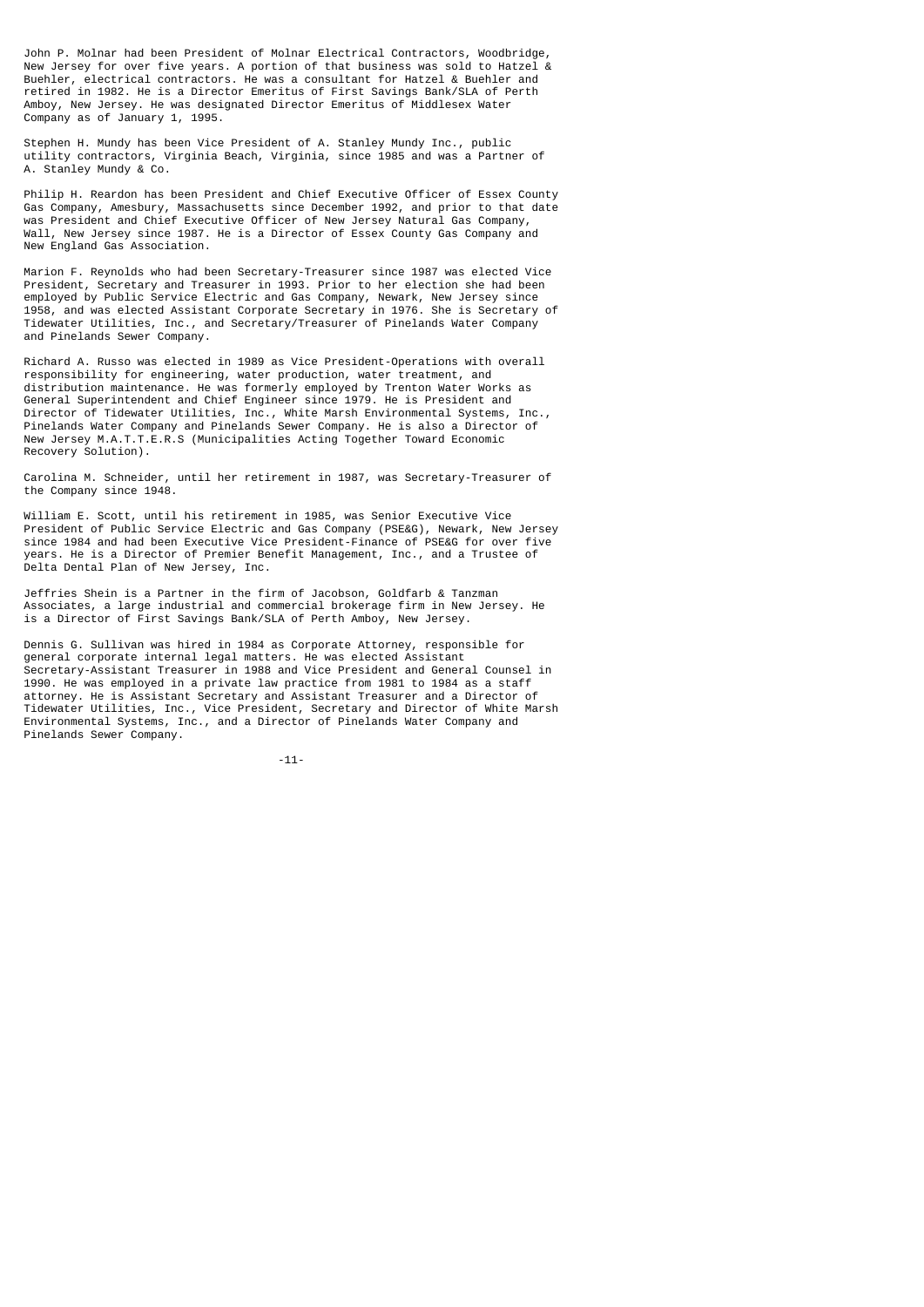John P. Molnar had been President of Molnar Electrical Contractors, Woodbridge, New Jersey for over five years. A portion of that business was sold to Hatzel & Buehler, electrical contractors. He was a consultant for Hatzel & Buehler and retired in 1982. He is a Director Emeritus of First Savings Bank/SLA of Perth Amboy, New Jersey. He was designated Director Emeritus of Middlesex Water Company as of January 1, 1995.

Stephen H. Mundy has been Vice President of A. Stanley Mundy Inc., public utility contractors, Virginia Beach, Virginia, since 1985 and was a Partner of A. Stanley Mundy & Co.

Philip H. Reardon has been President and Chief Executive Officer of Essex County Gas Company, Amesbury, Massachusetts since December 1992, and prior to that date was President and Chief Executive Officer of New Jersey Natural Gas Company, Wall, New Jersey since 1987. He is a Director of Essex County Gas Company and New England Gas Association.

Marion F. Reynolds who had been Secretary-Treasurer since 1987 was elected Vice President, Secretary and Treasurer in 1993. Prior to her election she had been employed by Public Service Electric and Gas Company, Newark, New Jersey since 1958, and was elected Assistant Corporate Secretary in 1976. She is Secretary of Tidewater Utilities, Inc., and Secretary/Treasurer of Pinelands Water Company and Pinelands Sewer Company.

Richard A. Russo was elected in 1989 as Vice President-Operations with overall responsibility for engineering, water production, water treatment, and distribution maintenance. He was formerly employed by Trenton Water Works as General Superintendent and Chief Engineer since 1979. He is President and Director of Tidewater Utilities, Inc., White Marsh Environmental Systems, Inc., Pinelands Water Company and Pinelands Sewer Company. He is also a Director of New Jersey M.A.T.T.E.R.S (Municipalities Acting Together Toward Economic Recovery Solution).

Carolina M. Schneider, until her retirement in 1987, was Secretary-Treasurer of the Company since 1948.

William E. Scott, until his retirement in 1985, was Senior Executive Vice President of Public Service Electric and Gas Company (PSE&G), Newark, New Jersey since 1984 and had been Executive Vice President-Finance of PSE&G for over five years. He is a Director of Premier Benefit Management, Inc., and a Trustee of Delta Dental Plan of New Jersey, Inc.

Jeffries Shein is a Partner in the firm of Jacobson, Goldfarb & Tanzman Associates, a large industrial and commercial brokerage firm in New Jersey. He is a Director of First Savings Bank/SLA of Perth Amboy, New Jersey.

Dennis G. Sullivan was hired in 1984 as Corporate Attorney, responsible for general corporate internal legal matters. He was elected Assistant Secretary-Assistant Treasurer in 1988 and Vice President and General Counsel in 1990. He was employed in a private law practice from 1981 to 1984 as a staff attorney. He is Assistant Secretary and Assistant Treasurer and a Director of Tidewater Utilities, Inc., Vice President, Secretary and Director of White Marsh Environmental Systems, Inc., and a Director of Pinelands Water Company and Pinelands Sewer Company.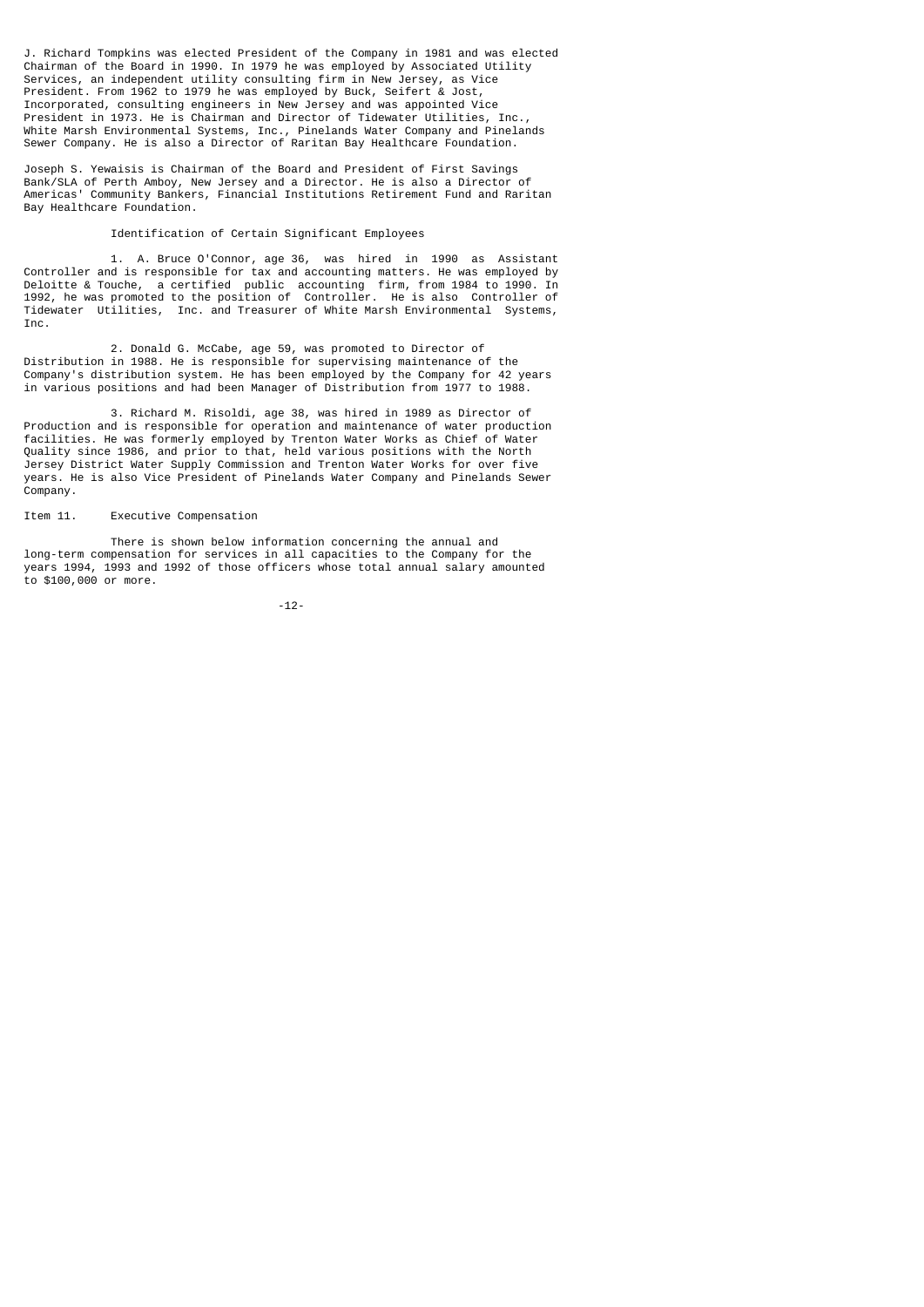J. Richard Tompkins was elected President of the Company in 1981 and was elected Chairman of the Board in 1990. In 1979 he was employed by Associated Utility Services, an independent utility consulting firm in New Jersey, as Vice President. From 1962 to 1979 he was employed by Buck, Seifert & Jost, Incorporated, consulting engineers in New Jersey and was appointed Vice President in 1973. He is Chairman and Director of Tidewater Utilities, Inc., White Marsh Environmental Systems, Inc., Pinelands Water Company and Pinelands Sewer Company. He is also a Director of Raritan Bay Healthcare Foundation.

Joseph S. Yewaisis is Chairman of the Board and President of First Savings Bank/SLA of Perth Amboy, New Jersey and a Director. He is also a Director of Americas' Community Bankers, Financial Institutions Retirement Fund and Raritan Bay Healthcare Foundation.

## Identification of Certain Significant Employees

1. A. Bruce O'Connor, age 36, was hired in 1990 as Assistant Controller and is responsible for tax and accounting matters. He was employed by Deloitte & Touche, a certified public accounting firm, from 1984 to 1990. In 1992, he was promoted to the position of Controller. He is also Controller of Tidewater Utilities, Inc. and Treasurer of White Marsh Environmental Systems, Inc.

2. Donald G. McCabe, age 59, was promoted to Director of Distribution in 1988. He is responsible for supervising maintenance of the Company's distribution system. He has been employed by the Company for 42 years in various positions and had been Manager of Distribution from 1977 to 1988.

3. Richard M. Risoldi, age 38, was hired in 1989 as Director of Production and is responsible for operation and maintenance of water production facilities. He was formerly employed by Trenton Water Works as Chief of Water Quality since 1986, and prior to that, held various positions with the North Jersey District Water Supply Commission and Trenton Water Works for over five years. He is also Vice President of Pinelands Water Company and Pinelands Sewer Company.

## Item 11. Executive Compensation

There is shown below information concerning the annual and long-term compensation for services in all capacities to the Company for the years 1994, 1993 and 1992 of those officers whose total annual salary amounted to $100,000 or more.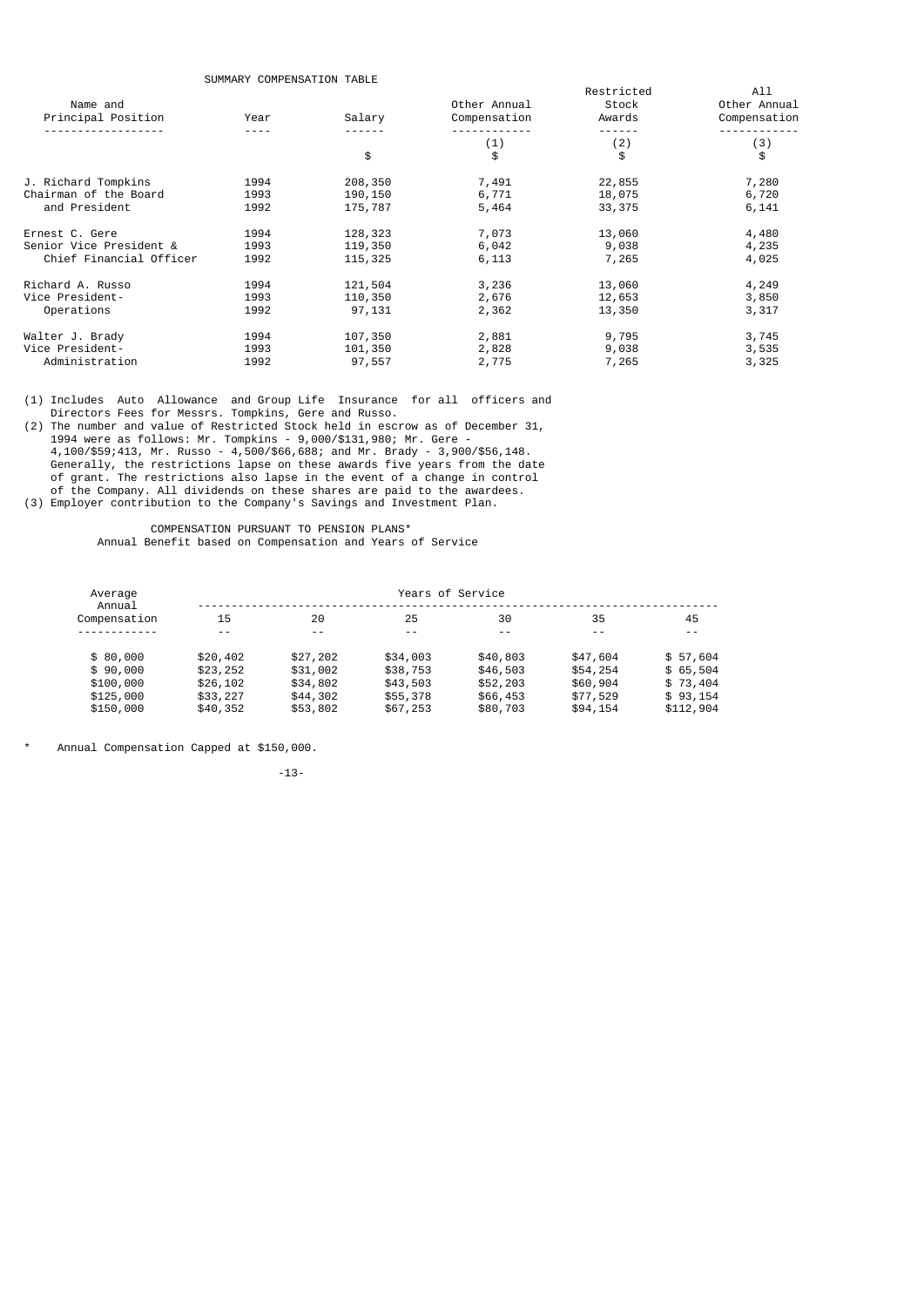SUMMARY COMPENSATION TABLE

| Name and Principal Position | Year | Salary | Other Annual Compensation | Restricted Stock Awards | All Other Annual Compensation |
|---|---|---|---|---|---|
| | | | (1) | (2) | (3) |
| | | $ | $ | $ | $ |
| J. Richard Tompkins | 1994 | 208,350 | 7,491 | 22,855 | 7,280 |
| Chairman of the Board | 1993 | 190,150 | 6,771 | 18,075 | 6,720 |
| and President | 1992 | 175,787 | 5,464 | 33,375 | 6,141 |
| Ernest C. Gere | 1994 | 128,323 | 7,073 | 13,060 | 4,480 |
| Senior Vice President & | 1993 | 119,350 | 6,042 | 9,038 | 4,235 |
| Chief Financial Officer | 1992 | 115,325 | 6,113 | 7,265 | 4,025 |
| Richard A. Russo | 1994 | 121,504 | 3,236 | 13,060 | 4,249 |
| Vice President- | 1993 | 110,350 | 2,676 | 12,653 | 3,850 |
| Operations | 1992 | 97,131 | 2,362 | 13,350 | 3,317 |
| Walter J. Brady | 1994 | 107,350 | 2,881 | 9,795 | 3,745 |
| Vice President- | 1993 | 101,350 | 2,828 | 9,038 | 3,535 |
| Administration | 1992 | 97,557 | 2,775 | 7,265 | 3,325 |

(1) Includes Auto Allowance and Group Life Insurance for all officers and Directors Fees for Messrs. Tompkins, Gere and Russo.

(2) The number and value of Restricted Stock held in escrow as of December 31, 1994 were as follows: Mr. Tompkins - 9,000/$131,980; Mr. Gere - 4,100/$59;413, Mr. Russo - 4,500/$66,688; and Mr. Brady - 3,900/$56,148. Generally, the restrictions lapse on these awards five years from the date of grant. The restrictions also lapse in the event of a change in control of the Company. All dividends on these shares are paid to the awardees.

(3) Employer contribution to the Company's Savings and Investment Plan.

COMPENSATION PURSUANT TO PENSION PLANS*

Annual Benefit based on Compensation and Years of Service

| Average Annual Compensation | Years of Service | | | | | |
|---|---|---|---|---|---|---|
| | 15 | 20 | 25 | 30 | 35 | 45 |
| $ 80,000 | $20,402 | $27,202 | $34,003 | $40,803 | $47,604 | $ 57,604 |
| $ 90,000 | $23,252 | $31,002 | $38,753 | $46,503 | $54,254 | $ 65,504 |
| $100,000 | $26,102 | $34,802 | $43,503 | $52,203 | $60,904 | $ 73,404 |
| $125,000 | $33,227 | $44,302 | $55,378 | $66,453 | $77,529 | $ 93,154 |
| $150,000 | $40,352 | $53,802 | $67,253 | $80,703 | $94,154 | $112,904 |

\* Annual Compensation Capped at $150,000.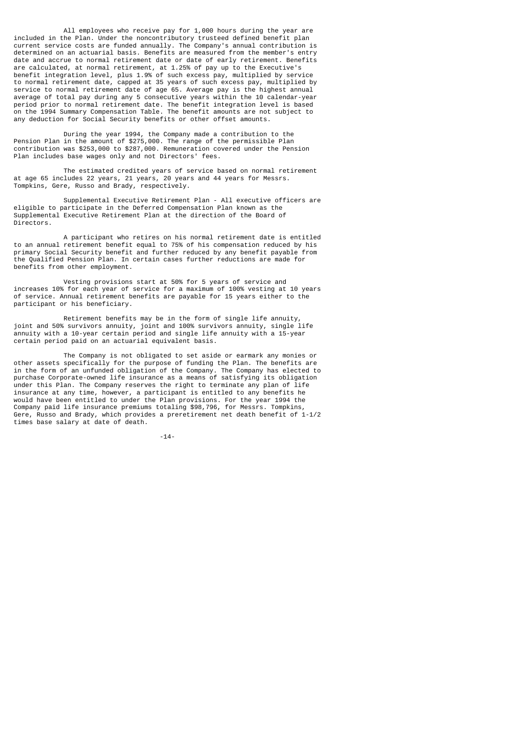All employees who receive pay for 1,000 hours during the year are included in the Plan. Under the noncontributory trusteed defined benefit plan current service costs are funded annually. The Company's annual contribution is determined on an actuarial basis. Benefits are measured from the member's entry date and accrue to normal retirement date or date of early retirement. Benefits are calculated, at normal retirement, at 1.25% of pay up to the Executive's benefit integration level, plus 1.9% of such excess pay, multiplied by service to normal retirement date, capped at 35 years of such excess pay, multiplied by service to normal retirement date of age 65. Average pay is the highest annual average of total pay during any 5 consecutive years within the 10 calendar-year period prior to normal retirement date. The benefit integration level is based on the 1994 Summary Compensation Table. The benefit amounts are not subject to any deduction for Social Security benefits or other offset amounts.

During the year 1994, the Company made a contribution to the Pension Plan in the amount of $275,000. The range of the permissible Plan contribution was $253,000 to $287,000. Remuneration covered under the Pension Plan includes base wages only and not Directors' fees.

The estimated credited years of service based on normal retirement at age 65 includes 22 years, 21 years, 20 years and 44 years for Messrs. Tompkins, Gere, Russo and Brady, respectively.

Supplemental Executive Retirement Plan - All executive officers are eligible to participate in the Deferred Compensation Plan known as the Supplemental Executive Retirement Plan at the direction of the Board of Directors.

A participant who retires on his normal retirement date is entitled to an annual retirement benefit equal to 75% of his compensation reduced by his primary Social Security benefit and further reduced by any benefit payable from the Qualified Pension Plan. In certain cases further reductions are made for benefits from other employment.

Vesting provisions start at 50% for 5 years of service and increases 10% for each year of service for a maximum of 100% vesting at 10 years of service. Annual retirement benefits are payable for 15 years either to the participant or his beneficiary.

Retirement benefits may be in the form of single life annuity, joint and 50% survivors annuity, joint and 100% survivors annuity, single life annuity with a 10-year certain period and single life annuity with a 15-year certain period paid on an actuarial equivalent basis.

The Company is not obligated to set aside or earmark any monies or other assets specifically for the purpose of funding the Plan. The benefits are in the form of an unfunded obligation of the Company. The Company has elected to purchase Corporate-owned life insurance as a means of satisfying its obligation under this Plan. The Company reserves the right to terminate any plan of life insurance at any time, however, a participant is entitled to any benefits he would have been entitled to under the Plan provisions. For the year 1994 the Company paid life insurance premiums totaling $98,796, for Messrs. Tompkins, Gere, Russo and Brady, which provides a preretirement net death benefit of 1-1/2 times base salary at date of death.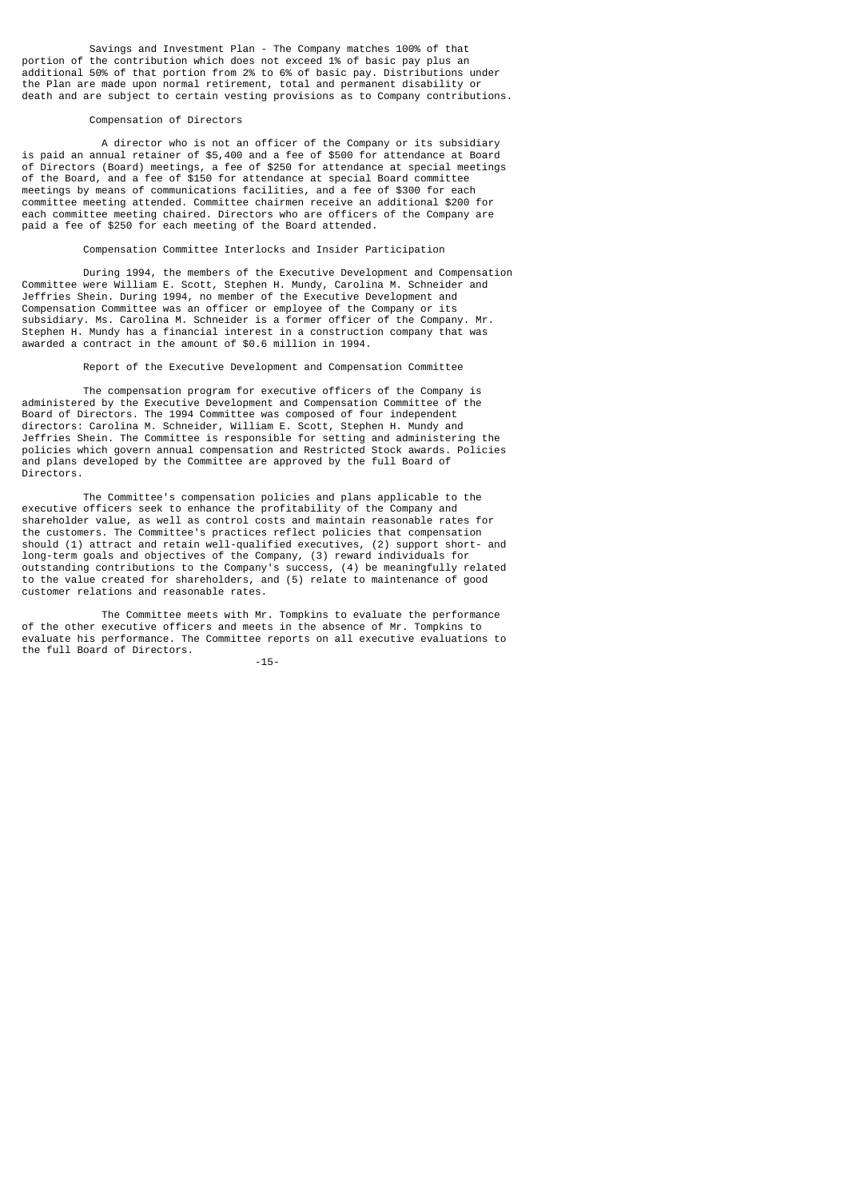Savings and Investment Plan - The Company matches 100% of that portion of the contribution which does not exceed 1% of basic pay plus an additional 50% of that portion from 2% to 6% of basic pay. Distributions under the Plan are made upon normal retirement, total and permanent disability or death and are subject to certain vesting provisions as to Company contributions.

### Compensation of Directors

A director who is not an officer of the Company or its subsidiary is paid an annual retainer of $5,400 and a fee of $500 for attendance at Board of Directors (Board) meetings, a fee of $250 for attendance at special meetings of the Board, and a fee of $150 for attendance at special Board committee meetings by means of communications facilities, and a fee of $300 for each committee meeting attended. Committee chairmen receive an additional $200 for each committee meeting chaired. Directors who are officers of the Company are paid a fee of $250 for each meeting of the Board attended.

### Compensation Committee Interlocks and Insider Participation

During 1994, the members of the Executive Development and Compensation Committee were William E. Scott, Stephen H. Mundy, Carolina M. Schneider and Jeffries Shein. During 1994, no member of the Executive Development and Compensation Committee was an officer or employee of the Company or its subsidiary. Ms. Carolina M. Schneider is a former officer of the Company. Mr. Stephen H. Mundy has a financial interest in a construction company that was awarded a contract in the amount of $0.6 million in 1994.

### Report of the Executive Development and Compensation Committee

The compensation program for executive officers of the Company is administered by the Executive Development and Compensation Committee of the Board of Directors. The 1994 Committee was composed of four independent directors: Carolina M. Schneider, William E. Scott, Stephen H. Mundy and Jeffries Shein. The Committee is responsible for setting and administering the policies which govern annual compensation and Restricted Stock awards. Policies and plans developed by the Committee are approved by the full Board of Directors.

The Committee's compensation policies and plans applicable to the executive officers seek to enhance the profitability of the Company and shareholder value, as well as control costs and maintain reasonable rates for the customers. The Committee's practices reflect policies that compensation should (1) attract and retain well-qualified executives, (2) support short- and long-term goals and objectives of the Company, (3) reward individuals for outstanding contributions to the Company's success, (4) be meaningfully related to the value created for shareholders, and (5) relate to maintenance of good customer relations and reasonable rates.

The Committee meets with Mr. Tompkins to evaluate the performance of the other executive officers and meets in the absence of Mr. Tompkins to evaluate his performance. The Committee reports on all executive evaluations to the full Board of Directors.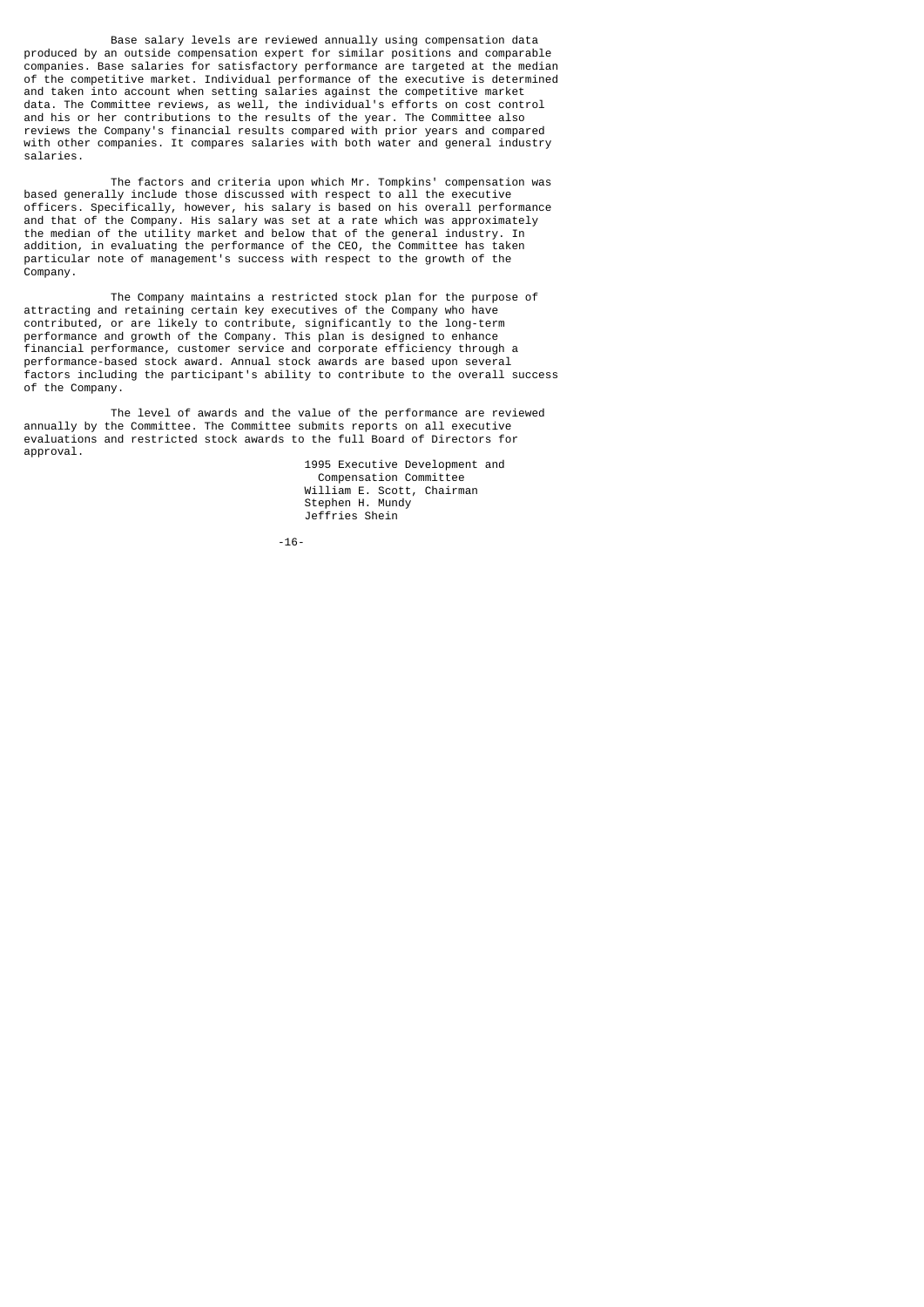Base salary levels are reviewed annually using compensation data produced by an outside compensation expert for similar positions and comparable companies. Base salaries for satisfactory performance are targeted at the median of the competitive market. Individual performance of the executive is determined and taken into account when setting salaries against the competitive market data. The Committee reviews, as well, the individual's efforts on cost control and his or her contributions to the results of the year. The Committee also reviews the Company's financial results compared with prior years and compared with other companies. It compares salaries with both water and general industry salaries.

The factors and criteria upon which Mr. Tompkins' compensation was based generally include those discussed with respect to all the executive officers. Specifically, however, his salary is based on his overall performance and that of the Company. His salary was set at a rate which was approximately the median of the utility market and below that of the general industry. In addition, in evaluating the performance of the CEO, the Committee has taken particular note of management's success with respect to the growth of the Company.

The Company maintains a restricted stock plan for the purpose of attracting and retaining certain key executives of the Company who have contributed, or are likely to contribute, significantly to the long-term performance and growth of the Company. This plan is designed to enhance financial performance, customer service and corporate efficiency through a performance-based stock award. Annual stock awards are based upon several factors including the participant's ability to contribute to the overall success of the Company.

The level of awards and the value of the performance are reviewed annually by the Committee. The Committee submits reports on all executive evaluations and restricted stock awards to the full Board of Directors for approval.

1995 Executive Development and
Compensation Committee
William E. Scott, Chairman
Stephen H. Mundy
Jeffries Shein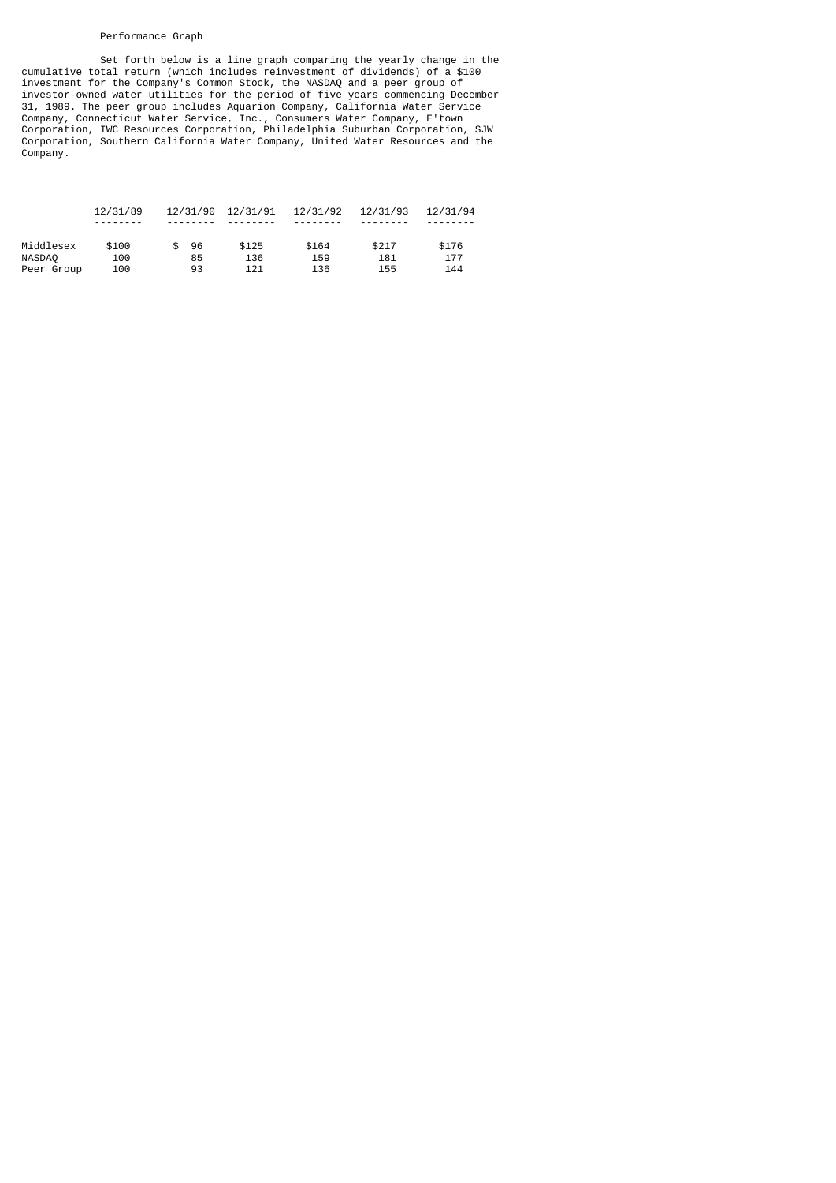## Performance Graph

Set forth below is a line graph comparing the yearly change in the cumulative total return (which includes reinvestment of dividends) of a $100 investment for the Company's Common Stock, the NASDAQ and a peer group of investor-owned water utilities for the period of five years commencing December 31, 1989. The peer group includes Aquarion Company, California Water Service Company, Connecticut Water Service, Inc., Consumers Water Company, E'town Corporation, IWC Resources Corporation, Philadelphia Suburban Corporation, SJW Corporation, Southern California Water Company, United Water Resources and the Company.

| | 12/31/89 | 12/31/90 | 12/31/91 | 12/31/92 | 12/31/93 | 12/31/94 |
|---|---|---|---|---|---|---|
| Middlesex | $100 | $ 96 | $125 | $164 | $217 | $176 |
| NASDAQ | 100 | 85 | 136 | 159 | 181 | 177 |
| Peer Group | 100 | 93 | 121 | 136 | 155 | 144 |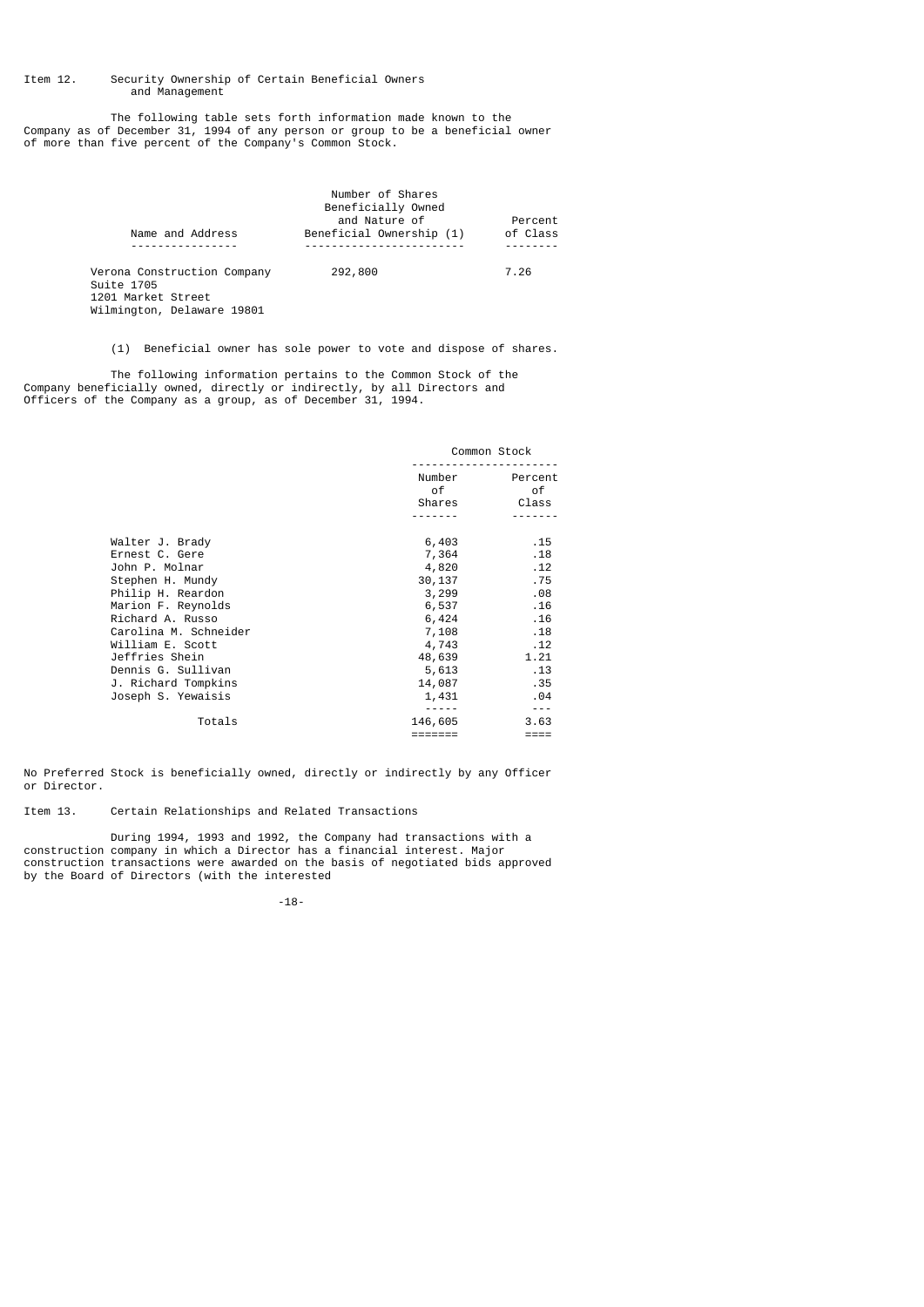Item 12. Security Ownership of Certain Beneficial Owners and Management

The following table sets forth information made known to the Company as of December 31, 1994 of any person or group to be a beneficial owner of more than five percent of the Company's Common Stock.

| Name and Address | Number of Shares Beneficially Owned and Nature of Beneficial Ownership (1) | Percent of Class |
|---|---|---|
| Verona Construction Company<br>Suite 1705<br>1201 Market Street<br>Wilmington, Delaware 19801 | 292,800 | 7.26 |

(1) Beneficial owner has sole power to vote and dispose of shares.

The following information pertains to the Common Stock of the Company beneficially owned, directly or indirectly, by all Directors and Officers of the Company as a group, as of December 31, 1994.

| | Common Stock | |
|---|---|---|
| | Number of Shares | Percent of Class |
| Walter J. Brady | 6,403 | .15 |
| Ernest C. Gere | 7,364 | .18 |
| John P. Molnar | 4,820 | .12 |
| Stephen H. Mundy | 30,137 | .75 |
| Philip H. Reardon | 3,299 | .08 |
| Marion F. Reynolds | 6,537 | .16 |
| Richard A. Russo | 6,424 | .16 |
| Carolina M. Schneider | 7,108 | .18 |
| William E. Scott | 4,743 | .12 |
| Jeffries Shein | 48,639 | 1.21 |
| Dennis G. Sullivan | 5,613 | .13 |
| J. Richard Tompkins | 14,087 | .35 |
| Joseph S. Yewaisis | 1,431 | .04 |
| Totals | 146,605 | 3.63 |

No Preferred Stock is beneficially owned, directly or indirectly by any Officer or Director.

Item 13. Certain Relationships and Related Transactions

During 1994, 1993 and 1992, the Company had transactions with a construction company in which a Director has a financial interest. Major construction transactions were awarded on the basis of negotiated bids approved by the Board of Directors (with the interested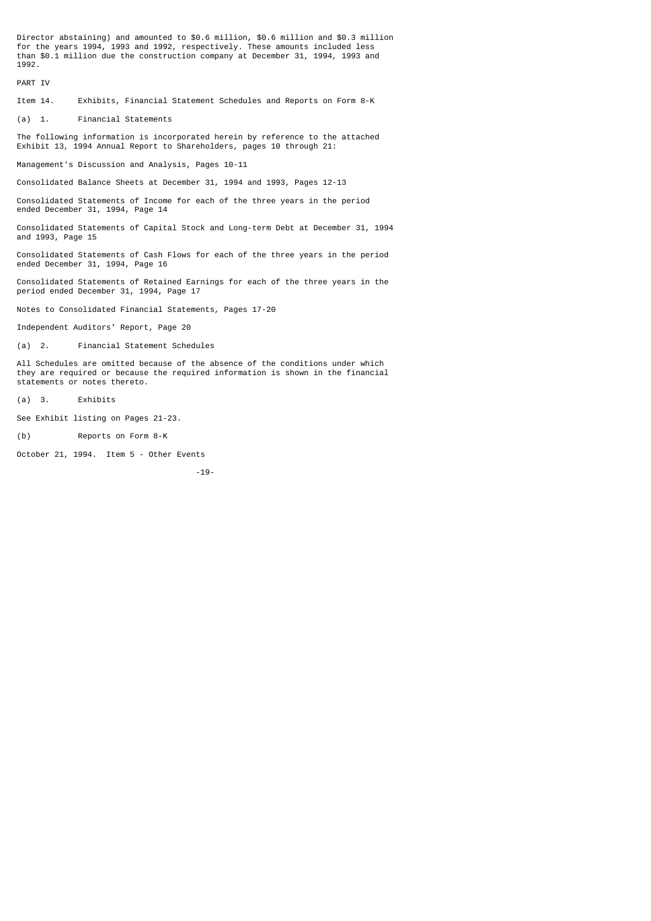Director abstaining) and amounted to $0.6 million, $0.6 million and $0.3 million for the years 1994, 1993 and 1992, respectively. These amounts included less than $0.1 million due the construction company at December 31, 1994, 1993 and 1992.

# PART IV

## Item 14. Exhibits, Financial Statement Schedules and Reports on Form 8-K

(a) 1. Financial Statements

The following information is incorporated herein by reference to the attached Exhibit 13, 1994 Annual Report to Shareholders, pages 10 through 21:

Management's Discussion and Analysis, Pages 10-11

Consolidated Balance Sheets at December 31, 1994 and 1993, Pages 12-13

Consolidated Statements of Income for each of the three years in the period ended December 31, 1994, Page 14

Consolidated Statements of Capital Stock and Long-term Debt at December 31, 1994 and 1993, Page 15

Consolidated Statements of Cash Flows for each of the three years in the period ended December 31, 1994, Page 16

Consolidated Statements of Retained Earnings for each of the three years in the period ended December 31, 1994, Page 17

Notes to Consolidated Financial Statements, Pages 17-20

Independent Auditors' Report, Page 20

(a) 2. Financial Statement Schedules

All Schedules are omitted because of the absence of the conditions under which they are required or because the required information is shown in the financial statements or notes thereto.

(a) 3. Exhibits

See Exhibit listing on Pages 21-23.

(b) Reports on Form 8-K

October 21, 1994. Item 5 - Other Events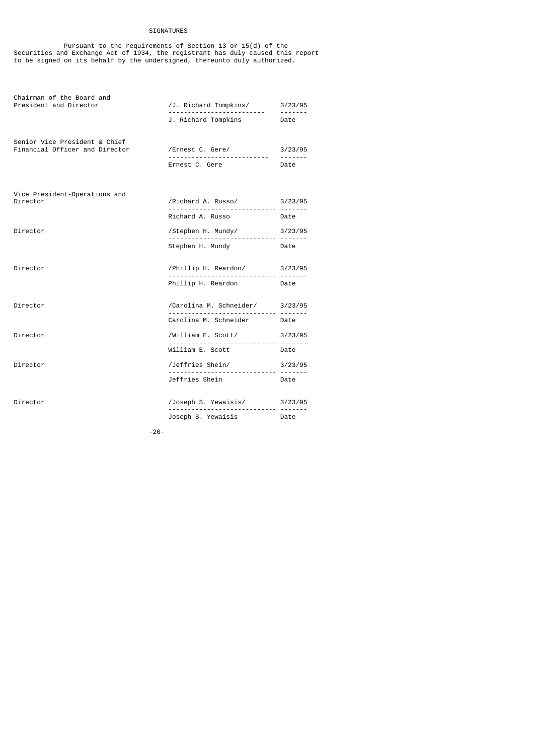# SIGNATURES

Pursuant to the requirements of Section 13 or 15(d) of the Securities and Exchange Act of 1934, the registrant has duly caused this report to be signed on its behalf by the undersigned, thereunto duly authorized.

| Title | Signature | Date |
|---|---|---|
| Chairman of the Board and President and Director | /J. Richard Tompkins/<br>J. Richard Tompkins | 3/23/95 |
| Senior Vice President & Chief Financial Officer and Director | /Ernest C. Gere/<br>Ernest C. Gere | 3/23/95 |
| Vice President-Operations and Director | /Richard A. Russo/<br>Richard A. Russo | 3/23/95 |
| Director | /Stephen H. Mundy/<br>Stephen H. Mundy | 3/23/95 |
| Director | /Phillip H. Reardon/<br>Phillip H. Reardon | 3/23/95 |
| Director | /Carolina M. Schneider/<br>Carolina M. Schneider | 3/23/95 |
| Director | /William E. Scott/<br>William E. Scott | 3/23/95 |
| Director | /Jeffries Shein/<br>Jeffries Shein | 3/23/95 |
| Director | /Joseph S. Yewaisis/<br>Joseph S. Yewaisis | 3/23/95 |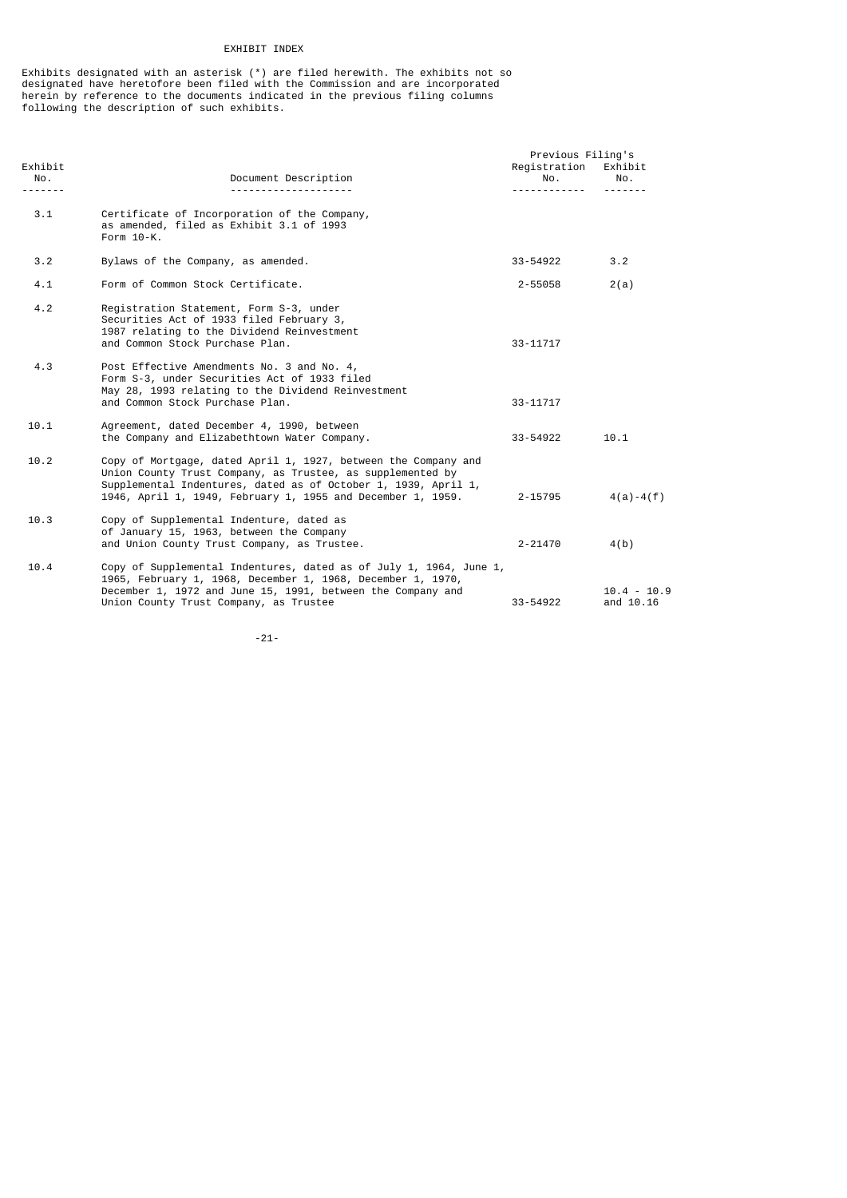# EXHIBIT INDEX

Exhibits designated with an asterisk (*) are filed herewith. The exhibits not so designated have heretofore been filed with the Commission and are incorporated herein by reference to the documents indicated in the previous filing columns following the description of such exhibits.

| Exhibit No. | Document Description | Previous Filing's Registration No. | Previous Filing's Exhibit No. |
|---|---|---|---|
| 3.1 | Certificate of Incorporation of the Company, as amended, filed as Exhibit 3.1 of 1993 Form 10-K. | | |
| 3.2 | Bylaws of the Company, as amended. | 33-54922 | 3.2 |
| 4.1 | Form of Common Stock Certificate. | 2-55058 | 2(a) |
| 4.2 | Registration Statement, Form S-3, under Securities Act of 1933 filed February 3, 1987 relating to the Dividend Reinvestment and Common Stock Purchase Plan. | 33-11717 | |
| 4.3 | Post Effective Amendments No. 3 and No. 4, Form S-3, under Securities Act of 1933 filed May 28, 1993 relating to the Dividend Reinvestment and Common Stock Purchase Plan. | 33-11717 | |
| 10.1 | Agreement, dated December 4, 1990, between the Company and Elizabethtown Water Company. | 33-54922 | 10.1 |
| 10.2 | Copy of Mortgage, dated April 1, 1927, between the Company and Union County Trust Company, as Trustee, as supplemented by Supplemental Indentures, dated as of October 1, 1939, April 1, 1946, April 1, 1949, February 1, 1955 and December 1, 1959. | 2-15795 | 4(a)-4(f) |
| 10.3 | Copy of Supplemental Indenture, dated as of January 15, 1963, between the Company and Union County Trust Company, as Trustee. | 2-21470 | 4(b) |
| 10.4 | Copy of Supplemental Indentures, dated as of July 1, 1964, June 1, 1965, February 1, 1968, December 1, 1968, December 1, 1970, December 1, 1972 and June 15, 1991, between the Company and Union County Trust Company, as Trustee | 33-54922 | 10.4 - 10.9 and 10.16 |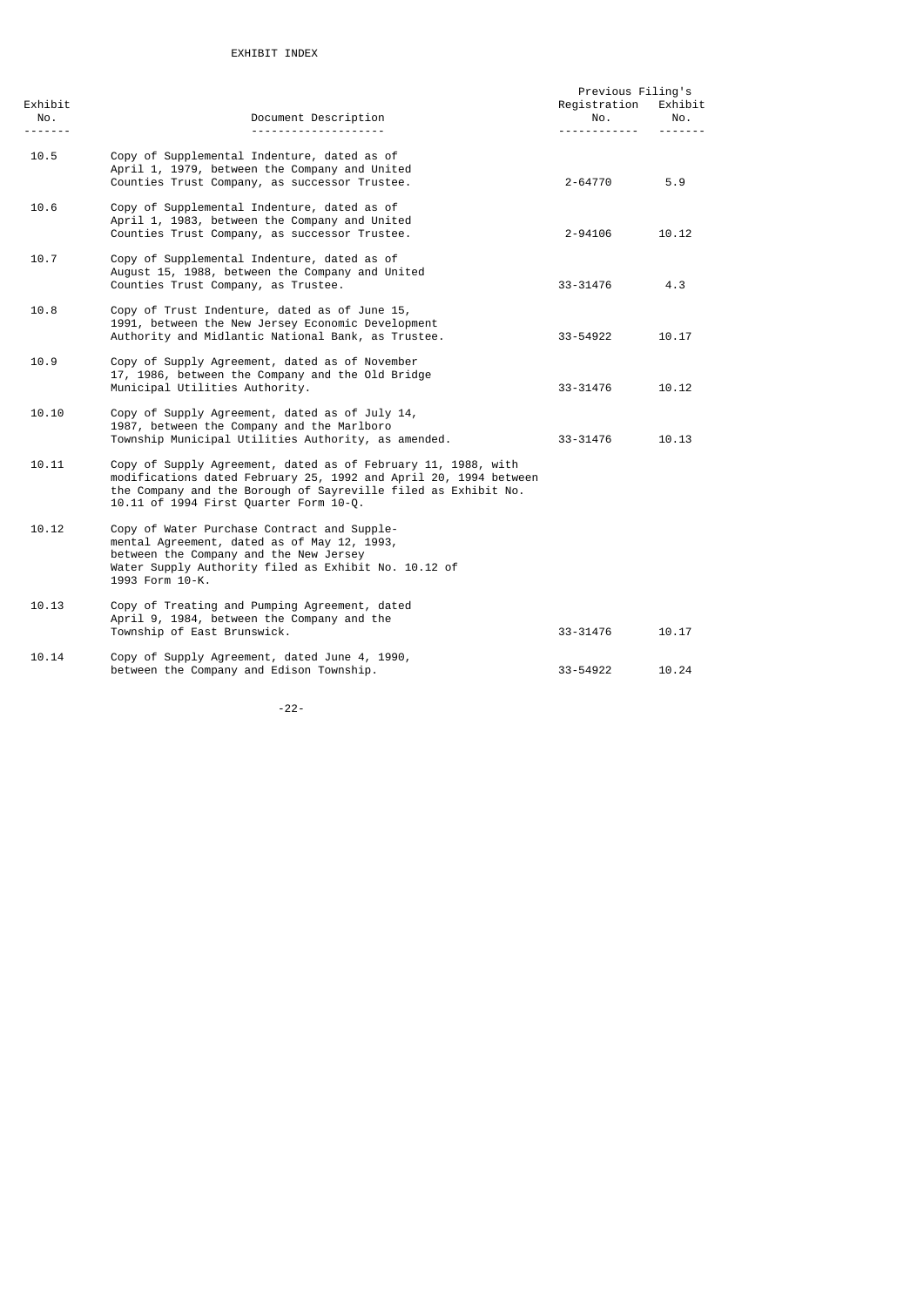EXHIBIT INDEX

| Exhibit No. | Document Description | Previous Filing's Registration No. | Previous Filing's Exhibit No. |
|---|---|---|---|
| 10.5 | Copy of Supplemental Indenture, dated as of April 1, 1979, between the Company and United Counties Trust Company, as successor Trustee. | 2-64770 | 5.9 |
| 10.6 | Copy of Supplemental Indenture, dated as of April 1, 1983, between the Company and United Counties Trust Company, as successor Trustee. | 2-94106 | 10.12 |
| 10.7 | Copy of Supplemental Indenture, dated as of August 15, 1988, between the Company and United Counties Trust Company, as Trustee. | 33-31476 | 4.3 |
| 10.8 | Copy of Trust Indenture, dated as of June 15, 1991, between the New Jersey Economic Development Authority and Midlantic National Bank, as Trustee. | 33-54922 | 10.17 |
| 10.9 | Copy of Supply Agreement, dated as of November 17, 1986, between the Company and the Old Bridge Municipal Utilities Authority. | 33-31476 | 10.12 |
| 10.10 | Copy of Supply Agreement, dated as of July 14, 1987, between the Company and the Marlboro Township Municipal Utilities Authority, as amended. | 33-31476 | 10.13 |
| 10.11 | Copy of Supply Agreement, dated as of February 11, 1988, with modifications dated February 25, 1992 and April 20, 1994 between the Company and the Borough of Sayreville filed as Exhibit No. 10.11 of 1994 First Quarter Form 10-Q. | | |
| 10.12 | Copy of Water Purchase Contract and Supplemental Agreement, dated as of May 12, 1993, between the Company and the New Jersey Water Supply Authority filed as Exhibit No. 10.12 of 1993 Form 10-K. | | |
| 10.13 | Copy of Treating and Pumping Agreement, dated April 9, 1984, between the Company and the Township of East Brunswick. | 33-31476 | 10.17 |
| 10.14 | Copy of Supply Agreement, dated June 4, 1990, between the Company and Edison Township. | 33-54922 | 10.24 |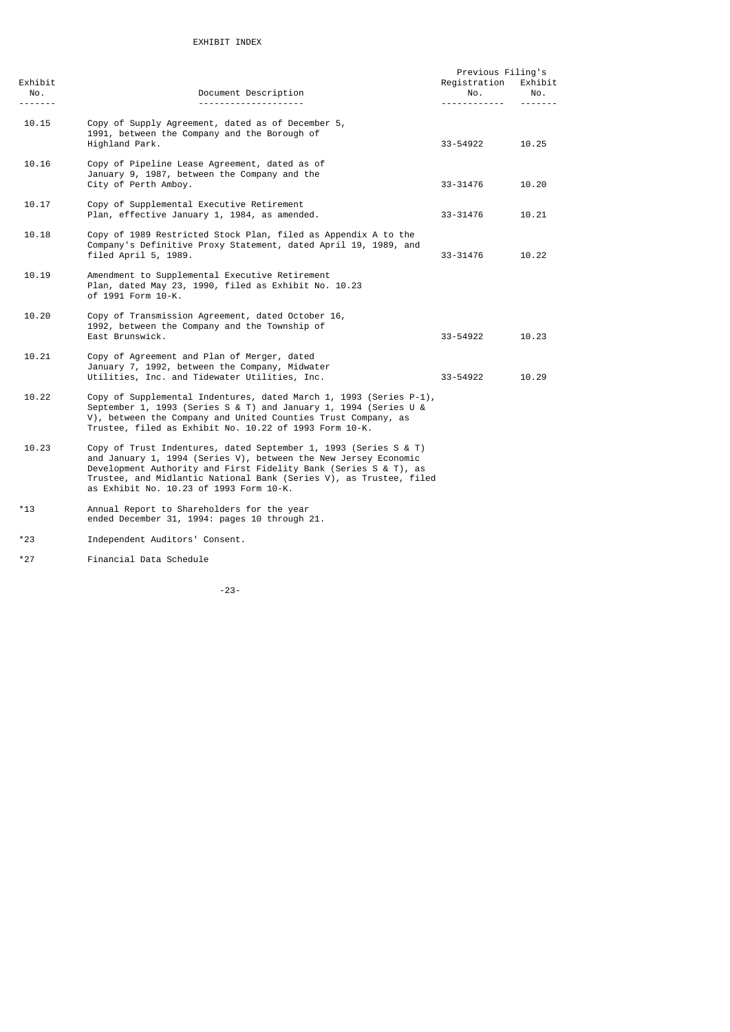EXHIBIT INDEX

| Exhibit No. | Document Description | Previous Filing's Registration No. | Previous Filing's Exhibit No. |
|---|---|---|---|
| 10.15 | Copy of Supply Agreement, dated as of December 5, 1991, between the Company and the Borough of Highland Park. | 33-54922 | 10.25 |
| 10.16 | Copy of Pipeline Lease Agreement, dated as of January 9, 1987, between the Company and the City of Perth Amboy. | 33-31476 | 10.20 |
| 10.17 | Copy of Supplemental Executive Retirement Plan, effective January 1, 1984, as amended. | 33-31476 | 10.21 |
| 10.18 | Copy of 1989 Restricted Stock Plan, filed as Appendix A to the Company's Definitive Proxy Statement, dated April 19, 1989, and filed April 5, 1989. | 33-31476 | 10.22 |
| 10.19 | Amendment to Supplemental Executive Retirement Plan, dated May 23, 1990, filed as Exhibit No. 10.23 of 1991 Form 10-K. | | |
| 10.20 | Copy of Transmission Agreement, dated October 16, 1992, between the Company and the Township of East Brunswick. | 33-54922 | 10.23 |
| 10.21 | Copy of Agreement and Plan of Merger, dated January 7, 1992, between the Company, Midwater Utilities, Inc. and Tidewater Utilities, Inc. | 33-54922 | 10.29 |
| 10.22 | Copy of Supplemental Indentures, dated March 1, 1993 (Series P-1), September 1, 1993 (Series S & T) and January 1, 1994 (Series U & V), between the Company and United Counties Trust Company, as Trustee, filed as Exhibit No. 10.22 of 1993 Form 10-K. | | |
| 10.23 | Copy of Trust Indentures, dated September 1, 1993 (Series S & T) and January 1, 1994 (Series V), between the New Jersey Economic Development Authority and First Fidelity Bank (Series S & T), as Trustee, and Midlantic National Bank (Series V), as Trustee, filed as Exhibit No. 10.23 of 1993 Form 10-K. | | |
| *13 | Annual Report to Shareholders for the year ended December 31, 1994: pages 10 through 21. | | |
| *23 | Independent Auditors' Consent. | | |
| *27 | Financial Data Schedule | | |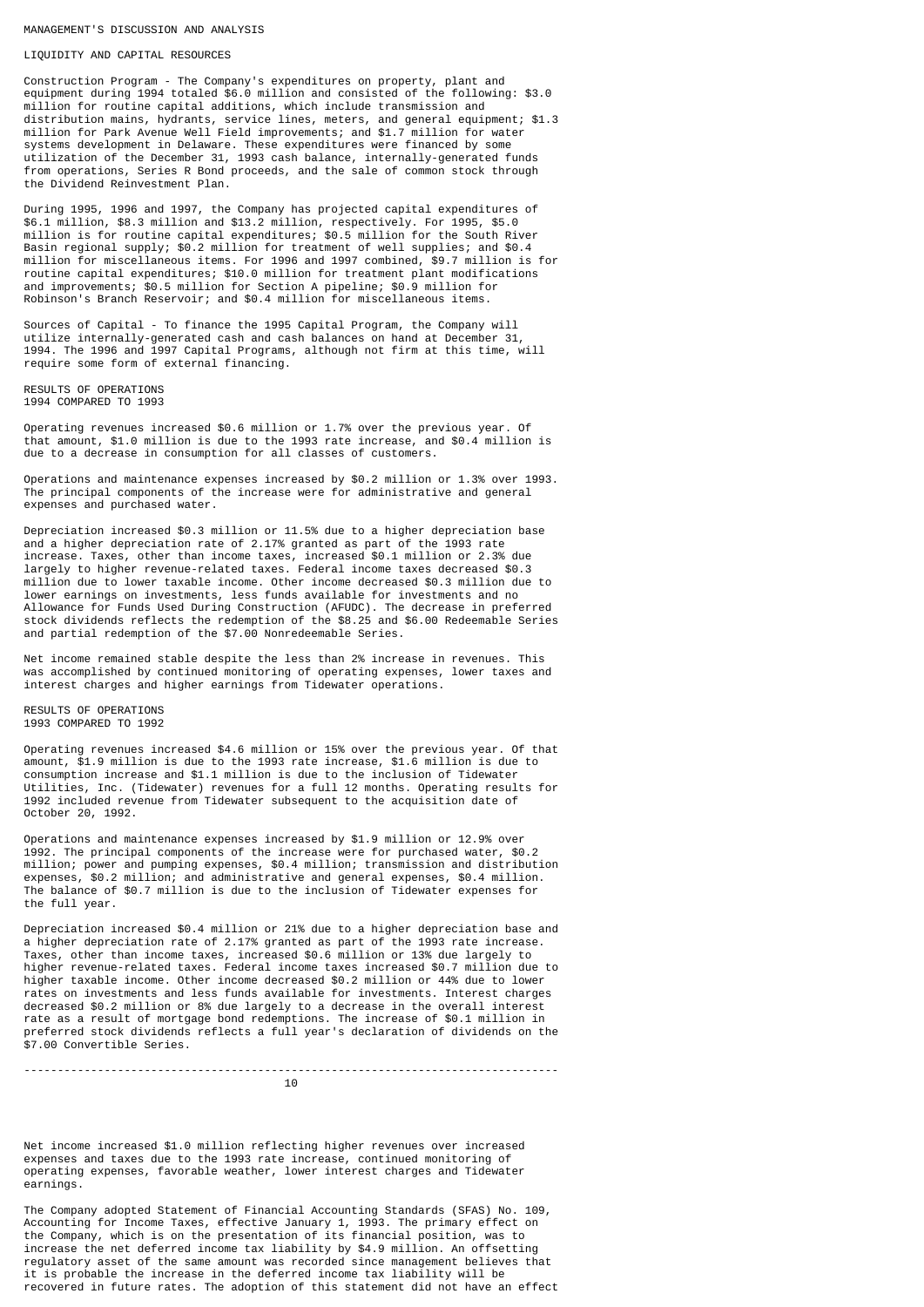## MANAGEMENT'S DISCUSSION AND ANALYSIS

### LIQUIDITY AND CAPITAL RESOURCES

Construction Program - The Company's expenditures on property, plant and equipment during 1994 totaled $6.0 million and consisted of the following: $3.0 million for routine capital additions, which include transmission and distribution mains, hydrants, service lines, meters, and general equipment; $1.3 million for Park Avenue Well Field improvements; and $1.7 million for water systems development in Delaware. These expenditures were financed by some utilization of the December 31, 1993 cash balance, internally-generated funds from operations, Series R Bond proceeds, and the sale of common stock through the Dividend Reinvestment Plan.

During 1995, 1996 and 1997, the Company has projected capital expenditures of $6.1 million, $8.3 million and $13.2 million, respectively. For 1995, $5.0 million is for routine capital expenditures; $0.5 million for the South River Basin regional supply; $0.2 million for treatment of well supplies; and $0.4 million for miscellaneous items. For 1996 and 1997 combined, $9.7 million is for routine capital expenditures; $10.0 million for treatment plant modifications and improvements; $0.5 million for Section A pipeline; $0.9 million for Robinson's Branch Reservoir; and $0.4 million for miscellaneous items.

Sources of Capital - To finance the 1995 Capital Program, the Company will utilize internally-generated cash and cash balances on hand at December 31, 1994. The 1996 and 1997 Capital Programs, although not firm at this time, will require some form of external financing.

### RESULTS OF OPERATIONS
### 1994 COMPARED TO 1993

Operating revenues increased $0.6 million or 1.7% over the previous year. Of that amount, $1.0 million is due to the 1993 rate increase, and $0.4 million is due to a decrease in consumption for all classes of customers.

Operations and maintenance expenses increased by $0.2 million or 1.3% over 1993. The principal components of the increase were for administrative and general expenses and purchased water.

Depreciation increased $0.3 million or 11.5% due to a higher depreciation base and a higher depreciation rate of 2.17% granted as part of the 1993 rate increase. Taxes, other than income taxes, increased $0.1 million or 2.3% due largely to higher revenue-related taxes. Federal income taxes decreased $0.3 million due to lower taxable income. Other income decreased $0.3 million due to lower earnings on investments, less funds available for investments and no Allowance for Funds Used During Construction (AFUDC). The decrease in preferred stock dividends reflects the redemption of the $8.25 and $6.00 Redeemable Series and partial redemption of the $7.00 Nonredeemable Series.

Net income remained stable despite the less than 2% increase in revenues. This was accomplished by continued monitoring of operating expenses, lower taxes and interest charges and higher earnings from Tidewater operations.

### RESULTS OF OPERATIONS
### 1993 COMPARED TO 1992

Operating revenues increased $4.6 million or 15% over the previous year. Of that amount, $1.9 million is due to the 1993 rate increase, $1.6 million is due to consumption increase and $1.1 million is due to the inclusion of Tidewater Utilities, Inc. (Tidewater) revenues for a full 12 months. Operating results for 1992 included revenue from Tidewater subsequent to the acquisition date of October 20, 1992.

Operations and maintenance expenses increased by $1.9 million or 12.9% over 1992. The principal components of the increase were for purchased water, $0.2 million; power and pumping expenses, $0.4 million; transmission and distribution expenses, $0.2 million; and administrative and general expenses, $0.4 million. The balance of $0.7 million is due to the inclusion of Tidewater expenses for the full year.

Depreciation increased $0.4 million or 21% due to a higher depreciation base and a higher depreciation rate of 2.17% granted as part of the 1993 rate increase. Taxes, other than income taxes, increased $0.6 million or 13% due largely to higher revenue-related taxes. Federal income taxes increased $0.7 million due to higher taxable income. Other income decreased $0.2 million or 44% due to lower rates on investments and less funds available for investments. Interest charges decreased $0.2 million or 8% due largely to a decrease in the overall interest rate as a result of mortgage bond redemptions. The increase of $0.1 million in preferred stock dividends reflects a full year's declaration of dividends on the $7.00 Convertible Series.

Net income increased $1.0 million reflecting higher revenues over increased expenses and taxes due to the 1993 rate increase, continued monitoring of operating expenses, favorable weather, lower interest charges and Tidewater earnings.

The Company adopted Statement of Financial Accounting Standards (SFAS) No. 109, Accounting for Income Taxes, effective January 1, 1993. The primary effect on the Company, which is on the presentation of its financial position, was to increase the net deferred income tax liability by $4.9 million. An offsetting regulatory asset of the same amount was recorded since management believes that it is probable the increase in the deferred income tax liability will be recovered in future rates. The adoption of this statement did not have an effect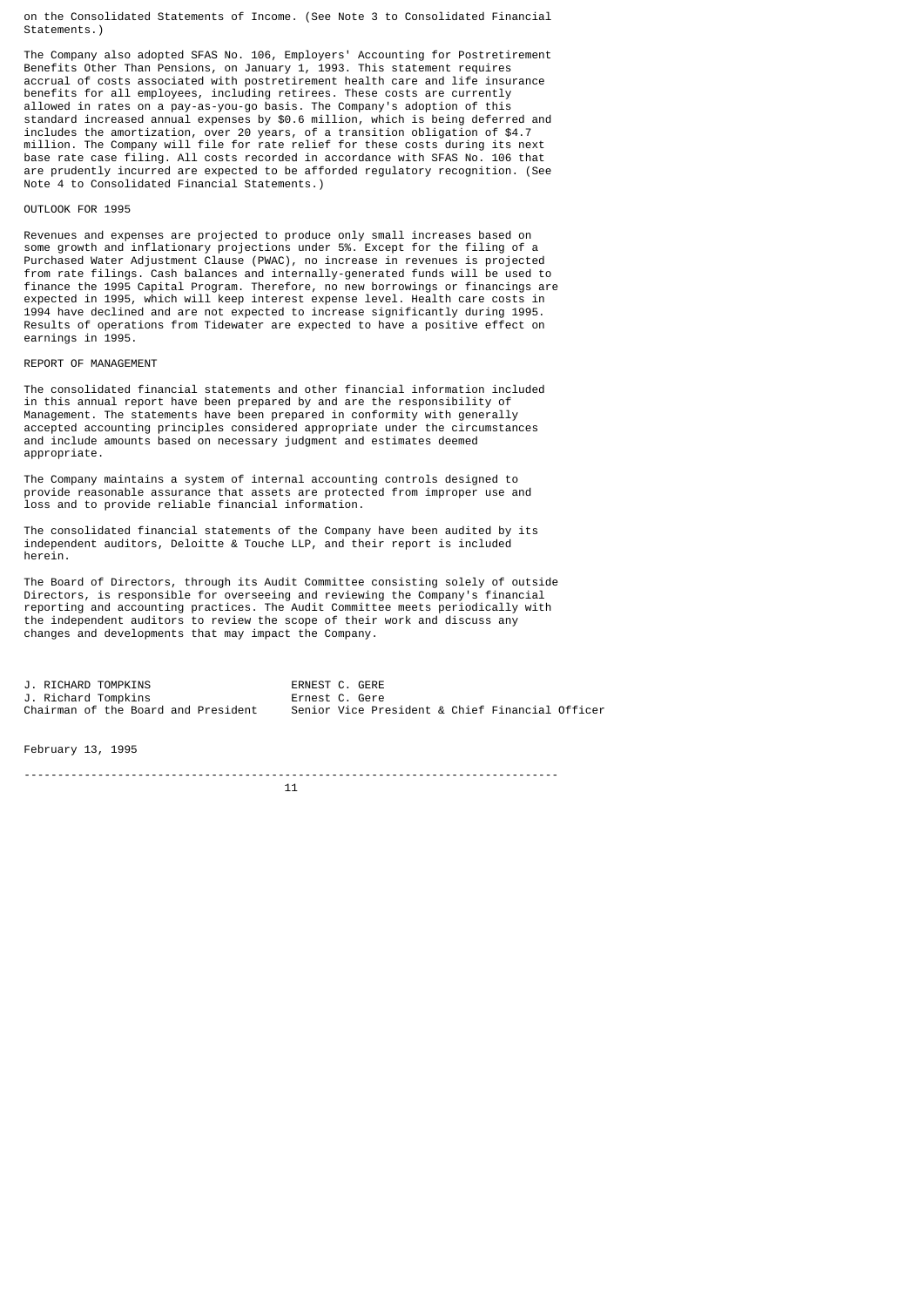on the Consolidated Statements of Income. (See Note 3 to Consolidated Financial Statements.)

The Company also adopted SFAS No. 106, Employers' Accounting for Postretirement Benefits Other Than Pensions, on January 1, 1993. This statement requires accrual of costs associated with postretirement health care and life insurance benefits for all employees, including retirees. These costs are currently allowed in rates on a pay-as-you-go basis. The Company's adoption of this standard increased annual expenses by $0.6 million, which is being deferred and includes the amortization, over 20 years, of a transition obligation of $4.7 million. The Company will file for rate relief for these costs during its next base rate case filing. All costs recorded in accordance with SFAS No. 106 that are prudently incurred are expected to be afforded regulatory recognition. (See Note 4 to Consolidated Financial Statements.)

## OUTLOOK FOR 1995

Revenues and expenses are projected to produce only small increases based on some growth and inflationary projections under 5%. Except for the filing of a Purchased Water Adjustment Clause (PWAC), no increase in revenues is projected from rate filings. Cash balances and internally-generated funds will be used to finance the 1995 Capital Program. Therefore, no new borrowings or financings are expected in 1995, which will keep interest expense level. Health care costs in 1994 have declined and are not expected to increase significantly during 1995. Results of operations from Tidewater are expected to have a positive effect on earnings in 1995.

## REPORT OF MANAGEMENT

The consolidated financial statements and other financial information included in this annual report have been prepared by and are the responsibility of Management. The statements have been prepared in conformity with generally accepted accounting principles considered appropriate under the circumstances and include amounts based on necessary judgment and estimates deemed appropriate.

The Company maintains a system of internal accounting controls designed to provide reasonable assurance that assets are protected from improper use and loss and to provide reliable financial information.

The consolidated financial statements of the Company have been audited by its independent auditors, Deloitte & Touche LLP, and their report is included herein.

The Board of Directors, through its Audit Committee consisting solely of outside Directors, is responsible for overseeing and reviewing the Company's financial reporting and accounting practices. The Audit Committee meets periodically with the independent auditors to review the scope of their work and discuss any changes and developments that may impact the Company.

| | |
|---|---|
| J. RICHARD TOMPKINS | ERNEST C. GERE |
| J. Richard Tompkins | Ernest C. Gere |
| Chairman of the Board and President | Senior Vice President & Chief Financial Officer |

February 13, 1995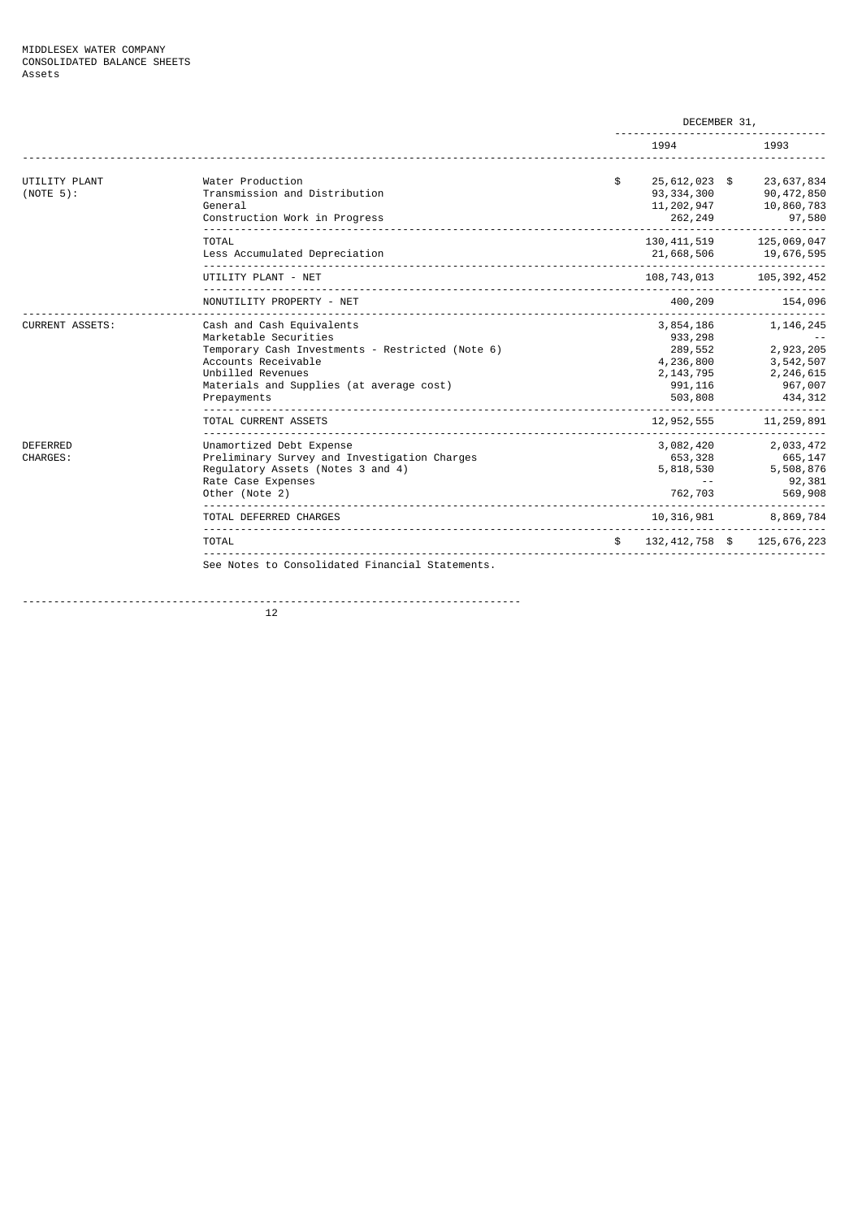MIDDLESEX WATER COMPANY
CONSOLIDATED BALANCE SHEETS
Assets

| | | DECEMBER 31, 1994 | DECEMBER 31, 1993 |
|---|---|---|---|
| UTILITY PLANT (NOTE 5): | Water Production | $ 25,612,023 | $ 23,637,834 |
| | Transmission and Distribution | 93,334,300 | 90,472,850 |
| | General | 11,202,947 | 10,860,783 |
| | Construction Work in Progress | 262,249 | 97,580 |
| | TOTAL | 130,411,519 | 125,069,047 |
| | Less Accumulated Depreciation | 21,668,506 | 19,676,595 |
| | UTILITY PLANT - NET | 108,743,013 | 105,392,452 |
| | NONUTILITY PROPERTY - NET | 400,209 | 154,096 |
| CURRENT ASSETS: | Cash and Cash Equivalents | 3,854,186 | 1,146,245 |
| | Marketable Securities | 933,298 | -- |
| | Temporary Cash Investments - Restricted (Note 6) | 289,552 | 2,923,205 |
| | Accounts Receivable | 4,236,800 | 3,542,507 |
| | Unbilled Revenues | 2,143,795 | 2,246,615 |
| | Materials and Supplies (at average cost) | 991,116 | 967,007 |
| | Prepayments | 503,808 | 434,312 |
| | TOTAL CURRENT ASSETS | 12,952,555 | 11,259,891 |
| DEFERRED CHARGES: | Unamortized Debt Expense | 3,082,420 | 2,033,472 |
| | Preliminary Survey and Investigation Charges | 653,328 | 665,147 |
| | Regulatory Assets (Notes 3 and 4) | 5,818,530 | 5,508,876 |
| | Rate Case Expenses | -- | 92,381 |
| | Other (Note 2) | 762,703 | 569,908 |
| | TOTAL DEFERRED CHARGES | 10,316,981 | 8,869,784 |
| | TOTAL | $ 132,412,758 | $ 125,676,223 |

See Notes to Consolidated Financial Statements.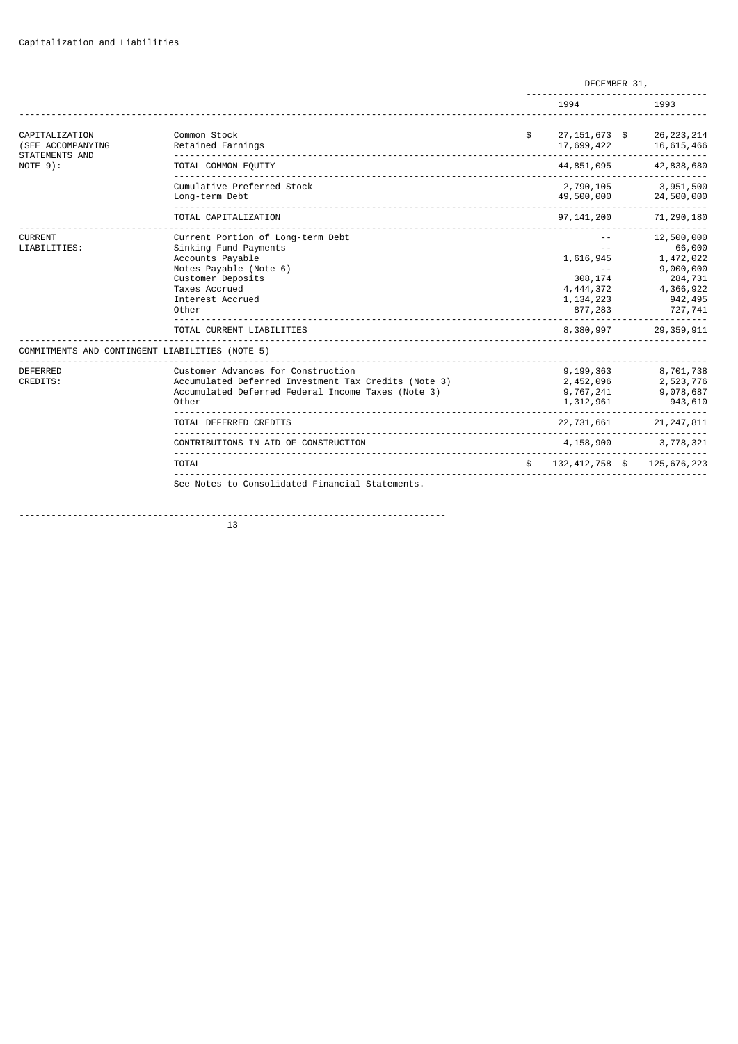Capitalization and Liabilities

| | | DECEMBER 31, | |
|---|---|---|---|
| | | 1994 | 1993 |
| CAPITALIZATION (SEE ACCOMPANYING STATEMENTS AND NOTE 9): | Common Stock | $ 27,151,673 | $ 26,223,214 |
| | Retained Earnings | 17,699,422 | 16,615,466 |
| | TOTAL COMMON EQUITY | 44,851,095 | 42,838,680 |
| | Cumulative Preferred Stock | 2,790,105 | 3,951,500 |
| | Long-term Debt | 49,500,000 | 24,500,000 |
| | TOTAL CAPITALIZATION | 97,141,200 | 71,290,180 |
| CURRENT LIABILITIES: | Current Portion of Long-term Debt | -- | 12,500,000 |
| | Sinking Fund Payments | -- | 66,000 |
| | Accounts Payable | 1,616,945 | 1,472,022 |
| | Notes Payable (Note 6) | -- | 9,000,000 |
| | Customer Deposits | 308,174 | 284,731 |
| | Taxes Accrued | 4,444,372 | 4,366,922 |
| | Interest Accrued | 1,134,223 | 942,495 |
| | Other | 877,283 | 727,741 |
| | TOTAL CURRENT LIABILITIES | 8,380,997 | 29,359,911 |
| COMMITMENTS AND CONTINGENT LIABILITIES (NOTE 5) | | | |
| DEFERRED CREDITS: | Customer Advances for Construction | 9,199,363 | 8,701,738 |
| | Accumulated Deferred Investment Tax Credits (Note 3) | 2,452,096 | 2,523,776 |
| | Accumulated Deferred Federal Income Taxes (Note 3) | 9,767,241 | 9,078,687 |
| | Other | 1,312,961 | 943,610 |
| | TOTAL DEFERRED CREDITS | 22,731,661 | 21,247,811 |
| | CONTRIBUTIONS IN AID OF CONSTRUCTION | 4,158,900 | 3,778,321 |
| | TOTAL | $ 132,412,758 | $ 125,676,223 |

See Notes to Consolidated Financial Statements.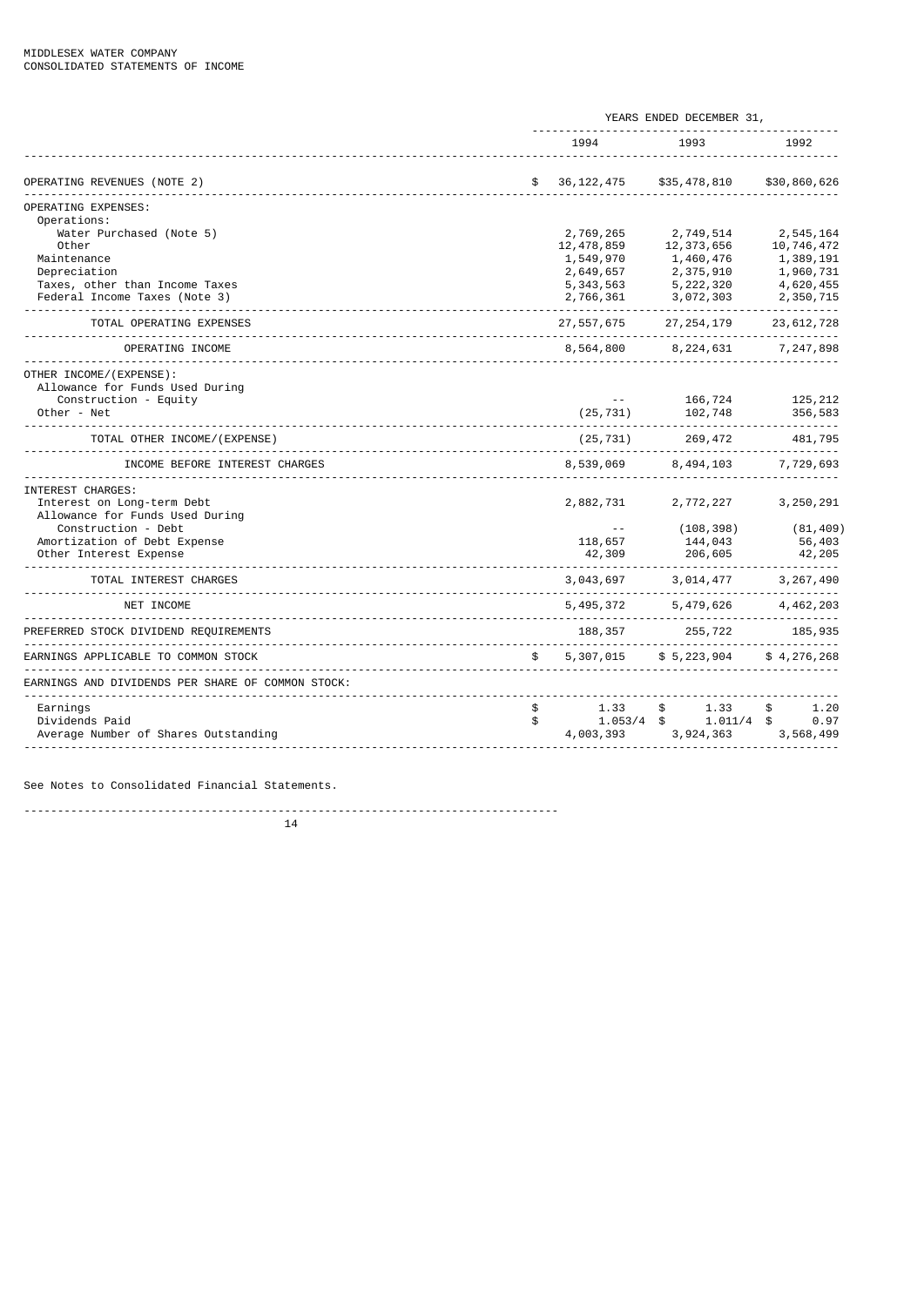MIDDLESEX WATER COMPANY
CONSOLIDATED STATEMENTS OF INCOME

| | YEARS ENDED DECEMBER 31, | | |
|---|---|---|---|
| | 1994 | 1993 | 1992 |
| OPERATING REVENUES (NOTE 2) | $ 36,122,475 | $35,478,810 | $30,860,626 |
| OPERATING EXPENSES: | | | |
| Operations: | | | |
| Water Purchased (Note 5) | 2,769,265 | 2,749,514 | 2,545,164 |
| Other | 12,478,859 | 12,373,656 | 10,746,472 |
| Maintenance | 1,549,970 | 1,460,476 | 1,389,191 |
| Depreciation | 2,649,657 | 2,375,910 | 1,960,731 |
| Taxes, other than Income Taxes | 5,343,563 | 5,222,320 | 4,620,455 |
| Federal Income Taxes (Note 3) | 2,766,361 | 3,072,303 | 2,350,715 |
| TOTAL OPERATING EXPENSES | 27,557,675 | 27,254,179 | 23,612,728 |
| OPERATING INCOME | 8,564,800 | 8,224,631 | 7,247,898 |
| OTHER INCOME/(EXPENSE): | | | |
| Allowance for Funds Used During Construction - Equity | -- | 166,724 | 125,212 |
| Other - Net | (25,731) | 102,748 | 356,583 |
| TOTAL OTHER INCOME/(EXPENSE) | (25,731) | 269,472 | 481,795 |
| INCOME BEFORE INTEREST CHARGES | 8,539,069 | 8,494,103 | 7,729,693 |
| INTEREST CHARGES: | | | |
| Interest on Long-term Debt | 2,882,731 | 2,772,227 | 3,250,291 |
| Allowance for Funds Used During Construction - Debt | -- | (108,398) | (81,409) |
| Amortization of Debt Expense | 118,657 | 144,043 | 56,403 |
| Other Interest Expense | 42,309 | 206,605 | 42,205 |
| TOTAL INTEREST CHARGES | 3,043,697 | 3,014,477 | 3,267,490 |
| NET INCOME | 5,495,372 | 5,479,626 | 4,462,203 |
| PREFERRED STOCK DIVIDEND REQUIREMENTS | 188,357 | 255,722 | 185,935 |
| EARNINGS APPLICABLE TO COMMON STOCK | $ 5,307,015 | $ 5,223,904 | $ 4,276,268 |
| EARNINGS AND DIVIDENDS PER SHARE OF COMMON STOCK: | | | |
| Earnings | $ 1.33 | $ 1.33 | $ 1.20 |
| Dividends Paid | $ 1.053/4 | $ 1.011/4 | $ 0.97 |
| Average Number of Shares Outstanding | 4,003,393 | 3,924,363 | 3,568,499 |

See Notes to Consolidated Financial Statements.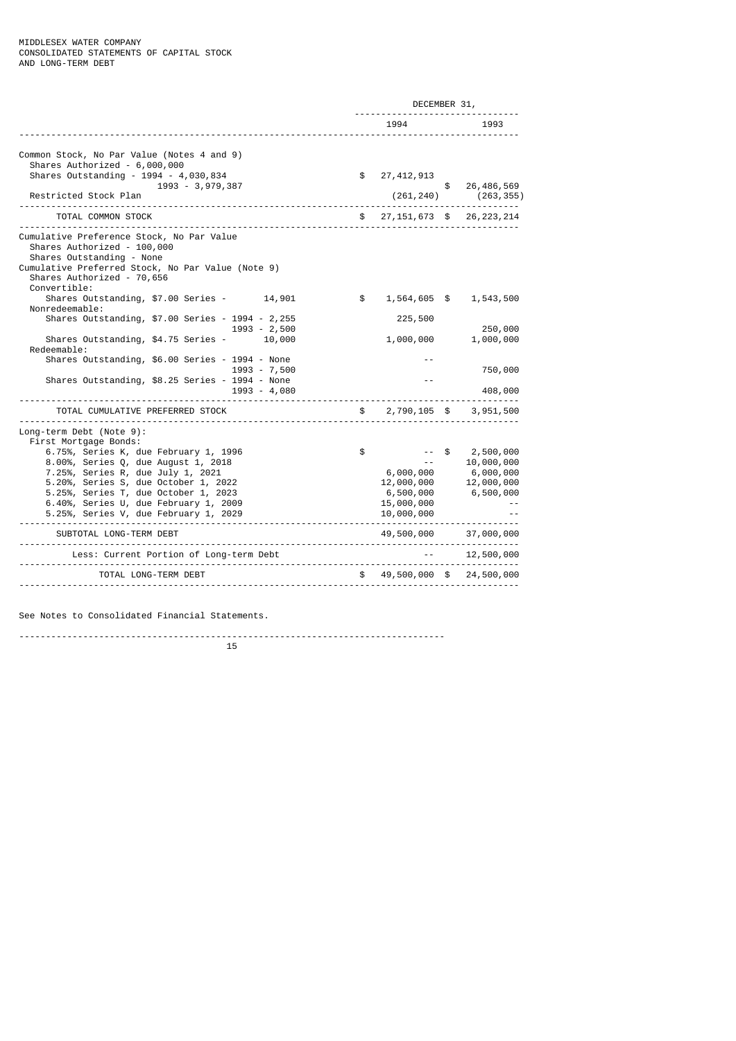MIDDLESEX WATER COMPANY
CONSOLIDATED STATEMENTS OF CAPITAL STOCK
AND LONG-TERM DEBT

| | DECEMBER 31, | |
|---|---|---|
| | 1994 | 1993 |
| Common Stock, No Par Value (Notes 4 and 9) | | |
| Shares Authorized - 6,000,000 | | |
| Shares Outstanding - 1994 - 4,030,834 | $ 27,412,913 | |
| 1993 - 3,979,387 | | $ 26,486,569 |
| Restricted Stock Plan | (261,240) | (263,355) |
| TOTAL COMMON STOCK | $ 27,151,673 | $ 26,223,214 |
| Cumulative Preference Stock, No Par Value | | |
| Shares Authorized - 100,000 | | |
| Shares Outstanding - None | | |
| Cumulative Preferred Stock, No Par Value (Note 9) | | |
| Shares Authorized - 70,656 | | |
| Convertible: | | |
| Shares Outstanding, $7.00 Series - 14,901 | $ 1,564,605 | $ 1,543,500 |
| Nonredeemable: | | |
| Shares Outstanding, $7.00 Series - 1994 - 2,255 | 225,500 | |
| 1993 - 2,500 | | 250,000 |
| Shares Outstanding, $4.75 Series - 10,000 | 1,000,000 | 1,000,000 |
| Redeemable: | | |
| Shares Outstanding, $6.00 Series - 1994 - None | -- | |
| 1993 - 7,500 | | 750,000 |
| Shares Outstanding, $8.25 Series - 1994 - None | -- | |
| 1993 - 4,080 | | 408,000 |
| TOTAL CUMULATIVE PREFERRED STOCK | $ 2,790,105 | $ 3,951,500 |
| Long-term Debt (Note 9): | | |
| First Mortgage Bonds: | | |
| 6.75%, Series K, due February 1, 1996 | $ -- | $ 2,500,000 |
| 8.00%, Series Q, due August 1, 2018 | -- | 10,000,000 |
| 7.25%, Series R, due July 1, 2021 | 6,000,000 | 6,000,000 |
| 5.20%, Series S, due October 1, 2022 | 12,000,000 | 12,000,000 |
| 5.25%, Series T, due October 1, 2023 | 6,500,000 | 6,500,000 |
| 6.40%, Series U, due February 1, 2009 | 15,000,000 | -- |
| 5.25%, Series V, due February 1, 2029 | 10,000,000 | -- |
| SUBTOTAL LONG-TERM DEBT | 49,500,000 | 37,000,000 |
| Less: Current Portion of Long-term Debt | -- | 12,500,000 |
| TOTAL LONG-TERM DEBT | $ 49,500,000 | $ 24,500,000 |

See Notes to Consolidated Financial Statements.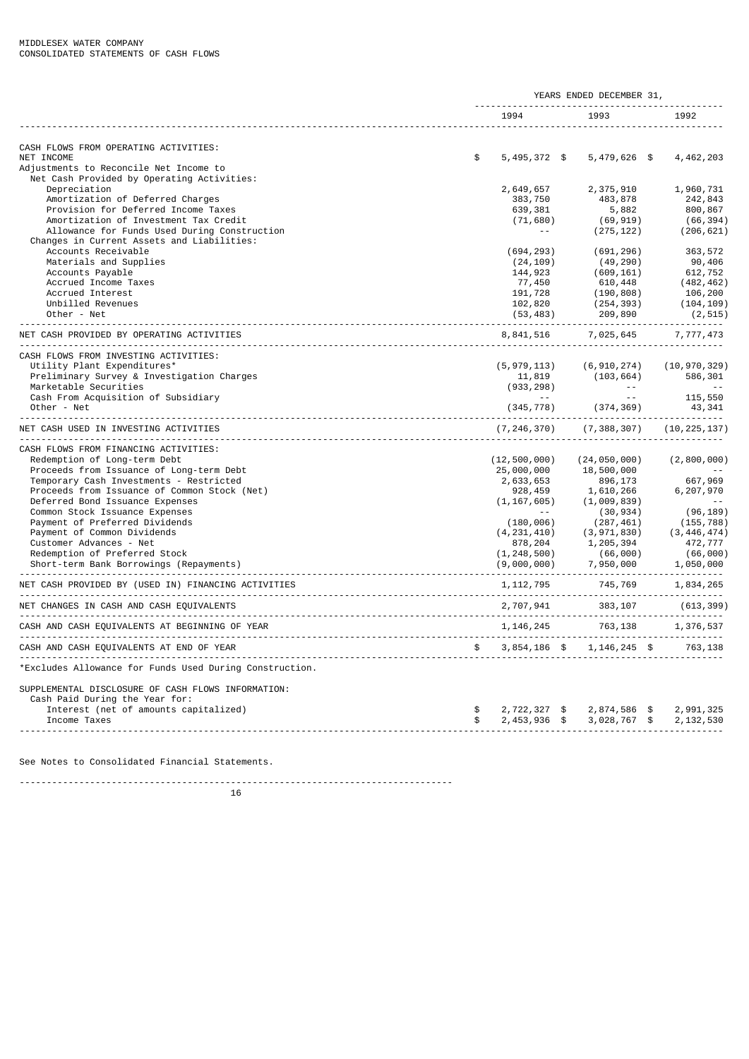MIDDLESEX WATER COMPANY
CONSOLIDATED STATEMENTS OF CASH FLOWS

| | YEARS ENDED DECEMBER 31, | | |
|---|---|---|---|
| | 1994 | 1993 | 1992 |
| CASH FLOWS FROM OPERATING ACTIVITIES: | | | |
| NET INCOME | $ 5,495,372 | $ 5,479,626 | $ 4,462,203 |
| Adjustments to Reconcile Net Income to | | | |
| Net Cash Provided by Operating Activities: | | | |
| Depreciation | 2,649,657 | 2,375,910 | 1,960,731 |
| Amortization of Deferred Charges | 383,750 | 483,878 | 242,843 |
| Provision for Deferred Income Taxes | 639,381 | 5,882 | 800,867 |
| Amortization of Investment Tax Credit | (71,680) | (69,919) | (66,394) |
| Allowance for Funds Used During Construction | -- | (275,122) | (206,621) |
| Changes in Current Assets and Liabilities: | | | |
| Accounts Receivable | (694,293) | (691,296) | 363,572 |
| Materials and Supplies | (24,109) | (49,290) | 90,406 |
| Accounts Payable | 144,923 | (609,161) | 612,752 |
| Accrued Income Taxes | 77,450 | 610,448 | (482,462) |
| Accrued Interest | 191,728 | (190,808) | 106,200 |
| Unbilled Revenues | 102,820 | (254,393) | (104,109) |
| Other - Net | (53,483) | 209,890 | (2,515) |
| NET CASH PROVIDED BY OPERATING ACTIVITIES | 8,841,516 | 7,025,645 | 7,777,473 |
| CASH FLOWS FROM INVESTING ACTIVITIES: | | | |
| Utility Plant Expenditures* | (5,979,113) | (6,910,274) | (10,970,329) |
| Preliminary Survey & Investigation Charges | 11,819 | (103,664) | 586,301 |
| Marketable Securities | (933,298) | -- | -- |
| Cash From Acquisition of Subsidiary | -- | -- | 115,550 |
| Other - Net | (345,778) | (374,369) | 43,341 |
| NET CASH USED IN INVESTING ACTIVITIES | (7,246,370) | (7,388,307) | (10,225,137) |
| CASH FLOWS FROM FINANCING ACTIVITIES: | | | |
| Redemption of Long-term Debt | (12,500,000) | (24,050,000) | (2,800,000) |
| Proceeds from Issuance of Long-term Debt | 25,000,000 | 18,500,000 | -- |
| Temporary Cash Investments - Restricted | 2,633,653 | 896,173 | 667,969 |
| Proceeds from Issuance of Common Stock (Net) | 928,459 | 1,610,266 | 6,207,970 |
| Deferred Bond Issuance Expenses | (1,167,605) | (1,009,839) | -- |
| Common Stock Issuance Expenses | -- | (30,934) | (96,189) |
| Payment of Preferred Dividends | (180,006) | (287,461) | (155,788) |
| Payment of Common Dividends | (4,231,410) | (3,971,830) | (3,446,474) |
| Customer Advances - Net | 878,204 | 1,205,394 | 472,777 |
| Redemption of Preferred Stock | (1,248,500) | (66,000) | (66,000) |
| Short-term Bank Borrowings (Repayments) | (9,000,000) | 7,950,000 | 1,050,000 |
| NET CASH PROVIDED BY (USED IN) FINANCING ACTIVITIES | 1,112,795 | 745,769 | 1,834,265 |
| NET CHANGES IN CASH AND CASH EQUIVALENTS | 2,707,941 | 383,107 | (613,399) |
| CASH AND CASH EQUIVALENTS AT BEGINNING OF YEAR | 1,146,245 | 763,138 | 1,376,537 |
| CASH AND CASH EQUIVALENTS AT END OF YEAR | $ 3,854,186 | $ 1,146,245 | $ 763,138 |

*Excludes Allowance for Funds Used During Construction.

| SUPPLEMENTAL DISCLOSURE OF CASH FLOWS INFORMATION: | | | |
|---|---|---|---|
| Cash Paid During the Year for: | | | |
| Interest (net of amounts capitalized) | $ 2,722,327 | $ 2,874,586 | $ 2,991,325 |
| Income Taxes | $ 2,453,936 | $ 3,028,767 | $ 2,132,530 |

See Notes to Consolidated Financial Statements.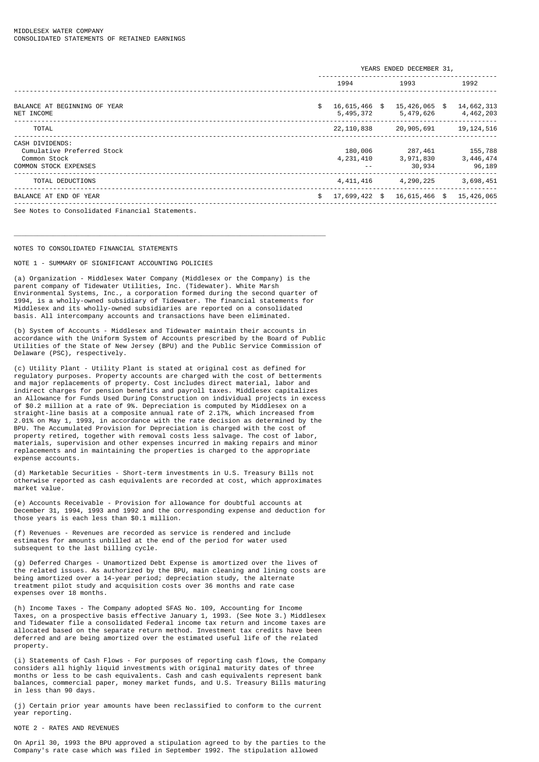MIDDLESEX WATER COMPANY
CONSOLIDATED STATEMENTS OF RETAINED EARNINGS

| | YEARS ENDED DECEMBER 31, | | |
|---|---|---|---|
| | 1994 | 1993 | 1992 |
| BALANCE AT BEGINNING OF YEAR | $ 16,615,466 | $ 15,426,065 | $ 14,662,313 |
| NET INCOME | 5,495,372 | 5,479,626 | 4,462,203 |
| TOTAL | 22,110,838 | 20,905,691 | 19,124,516 |
| CASH DIVIDENDS: | | | |
| Cumulative Preferred Stock | 180,006 | 287,461 | 155,788 |
| Common Stock | 4,231,410 | 3,971,830 | 3,446,474 |
| COMMON STOCK EXPENSES | -- | 30,934 | 96,189 |
| TOTAL DEDUCTIONS | 4,411,416 | 4,290,225 | 3,698,451 |
| BALANCE AT END OF YEAR | $ 17,699,422 | $ 16,615,466 | $ 15,426,065 |

See Notes to Consolidated Financial Statements.

---

NOTES TO CONSOLIDATED FINANCIAL STATEMENTS

NOTE 1 - SUMMARY OF SIGNIFICANT ACCOUNTING POLICIES

(a) Organization - Middlesex Water Company (Middlesex or the Company) is the parent company of Tidewater Utilities, Inc. (Tidewater). White Marsh Environmental Systems, Inc., a corporation formed during the second quarter of 1994, is a wholly-owned subsidiary of Tidewater. The financial statements for Middlesex and its wholly-owned subsidiaries are reported on a consolidated basis. All intercompany accounts and transactions have been eliminated.

(b) System of Accounts - Middlesex and Tidewater maintain their accounts in accordance with the Uniform System of Accounts prescribed by the Board of Public Utilities of the State of New Jersey (BPU) and the Public Service Commission of Delaware (PSC), respectively.

(c) Utility Plant - Utility Plant is stated at original cost as defined for regulatory purposes. Property accounts are charged with the cost of betterments and major replacements of property. Cost includes direct material, labor and indirect charges for pension benefits and payroll taxes. Middlesex capitalizes an Allowance for Funds Used During Construction on individual projects in excess of $0.2 million at a rate of 9%. Depreciation is computed by Middlesex on a straight-line basis at a composite annual rate of 2.17%, which increased from 2.01% on May 1, 1993, in accordance with the rate decision as determined by the BPU. The Accumulated Provision for Depreciation is charged with the cost of property retired, together with removal costs less salvage. The cost of labor, materials, supervision and other expenses incurred in making repairs and minor replacements and in maintaining the properties is charged to the appropriate expense accounts.

(d) Marketable Securities - Short-term investments in U.S. Treasury Bills not otherwise reported as cash equivalents are recorded at cost, which approximates market value.

(e) Accounts Receivable - Provision for allowance for doubtful accounts at December 31, 1994, 1993 and 1992 and the corresponding expense and deduction for those years is each less than $0.1 million.

(f) Revenues - Revenues are recorded as service is rendered and include estimates for amounts unbilled at the end of the period for water used subsequent to the last billing cycle.

(g) Deferred Charges - Unamortized Debt Expense is amortized over the lives of the related issues. As authorized by the BPU, main cleaning and lining costs are being amortized over a 14-year period; depreciation study, the alternate treatment pilot study and acquisition costs over 36 months and rate case expenses over 18 months.

(h) Income Taxes - The Company adopted SFAS No. 109, Accounting for Income Taxes, on a prospective basis effective January 1, 1993. (See Note 3.) Middlesex and Tidewater file a consolidated Federal income tax return and income taxes are allocated based on the separate return method. Investment tax credits have been deferred and are being amortized over the estimated useful life of the related property.

(i) Statements of Cash Flows - For purposes of reporting cash flows, the Company considers all highly liquid investments with original maturity dates of three months or less to be cash equivalents. Cash and cash equivalents represent bank balances, commercial paper, money market funds, and U.S. Treasury Bills maturing in less than 90 days.

(j) Certain prior year amounts have been reclassified to conform to the current year reporting.

NOTE 2 - RATES AND REVENUES

On April 30, 1993 the BPU approved a stipulation agreed to by the parties to the Company's rate case which was filed in September 1992. The stipulation allowed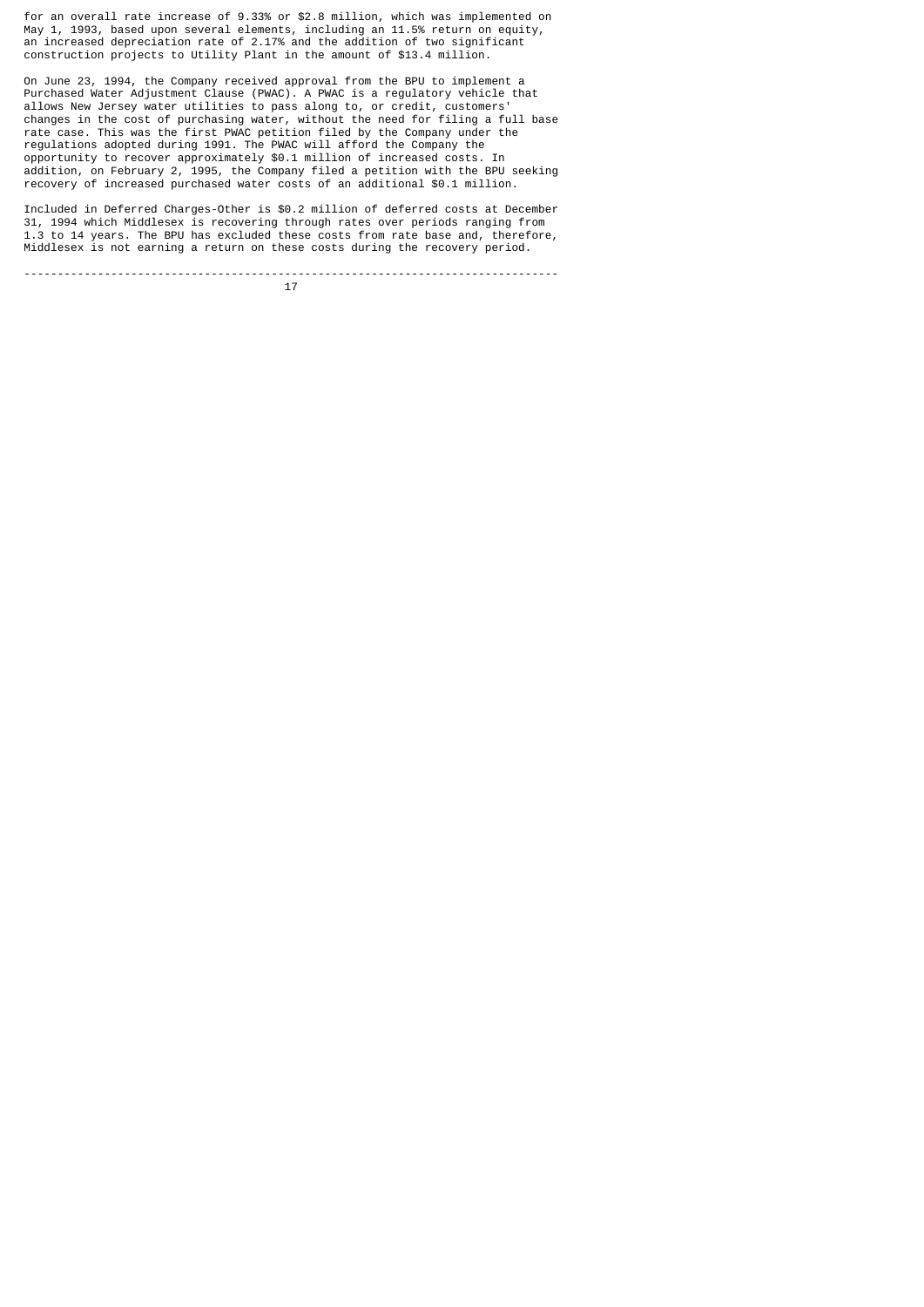for an overall rate increase of 9.33% or $2.8 million, which was implemented on May 1, 1993, based upon several elements, including an 11.5% return on equity, an increased depreciation rate of 2.17% and the addition of two significant construction projects to Utility Plant in the amount of $13.4 million.

On June 23, 1994, the Company received approval from the BPU to implement a Purchased Water Adjustment Clause (PWAC). A PWAC is a regulatory vehicle that allows New Jersey water utilities to pass along to, or credit, customers' changes in the cost of purchasing water, without the need for filing a full base rate case. This was the first PWAC petition filed by the Company under the regulations adopted during 1991. The PWAC will afford the Company the opportunity to recover approximately $0.1 million of increased costs. In addition, on February 2, 1995, the Company filed a petition with the BPU seeking recovery of increased purchased water costs of an additional $0.1 million.

Included in Deferred Charges-Other is $0.2 million of deferred costs at December 31, 1994 which Middlesex is recovering through rates over periods ranging from 1.3 to 14 years. The BPU has excluded these costs from rate base and, therefore, Middlesex is not earning a return on these costs during the recovery period.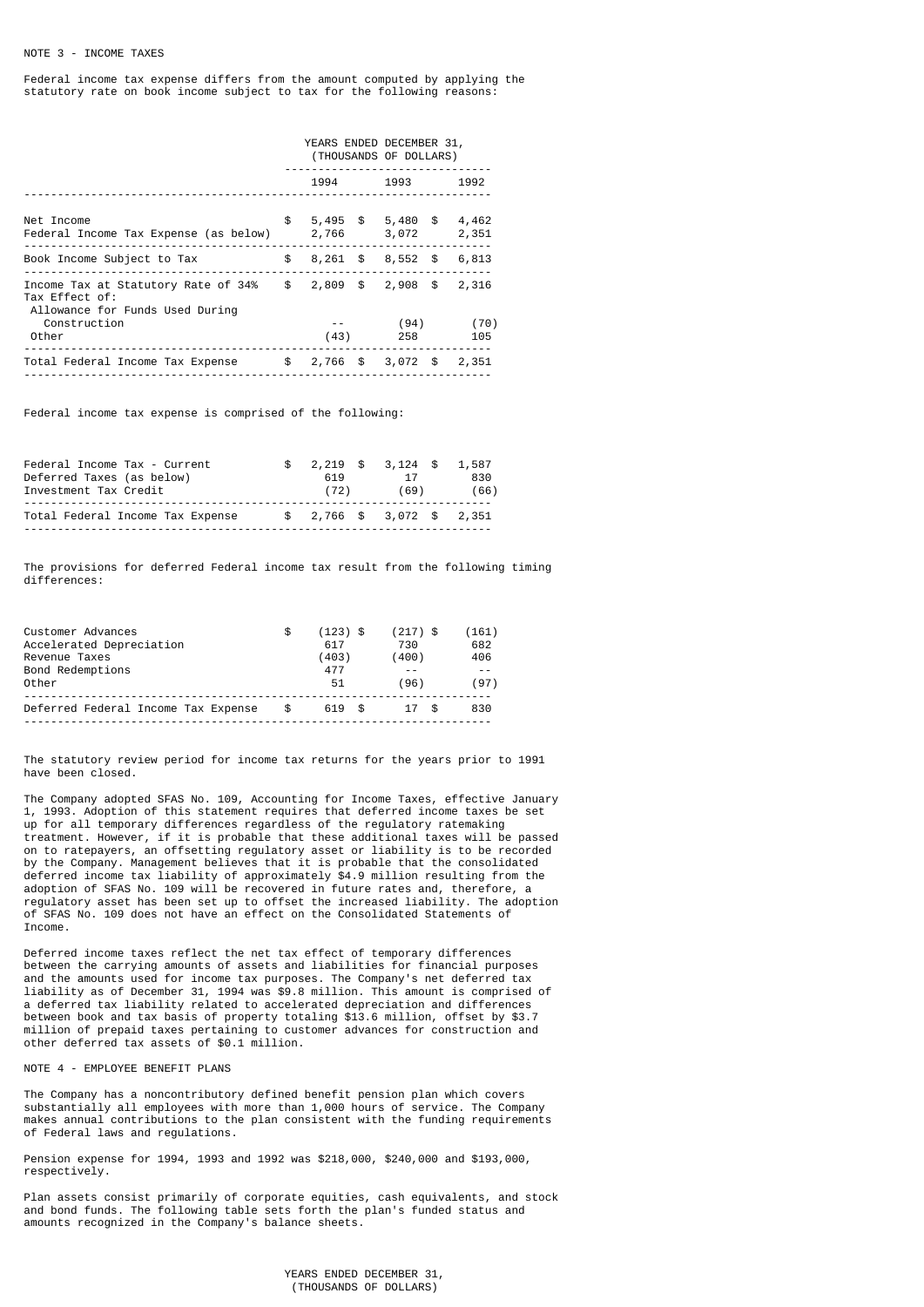NOTE 3 - INCOME TAXES

Federal income tax expense differs from the amount computed by applying the statutory rate on book income subject to tax for the following reasons:

| | YEARS ENDED DECEMBER 31, (THOUSANDS OF DOLLARS) | | |
|---|---|---|---|
| | 1994 | 1993 | 1992 |
| Net Income | $ 5,495 | $ 5,480 | $ 4,462 |
| Federal Income Tax Expense (as below) | 2,766 | 3,072 | 2,351 |
| Book Income Subject to Tax | $ 8,261 | $ 8,552 | $ 6,813 |
| Income Tax at Statutory Rate of 34% | $ 2,809 | $ 2,908 | $ 2,316 |
| Tax Effect of: | | | |
| Allowance for Funds Used During Construction | -- | (94) | (70) |
| Other | (43) | 258 | 105 |
| Total Federal Income Tax Expense | $ 2,766 | $ 3,072 | $ 2,351 |

Federal income tax expense is comprised of the following:

| | 1994 | 1993 | 1992 |
|---|---|---|---|
| Federal Income Tax - Current | $ 2,219 | $ 3,124 | $ 1,587 |
| Deferred Taxes (as below) | 619 | 17 | 830 |
| Investment Tax Credit | (72) | (69) | (66) |
| Total Federal Income Tax Expense | $ 2,766 | $ 3,072 | $ 2,351 |

The provisions for deferred Federal income tax result from the following timing differences:

| | 1994 | 1993 | 1992 |
|---|---|---|---|
| Customer Advances | $ (123) | $ (217) | $ (161) |
| Accelerated Depreciation | 617 | 730 | 682 |
| Revenue Taxes | (403) | (400) | 406 |
| Bond Redemptions | 477 | -- | -- |
| Other | 51 | (96) | (97) |
| Deferred Federal Income Tax Expense | $ 619 | $ 17 | $ 830 |

The statutory review period for income tax returns for the years prior to 1991 have been closed.

The Company adopted SFAS No. 109, Accounting for Income Taxes, effective January 1, 1993. Adoption of this statement requires that deferred income taxes be set up for all temporary differences regardless of the regulatory ratemaking treatment. However, if it is probable that these additional taxes will be passed on to ratepayers, an offsetting regulatory asset or liability is to be recorded by the Company. Management believes that it is probable that the consolidated deferred income tax liability of approximately $4.9 million resulting from the adoption of SFAS No. 109 will be recovered in future rates and, therefore, a regulatory asset has been set up to offset the increased liability. The adoption of SFAS No. 109 does not have an effect on the Consolidated Statements of Income.

Deferred income taxes reflect the net tax effect of temporary differences between the carrying amounts of assets and liabilities for financial purposes and the amounts used for income tax purposes. The Company's net deferred tax liability as of December 31, 1994 was $9.8 million. This amount is comprised of a deferred tax liability related to accelerated depreciation and differences between book and tax basis of property totaling $13.6 million, offset by $3.7 million of prepaid taxes pertaining to customer advances for construction and other deferred tax assets of $0.1 million.

NOTE 4 - EMPLOYEE BENEFIT PLANS

The Company has a noncontributory defined benefit pension plan which covers substantially all employees with more than 1,000 hours of service. The Company makes annual contributions to the plan consistent with the funding requirements of Federal laws and regulations.

Pension expense for 1994, 1993 and 1992 was $218,000, $240,000 and $193,000, respectively.

Plan assets consist primarily of corporate equities, cash equivalents, and stock and bond funds. The following table sets forth the plan's funded status and amounts recognized in the Company's balance sheets.

YEARS ENDED DECEMBER 31,
(THOUSANDS OF DOLLARS)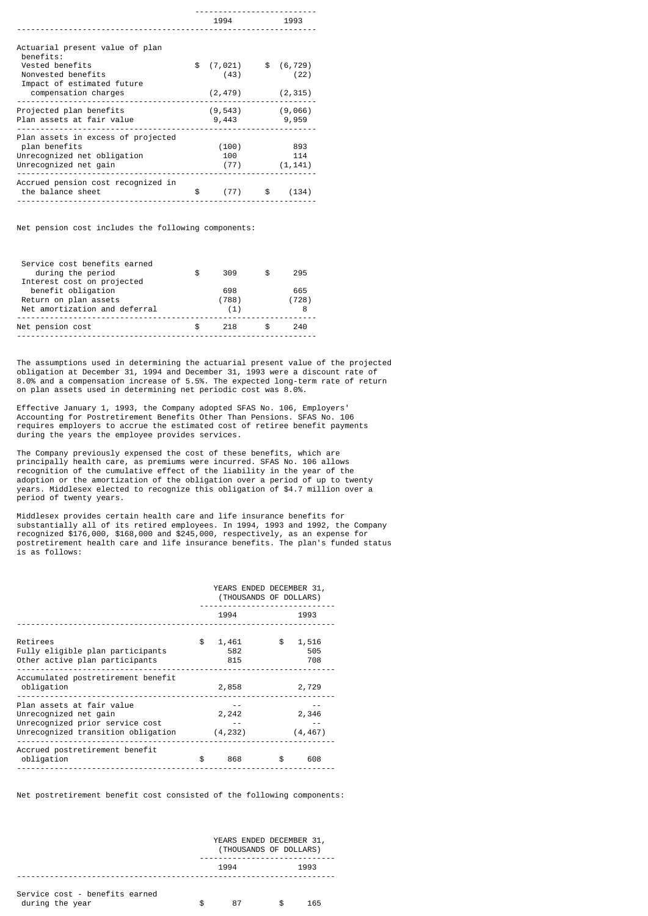| | 1994 | 1993 |
|---|---|---|
| Actuarial present value of plan benefits: | | |
| Vested benefits | $ (7,021) | $ (6,729) |
| Nonvested benefits | (43) | (22) |
| Impact of estimated future compensation charges | (2,479) | (2,315) |
| Projected plan benefits | (9,543) | (9,066) |
| Plan assets at fair value | 9,443 | 9,959 |
| Plan assets in excess of projected plan benefits | (100) | 893 |
| Unrecognized net obligation | 100 | 114 |
| Unrecognized net gain | (77) | (1,141) |
| Accrued pension cost recognized in the balance sheet | $ (77) | $ (134) |

Net pension cost includes the following components:

| | 1994 | 1993 |
|---|---|---|
| Service cost benefits earned during the period | $ 309 | $ 295 |
| Interest cost on projected benefit obligation | 698 | 665 |
| Return on plan assets | (788) | (728) |
| Net amortization and deferral | (1) | 8 |
| Net pension cost | $ 218 | $ 240 |

The assumptions used in determining the actuarial present value of the projected obligation at December 31, 1994 and December 31, 1993 were a discount rate of 8.0% and a compensation increase of 5.5%. The expected long-term rate of return on plan assets used in determining net periodic cost was 8.0%.

Effective January 1, 1993, the Company adopted SFAS No. 106, Employers' Accounting for Postretirement Benefits Other Than Pensions. SFAS No. 106 requires employers to accrue the estimated cost of retiree benefit payments during the years the employee provides services.

The Company previously expensed the cost of these benefits, which are principally health care, as premiums were incurred. SFAS No. 106 allows recognition of the cumulative effect of the liability in the year of the adoption or the amortization of the obligation over a period of up to twenty years. Middlesex elected to recognize this obligation of $4.7 million over a period of twenty years.

Middlesex provides certain health care and life insurance benefits for substantially all of its retired employees. In 1994, 1993 and 1992, the Company recognized $176,000, $168,000 and $245,000, respectively, as an expense for postretirement health care and life insurance benefits. The plan's funded status is as follows:

| | YEARS ENDED DECEMBER 31, (THOUSANDS OF DOLLARS) | |
|---|---|---|
| | 1994 | 1993 |
| Retirees | $ 1,461 | $ 1,516 |
| Fully eligible plan participants | 582 | 505 |
| Other active plan participants | 815 | 708 |
| Accumulated postretirement benefit obligation | 2,858 | 2,729 |
| Plan assets at fair value | -- | -- |
| Unrecognized net gain | 2,242 | 2,346 |
| Unrecognized prior service cost | -- | -- |
| Unrecognized transition obligation | (4,232) | (4,467) |
| Accrued postretirement benefit obligation | $ 868 | $ 608 |

Net postretirement benefit cost consisted of the following components:

| | YEARS ENDED DECEMBER 31, (THOUSANDS OF DOLLARS) | |
|---|---|---|
| | 1994 | 1993 |
| Service cost - benefits earned during the year | $ 87 | $ 165 |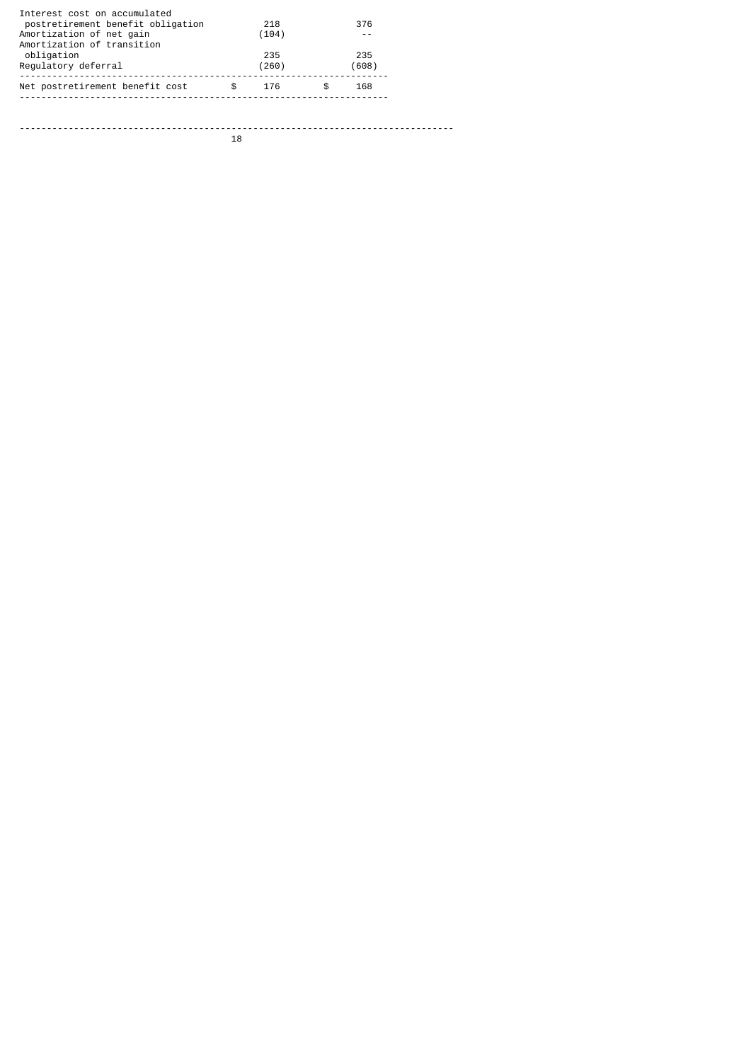| | | |
|---|---|---|
| Interest cost on accumulated postretirement benefit obligation | 218 | 376 |
| Amortization of net gain | (104) | -- |
| Amortization of transition obligation | 235 | 235 |
| Regulatory deferral | (260) | (608) |
| Net postretirement benefit cost | $ 176 | $ 168 |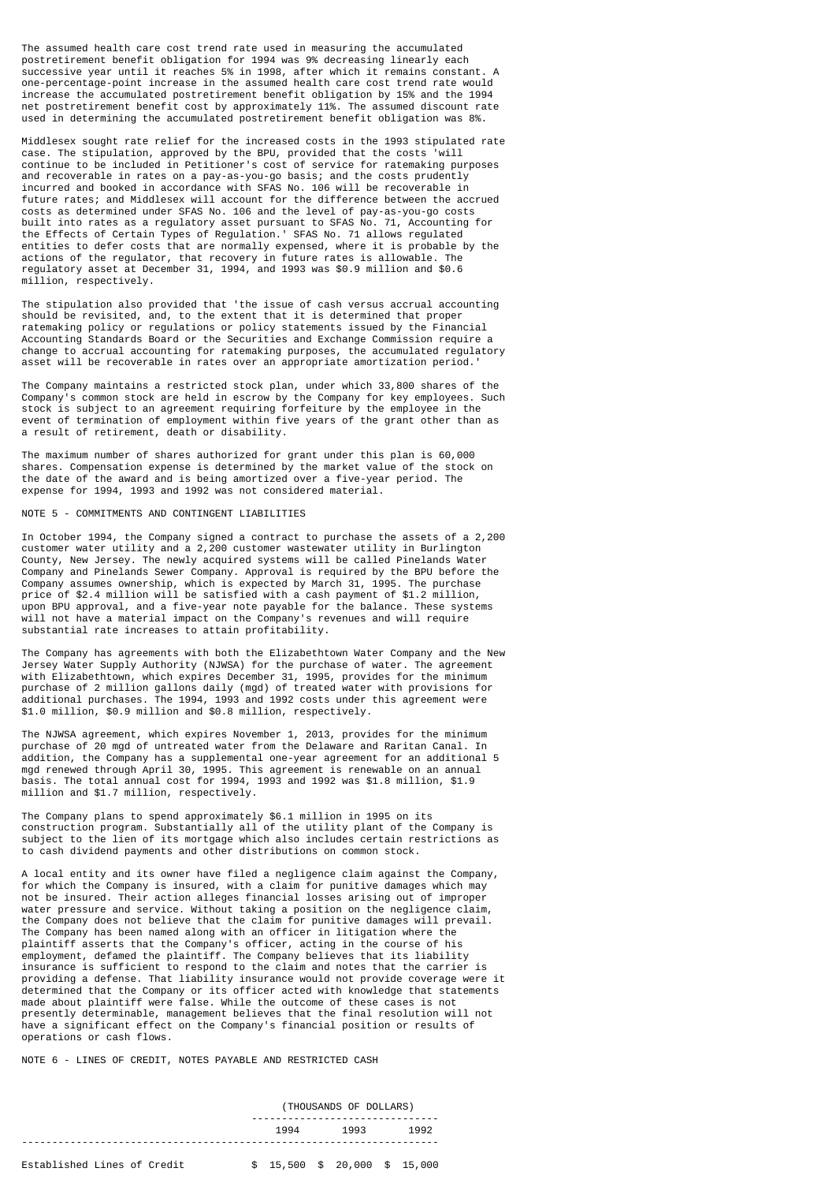The assumed health care cost trend rate used in measuring the accumulated postretirement benefit obligation for 1994 was 9% decreasing linearly each successive year until it reaches 5% in 1998, after which it remains constant. A one-percentage-point increase in the assumed health care cost trend rate would increase the accumulated postretirement benefit obligation by 15% and the 1994 net postretirement benefit cost by approximately 11%. The assumed discount rate used in determining the accumulated postretirement benefit obligation was 8%.

Middlesex sought rate relief for the increased costs in the 1993 stipulated rate case. The stipulation, approved by the BPU, provided that the costs 'will continue to be included in Petitioner's cost of service for ratemaking purposes and recoverable in rates on a pay-as-you-go basis; and the costs prudently incurred and booked in accordance with SFAS No. 106 will be recoverable in future rates; and Middlesex will account for the difference between the accrued costs as determined under SFAS No. 106 and the level of pay-as-you-go costs built into rates as a regulatory asset pursuant to SFAS No. 71, Accounting for the Effects of Certain Types of Regulation.' SFAS No. 71 allows regulated entities to defer costs that are normally expensed, where it is probable by the actions of the regulator, that recovery in future rates is allowable. The regulatory asset at December 31, 1994, and 1993 was $0.9 million and $0.6 million, respectively.

The stipulation also provided that 'the issue of cash versus accrual accounting should be revisited, and, to the extent that it is determined that proper ratemaking policy or regulations or policy statements issued by the Financial Accounting Standards Board or the Securities and Exchange Commission require a change to accrual accounting for ratemaking purposes, the accumulated regulatory asset will be recoverable in rates over an appropriate amortization period.'

The Company maintains a restricted stock plan, under which 33,800 shares of the Company's common stock are held in escrow by the Company for key employees. Such stock is subject to an agreement requiring forfeiture by the employee in the event of termination of employment within five years of the grant other than as a result of retirement, death or disability.

The maximum number of shares authorized for grant under this plan is 60,000 shares. Compensation expense is determined by the market value of the stock on the date of the award and is being amortized over a five-year period. The expense for 1994, 1993 and 1992 was not considered material.

NOTE 5 - COMMITMENTS AND CONTINGENT LIABILITIES

In October 1994, the Company signed a contract to purchase the assets of a 2,200 customer water utility and a 2,200 customer wastewater utility in Burlington County, New Jersey. The newly acquired systems will be called Pinelands Water Company and Pinelands Sewer Company. Approval is required by the BPU before the Company assumes ownership, which is expected by March 31, 1995. The purchase price of $2.4 million will be satisfied with a cash payment of $1.2 million, upon BPU approval, and a five-year note payable for the balance. These systems will not have a material impact on the Company's revenues and will require substantial rate increases to attain profitability.

The Company has agreements with both the Elizabethtown Water Company and the New Jersey Water Supply Authority (NJWSA) for the purchase of water. The agreement with Elizabethtown, which expires December 31, 1995, provides for the minimum purchase of 2 million gallons daily (mgd) of treated water with provisions for additional purchases. The 1994, 1993 and 1992 costs under this agreement were $1.0 million, $0.9 million and $0.8 million, respectively.

The NJWSA agreement, which expires November 1, 2013, provides for the minimum purchase of 20 mgd of untreated water from the Delaware and Raritan Canal. In addition, the Company has a supplemental one-year agreement for an additional 5 mgd renewed through April 30, 1995. This agreement is renewable on an annual basis. The total annual cost for 1994, 1993 and 1992 was $1.8 million, $1.9 million and $1.7 million, respectively.

The Company plans to spend approximately $6.1 million in 1995 on its construction program. Substantially all of the utility plant of the Company is subject to the lien of its mortgage which also includes certain restrictions as to cash dividend payments and other distributions on common stock.

A local entity and its owner have filed a negligence claim against the Company, for which the Company is insured, with a claim for punitive damages which may not be insured. Their action alleges financial losses arising out of improper water pressure and service. Without taking a position on the negligence claim, the Company does not believe that the claim for punitive damages will prevail. The Company has been named along with an officer in litigation where the plaintiff asserts that the Company's officer, acting in the course of his employment, defamed the plaintiff. The Company believes that its liability insurance is sufficient to respond to the claim and notes that the carrier is providing a defense. That liability insurance would not provide coverage were it determined that the Company or its officer acted with knowledge that statements made about plaintiff were false. While the outcome of these cases is not presently determinable, management believes that the final resolution will not have a significant effect on the Company's financial position or results of operations or cash flows.

NOTE 6 - LINES OF CREDIT, NOTES PAYABLE AND RESTRICTED CASH

| | (THOUSANDS OF DOLLARS) | | |
|---|---|---|---|
| | 1994 | 1993 | 1992 |
| Established Lines of Credit | $ 15,500 | $ 20,000 | $ 15,000 |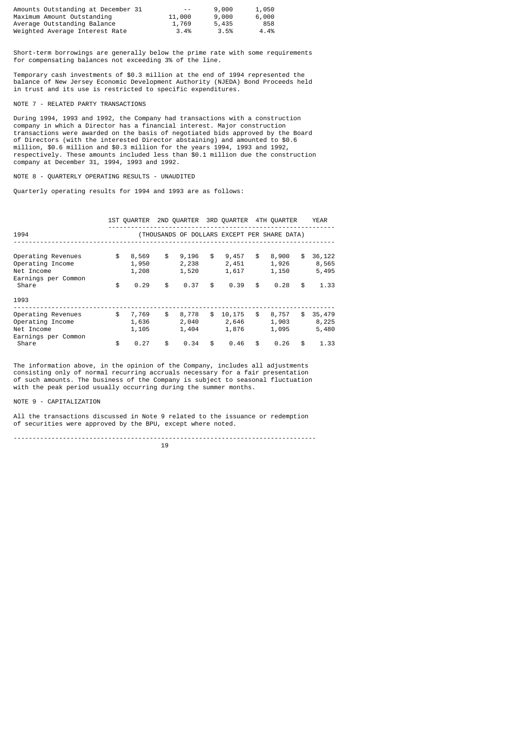| | | | |
|---|---|---|---|
| Amounts Outstanding at December 31 | -- | 9,000 | 1,050 |
| Maximum Amount Outstanding | 11,000 | 9,000 | 6,000 |
| Average Outstanding Balance | 1,769 | 5,435 | 858 |
| Weighted Average Interest Rate | 3.4% | 3.5% | 4.4% |

Short-term borrowings are generally below the prime rate with some requirements for compensating balances not exceeding 3% of the line.

Temporary cash investments of $0.3 million at the end of 1994 represented the balance of New Jersey Economic Development Authority (NJEDA) Bond Proceeds held in trust and its use is restricted to specific expenditures.

NOTE 7 - RELATED PARTY TRANSACTIONS

During 1994, 1993 and 1992, the Company had transactions with a construction company in which a Director has a financial interest. Major construction transactions were awarded on the basis of negotiated bids approved by the Board of Directors (with the interested Director abstaining) and amounted to $0.6 million, $0.6 million and $0.3 million for the years 1994, 1993 and 1992, respectively. These amounts included less than $0.1 million due the construction company at December 31, 1994, 1993 and 1992.

NOTE 8 - QUARTERLY OPERATING RESULTS - UNAUDITED

Quarterly operating results for 1994 and 1993 are as follows:

| | 1ST QUARTER | 2ND QUARTER | 3RD QUARTER | 4TH QUARTER | YEAR |
|---|---|---|---|---|---|
| 1994 | (THOUSANDS OF DOLLARS EXCEPT PER SHARE DATA) | | | | |
| Operating Revenues | $ 8,569 | $ 9,196 | $ 9,457 | $ 8,900 | $ 36,122 |
| Operating Income | 1,950 | 2,238 | 2,451 | 1,926 | 8,565 |
| Net Income | 1,208 | 1,520 | 1,617 | 1,150 | 5,495 |
| Earnings per Common Share | $ 0.29 | $ 0.37 | $ 0.39 | $ 0.28 | $ 1.33 |
| 1993 | | | | | |
| Operating Revenues | $ 7,769 | $ 8,778 | $ 10,175 | $ 8,757 | $ 35,479 |
| Operating Income | 1,636 | 2,040 | 2,646 | 1,903 | 8,225 |
| Net Income | 1,105 | 1,404 | 1,876 | 1,095 | 5,480 |
| Earnings per Common Share | $ 0.27 | $ 0.34 | $ 0.46 | $ 0.26 | $ 1.33 |

The information above, in the opinion of the Company, includes all adjustments consisting only of normal recurring accruals necessary for a fair presentation of such amounts. The business of the Company is subject to seasonal fluctuation with the peak period usually occurring during the summer months.

NOTE 9 - CAPITALIZATION

All the transactions discussed in Note 9 related to the issuance or redemption of securities were approved by the BPU, except where noted.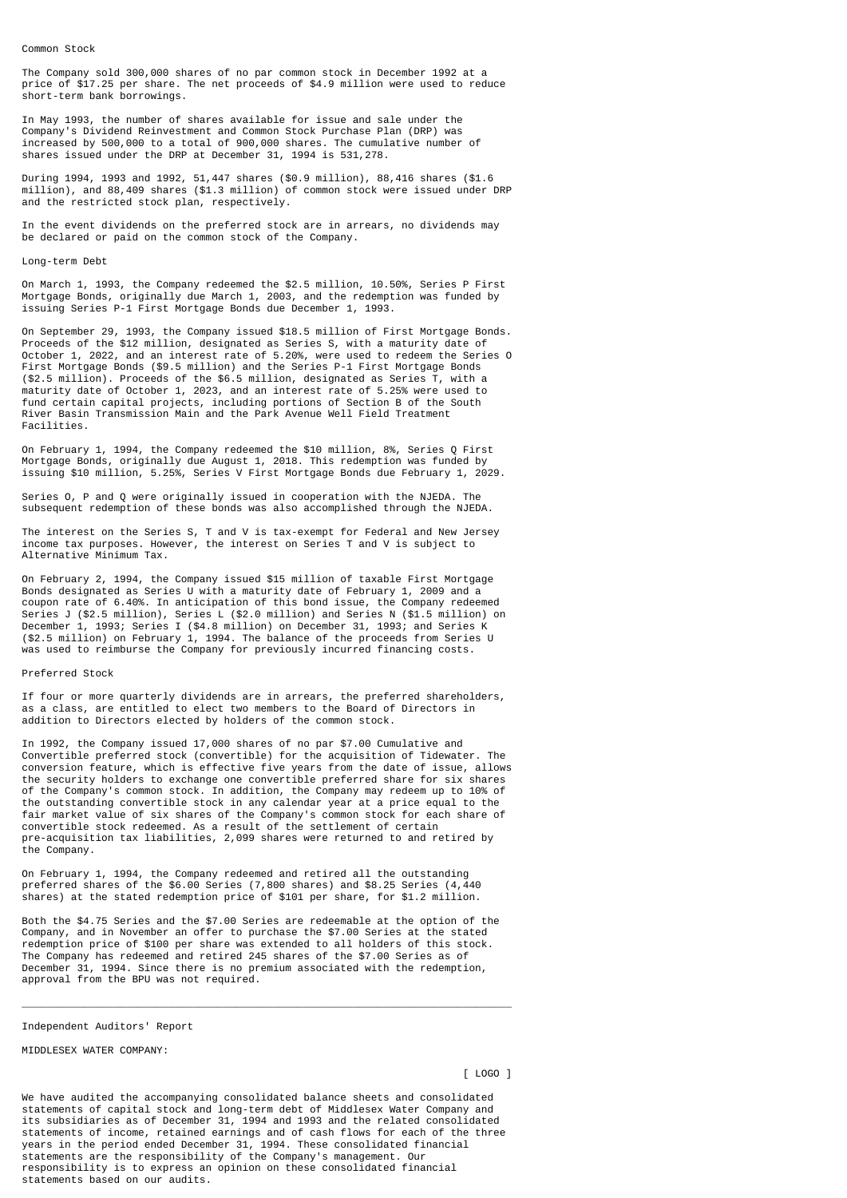## Common Stock

The Company sold 300,000 shares of no par common stock in December 1992 at a price of $17.25 per share. The net proceeds of $4.9 million were used to reduce short-term bank borrowings.

In May 1993, the number of shares available for issue and sale under the Company's Dividend Reinvestment and Common Stock Purchase Plan (DRP) was increased by 500,000 to a total of 900,000 shares. The cumulative number of shares issued under the DRP at December 31, 1994 is 531,278.

During 1994, 1993 and 1992, 51,447 shares ($0.9 million), 88,416 shares ($1.6 million), and 88,409 shares ($1.3 million) of common stock were issued under DRP and the restricted stock plan, respectively.

In the event dividends on the preferred stock are in arrears, no dividends may be declared or paid on the common stock of the Company.

## Long-term Debt

On March 1, 1993, the Company redeemed the $2.5 million, 10.50%, Series P First Mortgage Bonds, originally due March 1, 2003, and the redemption was funded by issuing Series P-1 First Mortgage Bonds due December 1, 1993.

On September 29, 1993, the Company issued $18.5 million of First Mortgage Bonds. Proceeds of the $12 million, designated as Series S, with a maturity date of October 1, 2022, and an interest rate of 5.20%, were used to redeem the Series O First Mortgage Bonds ($9.5 million) and the Series P-1 First Mortgage Bonds ($2.5 million). Proceeds of the $6.5 million, designated as Series T, with a maturity date of October 1, 2023, and an interest rate of 5.25% were used to fund certain capital projects, including portions of Section B of the South River Basin Transmission Main and the Park Avenue Well Field Treatment Facilities.

On February 1, 1994, the Company redeemed the $10 million, 8%, Series Q First Mortgage Bonds, originally due August 1, 2018. This redemption was funded by issuing $10 million, 5.25%, Series V First Mortgage Bonds due February 1, 2029.

Series O, P and Q were originally issued in cooperation with the NJEDA. The subsequent redemption of these bonds was also accomplished through the NJEDA.

The interest on the Series S, T and V is tax-exempt for Federal and New Jersey income tax purposes. However, the interest on Series T and V is subject to Alternative Minimum Tax.

On February 2, 1994, the Company issued $15 million of taxable First Mortgage Bonds designated as Series U with a maturity date of February 1, 2009 and a coupon rate of 6.40%. In anticipation of this bond issue, the Company redeemed Series J ($2.5 million), Series L ($2.0 million) and Series N ($1.5 million) on December 1, 1993; Series I ($4.8 million) on December 31, 1993; and Series K ($2.5 million) on February 1, 1994. The balance of the proceeds from Series U was used to reimburse the Company for previously incurred financing costs.

## Preferred Stock

If four or more quarterly dividends are in arrears, the preferred shareholders, as a class, are entitled to elect two members to the Board of Directors in addition to Directors elected by holders of the common stock.

In 1992, the Company issued 17,000 shares of no par $7.00 Cumulative and Convertible preferred stock (convertible) for the acquisition of Tidewater. The conversion feature, which is effective five years from the date of issue, allows the security holders to exchange one convertible preferred share for six shares of the Company's common stock. In addition, the Company may redeem up to 10% of the outstanding convertible stock in any calendar year at a price equal to the fair market value of six shares of the Company's common stock for each share of convertible stock redeemed. As a result of the settlement of certain pre-acquisition tax liabilities, 2,099 shares were returned to and retired by the Company.

On February 1, 1994, the Company redeemed and retired all the outstanding preferred shares of the $6.00 Series (7,800 shares) and $8.25 Series (4,440 shares) at the stated redemption price of $101 per share, for $1.2 million.

Both the $4.75 Series and the $7.00 Series are redeemable at the option of the Company, and in November an offer to purchase the $7.00 Series at the stated redemption price of $100 per share was extended to all holders of this stock. The Company has redeemed and retired 245 shares of the $7.00 Series as of December 31, 1994. Since there is no premium associated with the redemption, approval from the BPU was not required.

---

## Independent Auditors' Report

MIDDLESEX WATER COMPANY:

[ LOGO ]

We have audited the accompanying consolidated balance sheets and consolidated statements of capital stock and long-term debt of Middlesex Water Company and its subsidiaries as of December 31, 1994 and 1993 and the related consolidated statements of income, retained earnings and of cash flows for each of the three years in the period ended December 31, 1994. These consolidated financial statements are the responsibility of the Company's management. Our responsibility is to express an opinion on these consolidated financial statements based on our audits.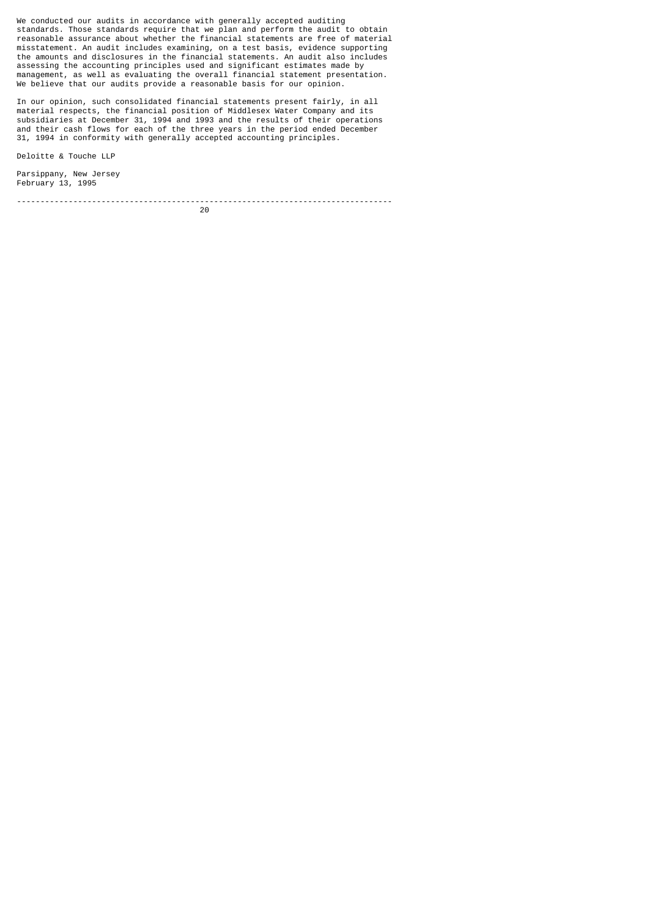We conducted our audits in accordance with generally accepted auditing standards. Those standards require that we plan and perform the audit to obtain reasonable assurance about whether the financial statements are free of material misstatement. An audit includes examining, on a test basis, evidence supporting the amounts and disclosures in the financial statements. An audit also includes assessing the accounting principles used and significant estimates made by management, as well as evaluating the overall financial statement presentation. We believe that our audits provide a reasonable basis for our opinion.

In our opinion, such consolidated financial statements present fairly, in all material respects, the financial position of Middlesex Water Company and its subsidiaries at December 31, 1994 and 1993 and the results of their operations and their cash flows for each of the three years in the period ended December 31, 1994 in conformity with generally accepted accounting principles.

Deloitte & Touche LLP

Parsippany, New Jersey
February 13, 1995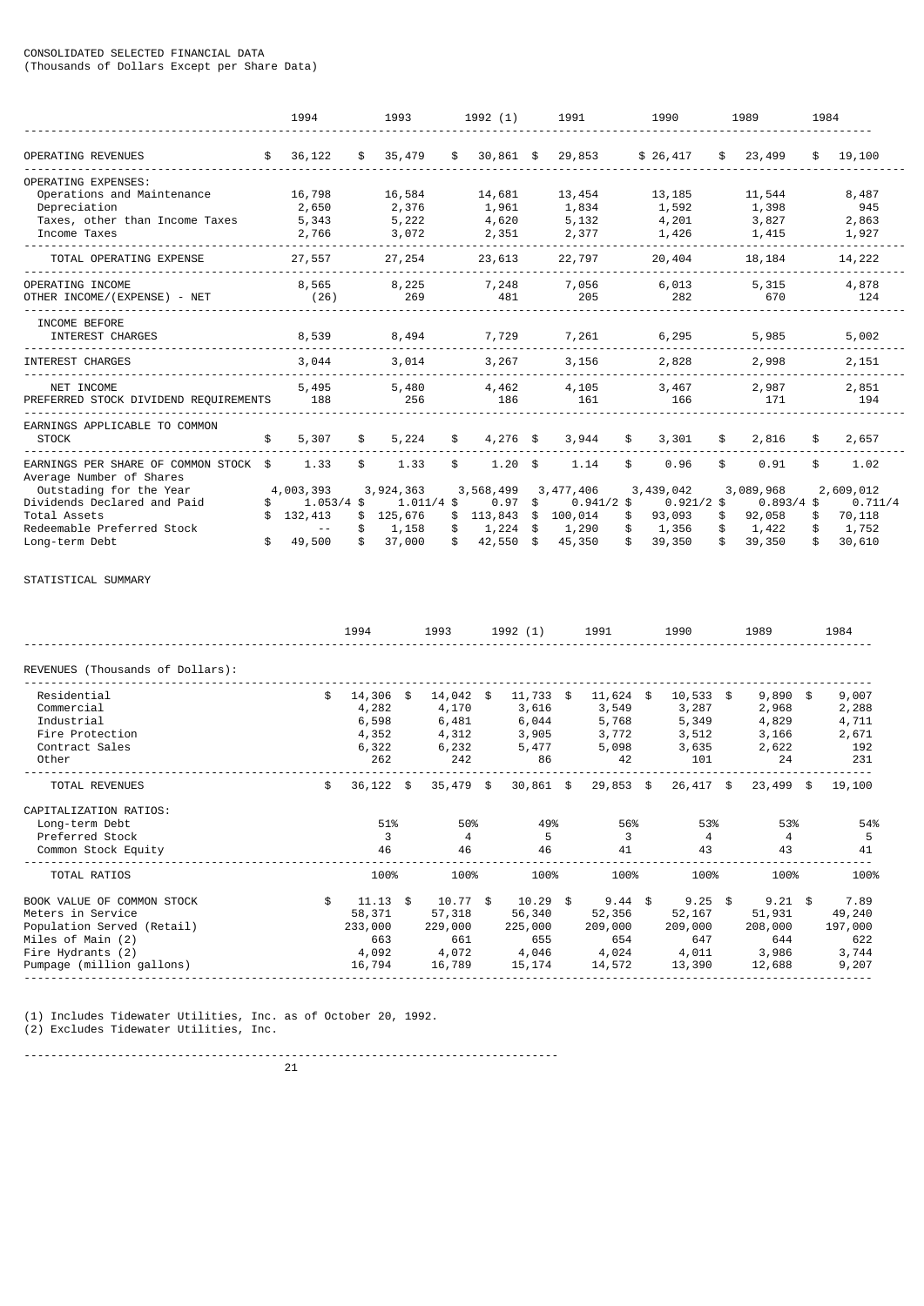CONSOLIDATED SELECTED FINANCIAL DATA
(Thousands of Dollars Except per Share Data)

| | 1994 | 1993 | 1992 (1) | 1991 | 1990 | 1989 | 1984 |
|---|---|---|---|---|---|---|---|
| OPERATING REVENUES | $ 36,122 | $ 35,479 | $ 30,861 | $ 29,853 | $ 26,417 | $ 23,499 | $ 19,100 |
| OPERATING EXPENSES: | | | | | | | |
| Operations and Maintenance | 16,798 | 16,584 | 14,681 | 13,454 | 13,185 | 11,544 | 8,487 |
| Depreciation | 2,650 | 2,376 | 1,961 | 1,834 | 1,592 | 1,398 | 945 |
| Taxes, other than Income Taxes | 5,343 | 5,222 | 4,620 | 5,132 | 4,201 | 3,827 | 2,863 |
| Income Taxes | 2,766 | 3,072 | 2,351 | 2,377 | 1,426 | 1,415 | 1,927 |
| TOTAL OPERATING EXPENSE | 27,557 | 27,254 | 23,613 | 22,797 | 20,404 | 18,184 | 14,222 |
| OPERATING INCOME | 8,565 | 8,225 | 7,248 | 7,056 | 6,013 | 5,315 | 4,878 |
| OTHER INCOME/(EXPENSE) - NET | (26) | 269 | 481 | 205 | 282 | 670 | 124 |
| INCOME BEFORE INTEREST CHARGES | 8,539 | 8,494 | 7,729 | 7,261 | 6,295 | 5,985 | 5,002 |
| INTEREST CHARGES | 3,044 | 3,014 | 3,267 | 3,156 | 2,828 | 2,998 | 2,151 |
| NET INCOME | 5,495 | 5,480 | 4,462 | 4,105 | 3,467 | 2,987 | 2,851 |
| PREFERRED STOCK DIVIDEND REQUIREMENTS | 188 | 256 | 186 | 161 | 166 | 171 | 194 |
| EARNINGS APPLICABLE TO COMMON STOCK | $ 5,307 | $ 5,224 | $ 4,276 | $ 3,944 | $ 3,301 | $ 2,816 | $ 2,657 |
| EARNINGS PER SHARE OF COMMON STOCK | $ 1.33 | $ 1.33 | $ 1.20 | $ 1.14 | $ 0.96 | $ 0.91 | $ 1.02 |
| Average Number of Shares Outstanding for the Year | 4,003,393 | 3,924,363 | 3,568,499 | 3,477,406 | 3,439,042 | 3,089,968 | 2,609,012 |
| Dividends Declared and Paid | $ 1.053/4 | $ 1.011/4 | $ 0.97 | $ 0.941/2 | $ 0.921/2 | $ 0.893/4 | $ 0.711/4 |
| Total Assets | $ 132,413 | $ 125,676 | $ 113,843 | $ 100,014 | $ 93,093 | $ 92,058 | $ 70,118 |
| Redeemable Preferred Stock | -- | $ 1,158 | $ 1,224 | $ 1,290 | $ 1,356 | $ 1,422 | $ 1,752 |
| Long-term Debt | $ 49,500 | $ 37,000 | $ 42,550 | $ 45,350 | $ 39,350 | $ 39,350 | $ 30,610 |

STATISTICAL SUMMARY

| | 1994 | 1993 | 1992 (1) | 1991 | 1990 | 1989 | 1984 |
|---|---|---|---|---|---|---|---|
| REVENUES (Thousands of Dollars): | | | | | | | |
| Residential | $ 14,306 | $ 14,042 | $ 11,733 | $ 11,624 | $ 10,533 | $ 9,890 | $ 9,007 |
| Commercial | 4,282 | 4,170 | 3,616 | 3,549 | 3,287 | 2,968 | 2,288 |
| Industrial | 6,598 | 6,481 | 6,044 | 5,768 | 5,349 | 4,829 | 4,711 |
| Fire Protection | 4,352 | 4,312 | 3,905 | 3,772 | 3,512 | 3,166 | 2,671 |
| Contract Sales | 6,322 | 6,232 | 5,477 | 5,098 | 3,635 | 2,622 | 192 |
| Other | 262 | 242 | 86 | 42 | 101 | 24 | 231 |
| TOTAL REVENUES | $ 36,122 | $ 35,479 | $ 30,861 | $ 29,853 | $ 26,417 | $ 23,499 | $ 19,100 |
| CAPITALIZATION RATIOS: | | | | | | | |
| Long-term Debt | 51% | 50% | 49% | 56% | 53% | 53% | 54% |
| Preferred Stock | 3 | 4 | 5 | 3 | 4 | 4 | 5 |
| Common Stock Equity | 46 | 46 | 46 | 41 | 43 | 43 | 41 |
| TOTAL RATIOS | 100% | 100% | 100% | 100% | 100% | 100% | 100% |
| BOOK VALUE OF COMMON STOCK | $ 11.13 | $ 10.77 | $ 10.29 | $ 9.44 | $ 9.25 | $ 9.21 | $ 7.89 |
| Meters in Service | 58,371 | 57,318 | 56,340 | 52,356 | 52,167 | 51,931 | 49,240 |
| Population Served (Retail) | 233,000 | 229,000 | 225,000 | 209,000 | 209,000 | 208,000 | 197,000 |
| Miles of Main (2) | 663 | 661 | 655 | 654 | 647 | 644 | 622 |
| Fire Hydrants (2) | 4,092 | 4,072 | 4,046 | 4,024 | 4,011 | 3,986 | 3,744 |
| Pumpage (million gallons) | 16,794 | 16,789 | 15,174 | 14,572 | 13,390 | 12,688 | 9,207 |

(1) Includes Tidewater Utilities, Inc. as of October 20, 1992.
(2) Excludes Tidewater Utilities, Inc.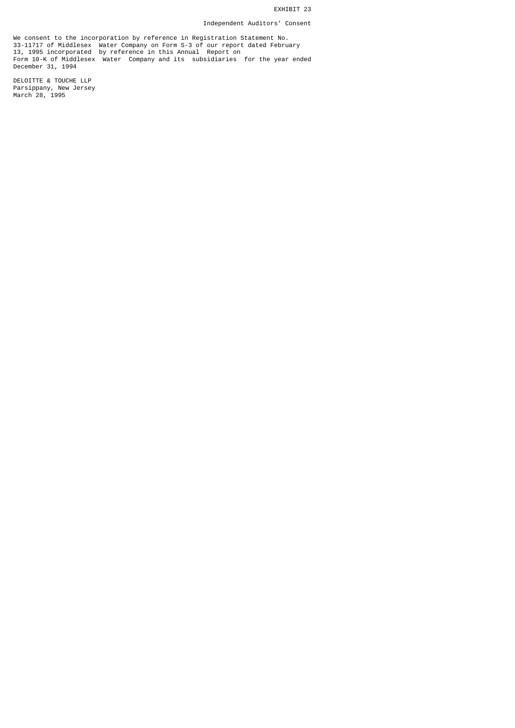EXHIBIT 23

Independent Auditors' Consent

We consent to the incorporation by reference in Registration Statement No. 33-11717 of Middlesex Water Company on Form S-3 of our report dated February 13, 1995 incorporated by reference in this Annual Report on Form 10-K of Middlesex Water Company and its subsidiaries for the year ended December 31, 1994

DELOITTE & TOUCHE LLP
Parsippany, New Jersey
March 28, 1995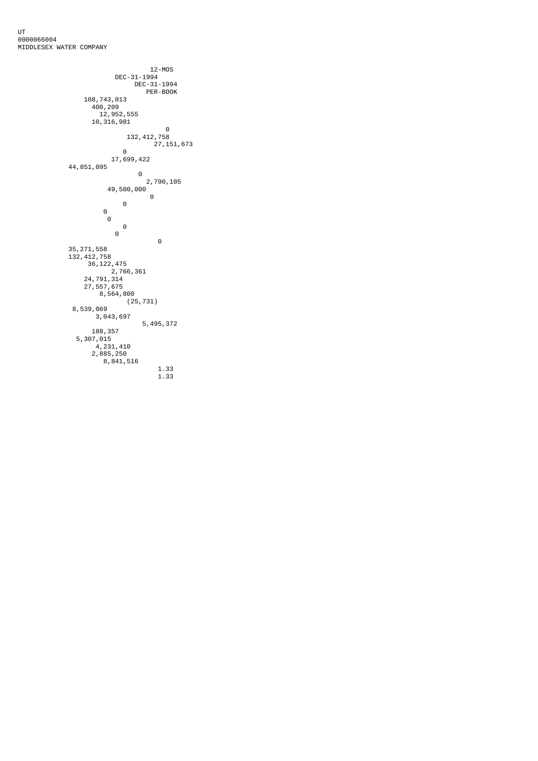UT
0000066004
MIDDLESEX WATER COMPANY

```
                         12-MOS
                 DEC-31-1994
                      DEC-31-1994
                         PER-BOOK
      108,743,013
        400,209
          12,952,555
        10,316,981
                              0
                   132,412,758
                          27,151,673
                 0
               17,699,422
 44,851,095
                     0
                      2,790,105
             49,500,000
                        0
                 0
            0
             0
                 0
               0
                         0
 35,271,558
 132,412,758
       36,122,475
             2,766,361
      24,791,314
      27,557,675
          8,564,800
                 (25,731)
  8,539,069
         3,043,697
                     5,495,372
        188,357
   5,307,015
         4,231,410
        2,885,250
           8,841,516
                           1.33
                           1.33
```